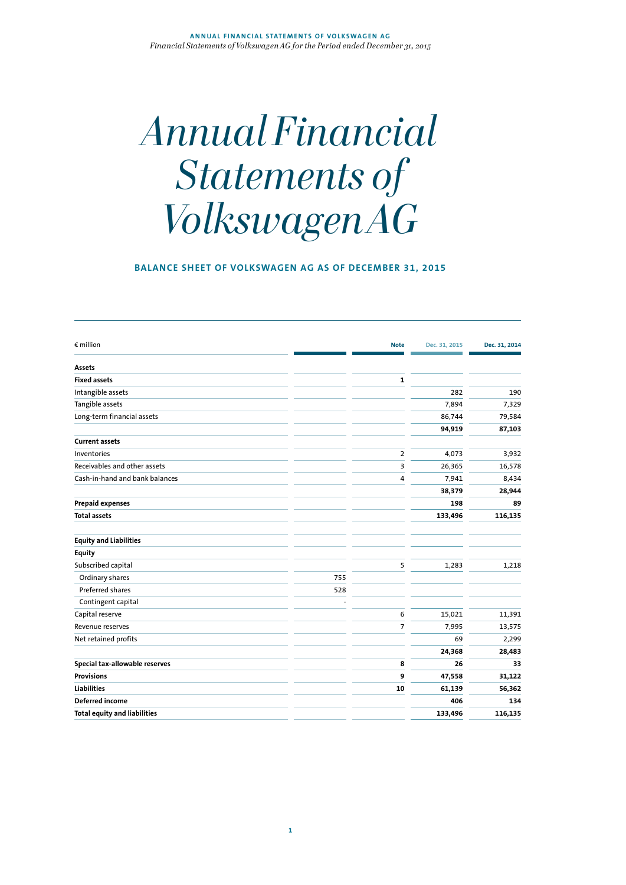# Annual Financial Statements of Volkswagen AG

## BALANCE SHEET OF VOLKSWAGEN AG AS OF DECEMBER 31, 2015

| € million | | Note | Dec. 31, 2015 | Dec. 31, 2014 |
|---|---|---|---|---|
| **Assets** | | | | |
| **Fixed assets** | | **1** | | |
| Intangible assets | | | 282 | 190 |
| Tangible assets | | | 7,894 | 7,329 |
| Long-term financial assets | | | 86,744 | 79,584 |
| | | | **94,919** | **87,103** |
| **Current assets** | | | | |
| Inventories | | 2 | 4,073 | 3,932 |
| Receivables and other assets | | 3 | 26,365 | 16,578 |
| Cash-in-hand and bank balances | | 4 | 7,941 | 8,434 |
| | | | **38,379** | **28,944** |
| **Prepaid expenses** | | | **198** | **89** |
| **Total assets** | | | **133,496** | **116,135** |
| | | | | |
| **Equity and Liabilities** | | | | |
| **Equity** | | | | |
| Subscribed capital | | 5 | 1,283 | 1,218 |
| Ordinary shares | 755 | | | |
| Preferred shares | 528 | | | |
| Contingent capital | - | | | |
| Capital reserve | | 6 | 15,021 | 11,391 |
| Revenue reserves | | 7 | 7,995 | 13,575 |
| Net retained profits | | | 69 | 2,299 |
| | | | **24,368** | **28,483** |
| **Special tax-allowable reserves** | | **8** | **26** | **33** |
| **Provisions** | | **9** | **47,558** | **31,122** |
| **Liabilities** | | **10** | **61,139** | **56,362** |
| **Deferred income** | | | **406** | **134** |
| **Total equity and liabilities** | | | **133,496** | **116,135** |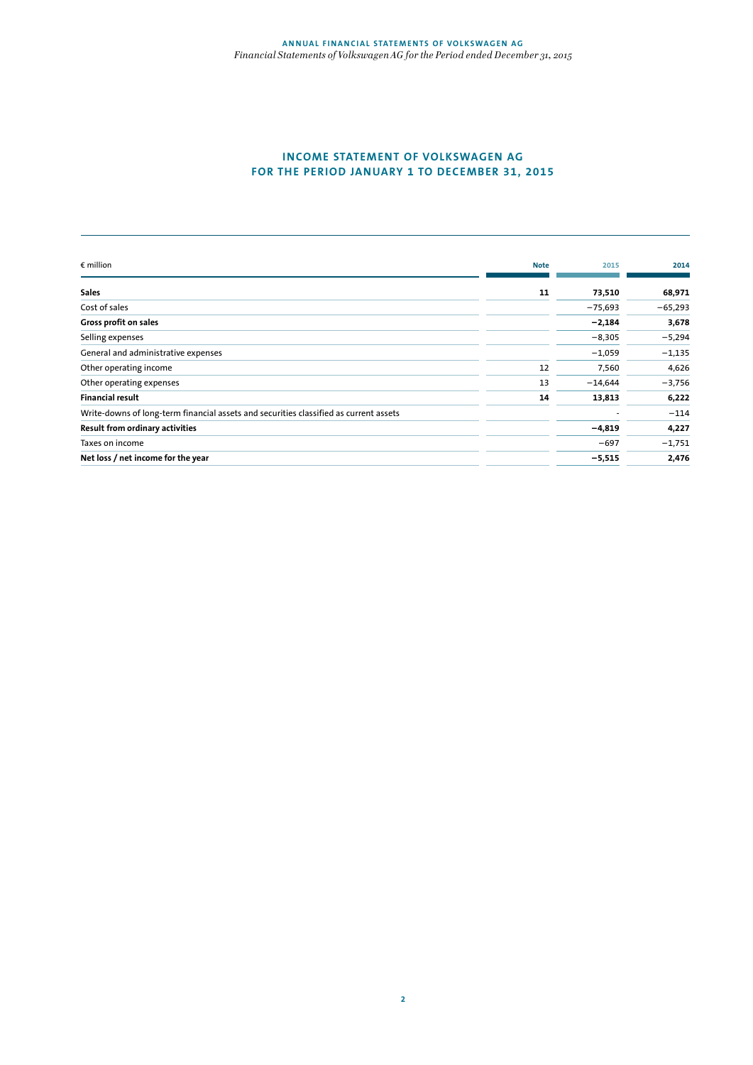# INCOME STATEMENT OF VOLKSWAGEN AG FOR THE PERIOD JANUARY 1 TO DECEMBER 31, 2015

| € million | Note | 2015 | 2014 |
|---|---|---|---|
| **Sales** | **11** | **73,510** | **68,971** |
| Cost of sales | | −75,693 | −65,293 |
| **Gross profit on sales** | | **−2,184** | **3,678** |
| Selling expenses | | −8,305 | −5,294 |
| General and administrative expenses | | −1,059 | −1,135 |
| Other operating income | 12 | 7,560 | 4,626 |
| Other operating expenses | 13 | −14,644 | −3,756 |
| **Financial result** | **14** | **13,813** | **6,222** |
| Write-downs of long-term financial assets and securities classified as current assets | | - | −114 |
| **Result from ordinary activities** | | **−4,819** | **4,227** |
| Taxes on income | | −697 | −1,751 |
| **Net loss / net income for the year** | | **−5,515** | **2,476** |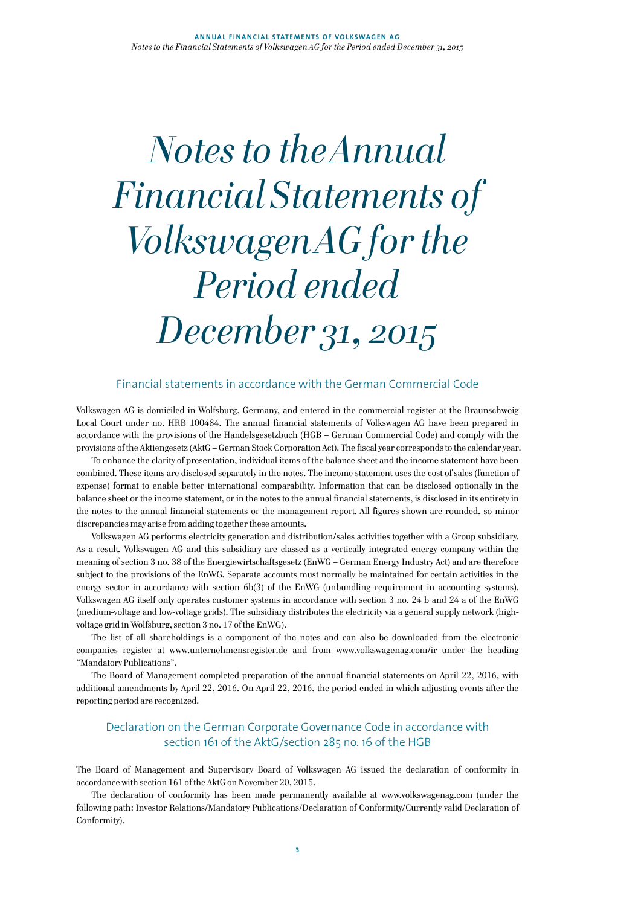# Notes to the Annual Financial Statements of Volkswagen AG for the Period ended December 31, 2015

## Financial statements in accordance with the German Commercial Code

Volkswagen AG is domiciled in Wolfsburg, Germany, and entered in the commercial register at the Braunschweig Local Court under no. HRB 100484. The annual financial statements of Volkswagen AG have been prepared in accordance with the provisions of the Handelsgesetzbuch (HGB – German Commercial Code) and comply with the provisions of the Aktiengesetz (AktG – German Stock Corporation Act). The fiscal year corresponds to the calendar year.

To enhance the clarity of presentation, individual items of the balance sheet and the income statement have been combined. These items are disclosed separately in the notes. The income statement uses the cost of sales (function of expense) format to enable better international comparability. Information that can be disclosed optionally in the balance sheet or the income statement, or in the notes to the annual financial statements, is disclosed in its entirety in the notes to the annual financial statements or the management report. All figures shown are rounded, so minor discrepancies may arise from adding together these amounts.

Volkswagen AG performs electricity generation and distribution/sales activities together with a Group subsidiary. As a result, Volkswagen AG and this subsidiary are classed as a vertically integrated energy company within the meaning of section 3 no. 38 of the Energiewirtschaftsgesetz (EnWG – German Energy Industry Act) and are therefore subject to the provisions of the EnWG. Separate accounts must normally be maintained for certain activities in the energy sector in accordance with section 6b(3) of the EnWG (unbundling requirement in accounting systems). Volkswagen AG itself only operates customer systems in accordance with section 3 no. 24 b and 24 a of the EnWG (medium-voltage and low-voltage grids). The subsidiary distributes the electricity via a general supply network (high-voltage grid in Wolfsburg, section 3 no. 17 of the EnWG).

The list of all shareholdings is a component of the notes and can also be downloaded from the electronic companies register at www.unternehmensregister.de and from www.volkswagenag.com/ir under the heading "Mandatory Publications".

The Board of Management completed preparation of the annual financial statements on April 22, 2016, with additional amendments by April 22, 2016. On April 22, 2016, the period ended in which adjusting events after the reporting period are recognized.

## Declaration on the German Corporate Governance Code in accordance with section 161 of the AktG/section 285 no. 16 of the HGB

The Board of Management and Supervisory Board of Volkswagen AG issued the declaration of conformity in accordance with section 161 of the AktG on November 20, 2015.

The declaration of conformity has been made permanently available at www.volkswagenag.com (under the following path: Investor Relations/Mandatory Publications/Declaration of Conformity/Currently valid Declaration of Conformity).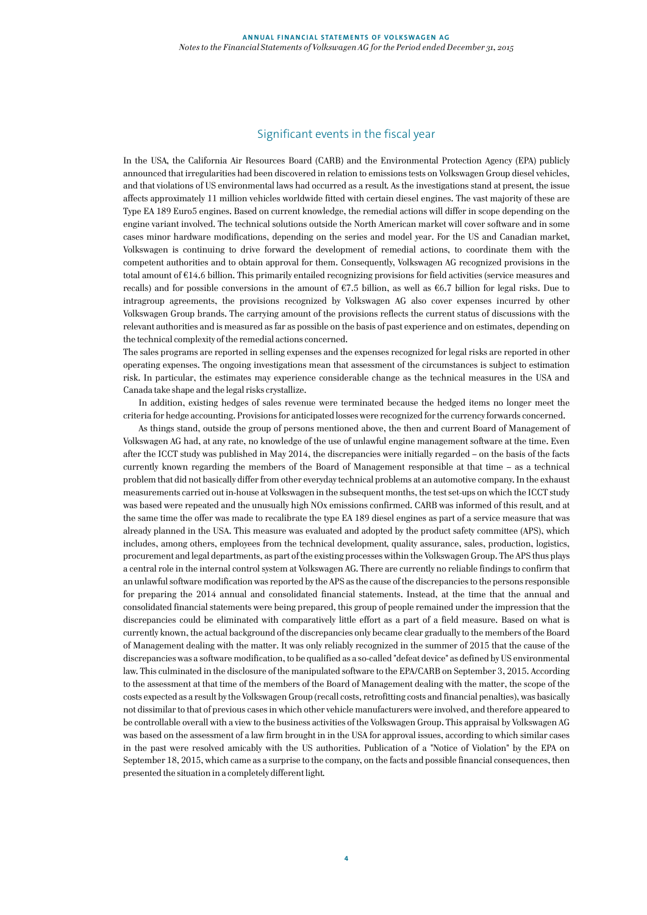## Significant events in the fiscal year

In the USA, the California Air Resources Board (CARB) and the Environmental Protection Agency (EPA) publicly announced that irregularities had been discovered in relation to emissions tests on Volkswagen Group diesel vehicles, and that violations of US environmental laws had occurred as a result. As the investigations stand at present, the issue affects approximately 11 million vehicles worldwide fitted with certain diesel engines. The vast majority of these are Type EA 189 Euro5 engines. Based on current knowledge, the remedial actions will differ in scope depending on the engine variant involved. The technical solutions outside the North American market will cover software and in some cases minor hardware modifications, depending on the series and model year. For the US and Canadian market, Volkswagen is continuing to drive forward the development of remedial actions, to coordinate them with the competent authorities and to obtain approval for them. Consequently, Volkswagen AG recognized provisions in the total amount of €14.6 billion. This primarily entailed recognizing provisions for field activities (service measures and recalls) and for possible conversions in the amount of €7.5 billion, as well as €6.7 billion for legal risks. Due to intragroup agreements, the provisions recognized by Volkswagen AG also cover expenses incurred by other Volkswagen Group brands. The carrying amount of the provisions reflects the current status of discussions with the relevant authorities and is measured as far as possible on the basis of past experience and on estimates, depending on the technical complexity of the remedial actions concerned.

The sales programs are reported in selling expenses and the expenses recognized for legal risks are reported in other operating expenses. The ongoing investigations mean that assessment of the circumstances is subject to estimation risk. In particular, the estimates may experience considerable change as the technical measures in the USA and Canada take shape and the legal risks crystallize.

In addition, existing hedges of sales revenue were terminated because the hedged items no longer meet the criteria for hedge accounting. Provisions for anticipated losses were recognized for the currency forwards concerned.

As things stand, outside the group of persons mentioned above, the then and current Board of Management of Volkswagen AG had, at any rate, no knowledge of the use of unlawful engine management software at the time. Even after the ICCT study was published in May 2014, the discrepancies were initially regarded – on the basis of the facts currently known regarding the members of the Board of Management responsible at that time – as a technical problem that did not basically differ from other everyday technical problems at an automotive company. In the exhaust measurements carried out in-house at Volkswagen in the subsequent months, the test set-ups on which the ICCT study was based were repeated and the unusually high NOx emissions confirmed. CARB was informed of this result, and at the same time the offer was made to recalibrate the type EA 189 diesel engines as part of a service measure that was already planned in the USA. This measure was evaluated and adopted by the product safety committee (APS), which includes, among others, employees from the technical development, quality assurance, sales, production, logistics, procurement and legal departments, as part of the existing processes within the Volkswagen Group. The APS thus plays a central role in the internal control system at Volkswagen AG. There are currently no reliable findings to confirm that an unlawful software modification was reported by the APS as the cause of the discrepancies to the persons responsible for preparing the 2014 annual and consolidated financial statements. Instead, at the time that the annual and consolidated financial statements were being prepared, this group of people remained under the impression that the discrepancies could be eliminated with comparatively little effort as a part of a field measure. Based on what is currently known, the actual background of the discrepancies only became clear gradually to the members of the Board of Management dealing with the matter. It was only reliably recognized in the summer of 2015 that the cause of the discrepancies was a software modification, to be qualified as a so-called "defeat device" as defined by US environmental law. This culminated in the disclosure of the manipulated software to the EPA/CARB on September 3, 2015. According to the assessment at that time of the members of the Board of Management dealing with the matter, the scope of the costs expected as a result by the Volkswagen Group (recall costs, retrofitting costs and financial penalties), was basically not dissimilar to that of previous cases in which other vehicle manufacturers were involved, and therefore appeared to be controllable overall with a view to the business activities of the Volkswagen Group. This appraisal by Volkswagen AG was based on the assessment of a law firm brought in in the USA for approval issues, according to which similar cases in the past were resolved amicably with the US authorities. Publication of a "Notice of Violation" by the EPA on September 18, 2015, which came as a surprise to the company, on the facts and possible financial consequences, then presented the situation in a completely different light.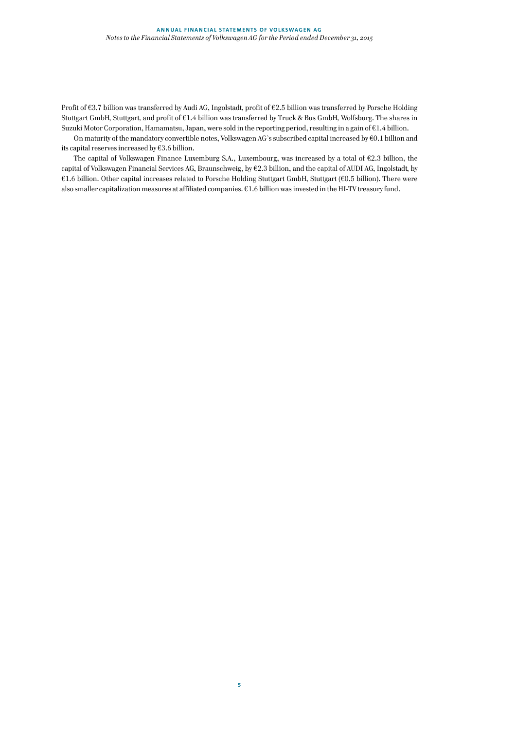Profit of €3.7 billion was transferred by Audi AG, Ingolstadt, profit of €2.5 billion was transferred by Porsche Holding Stuttgart GmbH, Stuttgart, and profit of €1.4 billion was transferred by Truck & Bus GmbH, Wolfsburg. The shares in Suzuki Motor Corporation, Hamamatsu, Japan, were sold in the reporting period, resulting in a gain of €1.4 billion.

On maturity of the mandatory convertible notes, Volkswagen AG's subscribed capital increased by €0.1 billion and its capital reserves increased by €3.6 billion.

The capital of Volkswagen Finance Luxemburg S.A., Luxembourg, was increased by a total of €2.3 billion, the capital of Volkswagen Financial Services AG, Braunschweig, by €2.3 billion, and the capital of AUDI AG, Ingolstadt, by €1.6 billion. Other capital increases related to Porsche Holding Stuttgart GmbH, Stuttgart (€0.5 billion). There were also smaller capitalization measures at affiliated companies. €1.6 billion was invested in the HI-TV treasury fund.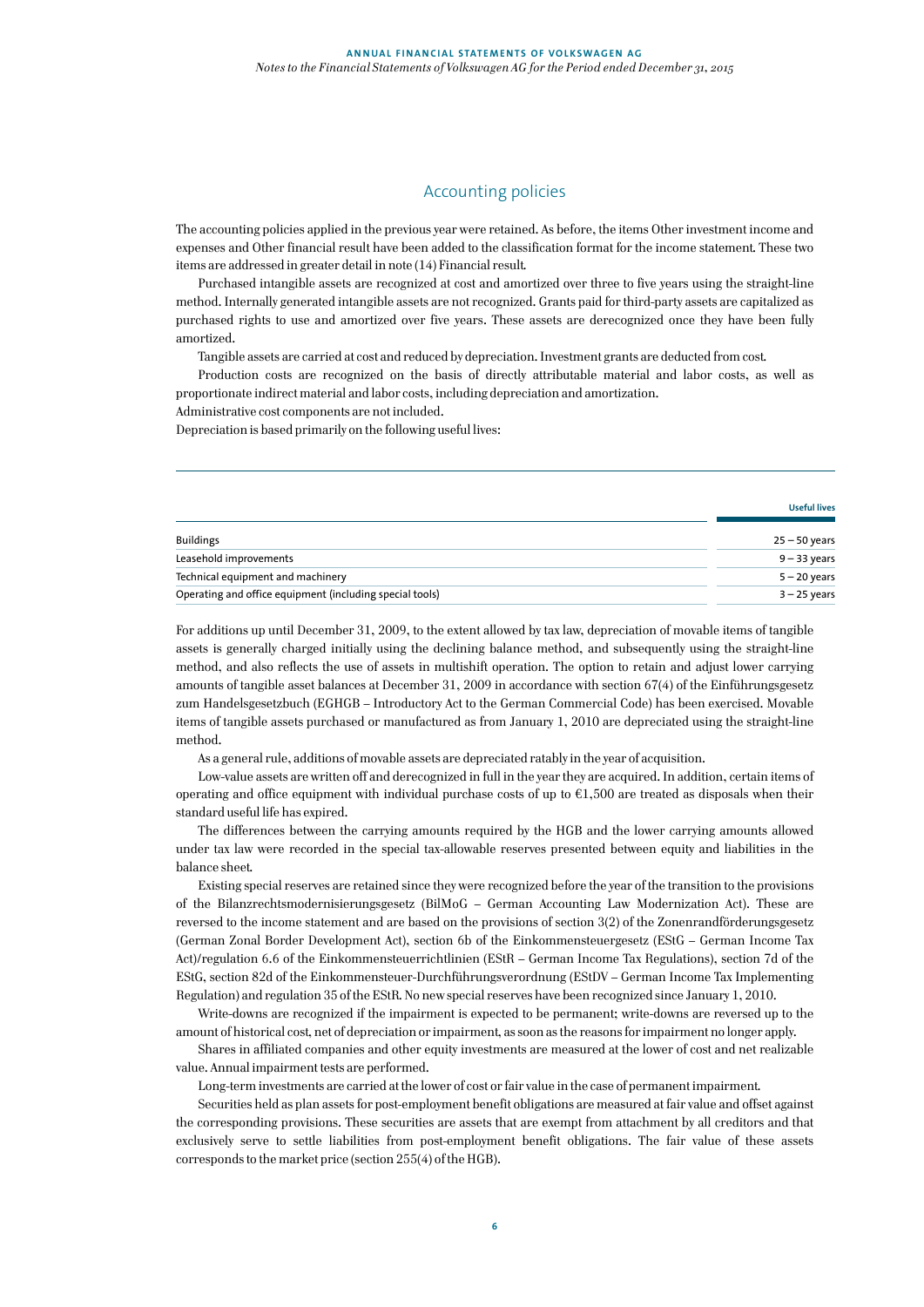## Accounting policies

The accounting policies applied in the previous year were retained. As before, the items Other investment income and expenses and Other financial result have been added to the classification format for the income statement. These two items are addressed in greater detail in note (14) Financial result.

Purchased intangible assets are recognized at cost and amortized over three to five years using the straight-line method. Internally generated intangible assets are not recognized. Grants paid for third-party assets are capitalized as purchased rights to use and amortized over five years. These assets are derecognized once they have been fully amortized.

Tangible assets are carried at cost and reduced by depreciation. Investment grants are deducted from cost.

Production costs are recognized on the basis of directly attributable material and labor costs, as well as proportionate indirect material and labor costs, including depreciation and amortization.
Administrative cost components are not included.
Depreciation is based primarily on the following useful lives:

| | Useful lives |
|---|---|
| Buildings | 25 – 50 years |
| Leasehold improvements | 9 – 33 years |
| Technical equipment and machinery | 5 – 20 years |
| Operating and office equipment (including special tools) | 3 – 25 years |

For additions up until December 31, 2009, to the extent allowed by tax law, depreciation of movable items of tangible assets is generally charged initially using the declining balance method, and subsequently using the straight-line method, and also reflects the use of assets in multishift operation. The option to retain and adjust lower carrying amounts of tangible asset balances at December 31, 2009 in accordance with section 67(4) of the Einführungsgesetz zum Handelsgesetzbuch (EGHGB – Introductory Act to the German Commercial Code) has been exercised. Movable items of tangible assets purchased or manufactured as from January 1, 2010 are depreciated using the straight-line method.

As a general rule, additions of movable assets are depreciated ratably in the year of acquisition.

Low-value assets are written off and derecognized in full in the year they are acquired. In addition, certain items of operating and office equipment with individual purchase costs of up to €1,500 are treated as disposals when their standard useful life has expired.

The differences between the carrying amounts required by the HGB and the lower carrying amounts allowed under tax law were recorded in the special tax-allowable reserves presented between equity and liabilities in the balance sheet.

Existing special reserves are retained since they were recognized before the year of the transition to the provisions of the Bilanzrechtsmodernisierungsgesetz (BilMoG – German Accounting Law Modernization Act). These are reversed to the income statement and are based on the provisions of section 3(2) of the Zonenrandförderungsgesetz (German Zonal Border Development Act), section 6b of the Einkommensteuergesetz (EStG – German Income Tax Act)/regulation 6.6 of the Einkommensteuerrichtlinien (EStR – German Income Tax Regulations), section 7d of the EStG, section 82d of the Einkommensteuer-Durchführungsverordnung (EStDV – German Income Tax Implementing Regulation) and regulation 35 of the EStR. No new special reserves have been recognized since January 1, 2010.

Write-downs are recognized if the impairment is expected to be permanent; write-downs are reversed up to the amount of historical cost, net of depreciation or impairment, as soon as the reasons for impairment no longer apply.

Shares in affiliated companies and other equity investments are measured at the lower of cost and net realizable value. Annual impairment tests are performed.

Long-term investments are carried at the lower of cost or fair value in the case of permanent impairment.

Securities held as plan assets for post-employment benefit obligations are measured at fair value and offset against the corresponding provisions. These securities are assets that are exempt from attachment by all creditors and that exclusively serve to settle liabilities from post-employment benefit obligations. The fair value of these assets corresponds to the market price (section 255(4) of the HGB).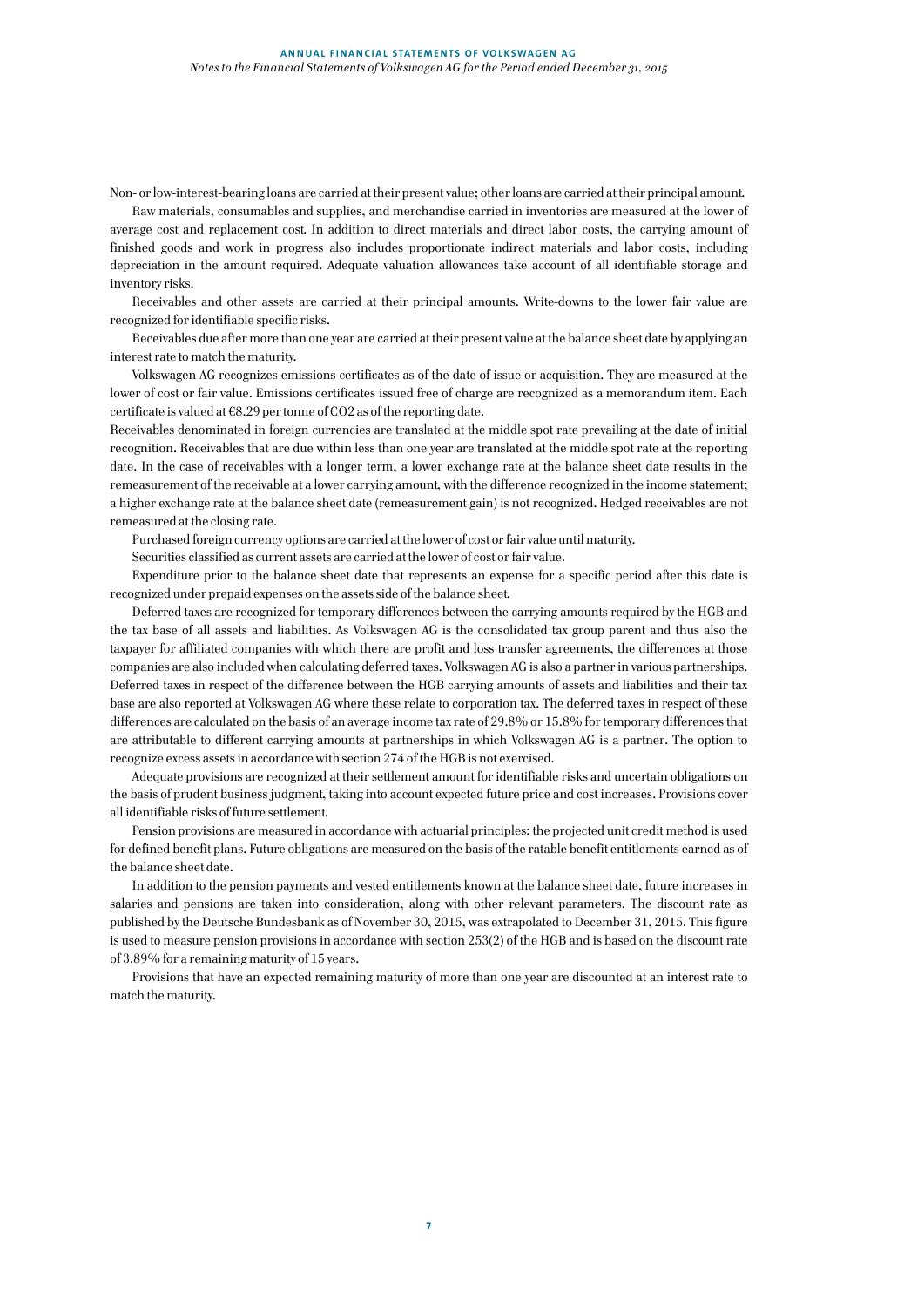Non- or low-interest-bearing loans are carried at their present value; other loans are carried at their principal amount.

Raw materials, consumables and supplies, and merchandise carried in inventories are measured at the lower of average cost and replacement cost. In addition to direct materials and direct labor costs, the carrying amount of finished goods and work in progress also includes proportionate indirect materials and labor costs, including depreciation in the amount required. Adequate valuation allowances take account of all identifiable storage and inventory risks.

Receivables and other assets are carried at their principal amounts. Write-downs to the lower fair value are recognized for identifiable specific risks.

Receivables due after more than one year are carried at their present value at the balance sheet date by applying an interest rate to match the maturity.

Volkswagen AG recognizes emissions certificates as of the date of issue or acquisition. They are measured at the lower of cost or fair value. Emissions certificates issued free of charge are recognized as a memorandum item. Each certificate is valued at €8.29 per tonne of $CO_2$ as of the reporting date.

Receivables denominated in foreign currencies are translated at the middle spot rate prevailing at the date of initial recognition. Receivables that are due within less than one year are translated at the middle spot rate at the reporting date. In the case of receivables with a longer term, a lower exchange rate at the balance sheet date results in the remeasurement of the receivable at a lower carrying amount, with the difference recognized in the income statement; a higher exchange rate at the balance sheet date (remeasurement gain) is not recognized. Hedged receivables are not remeasured at the closing rate.

Purchased foreign currency options are carried at the lower of cost or fair value until maturity.

Securities classified as current assets are carried at the lower of cost or fair value.

Expenditure prior to the balance sheet date that represents an expense for a specific period after this date is recognized under prepaid expenses on the assets side of the balance sheet.

Deferred taxes are recognized for temporary differences between the carrying amounts required by the HGB and the tax base of all assets and liabilities. As Volkswagen AG is the consolidated tax group parent and thus also the taxpayer for affiliated companies with which there are profit and loss transfer agreements, the differences at those companies are also included when calculating deferred taxes. Volkswagen AG is also a partner in various partnerships. Deferred taxes in respect of the difference between the HGB carrying amounts of assets and liabilities and their tax base are also reported at Volkswagen AG where these relate to corporation tax. The deferred taxes in respect of these differences are calculated on the basis of an average income tax rate of 29.8% or 15.8% for temporary differences that are attributable to different carrying amounts at partnerships in which Volkswagen AG is a partner. The option to recognize excess assets in accordance with section 274 of the HGB is not exercised.

Adequate provisions are recognized at their settlement amount for identifiable risks and uncertain obligations on the basis of prudent business judgment, taking into account expected future price and cost increases. Provisions cover all identifiable risks of future settlement.

Pension provisions are measured in accordance with actuarial principles; the projected unit credit method is used for defined benefit plans. Future obligations are measured on the basis of the ratable benefit entitlements earned as of the balance sheet date.

In addition to the pension payments and vested entitlements known at the balance sheet date, future increases in salaries and pensions are taken into consideration, along with other relevant parameters. The discount rate as published by the Deutsche Bundesbank as of November 30, 2015, was extrapolated to December 31, 2015. This figure is used to measure pension provisions in accordance with section 253(2) of the HGB and is based on the discount rate of 3.89% for a remaining maturity of 15 years.

Provisions that have an expected remaining maturity of more than one year are discounted at an interest rate to match the maturity.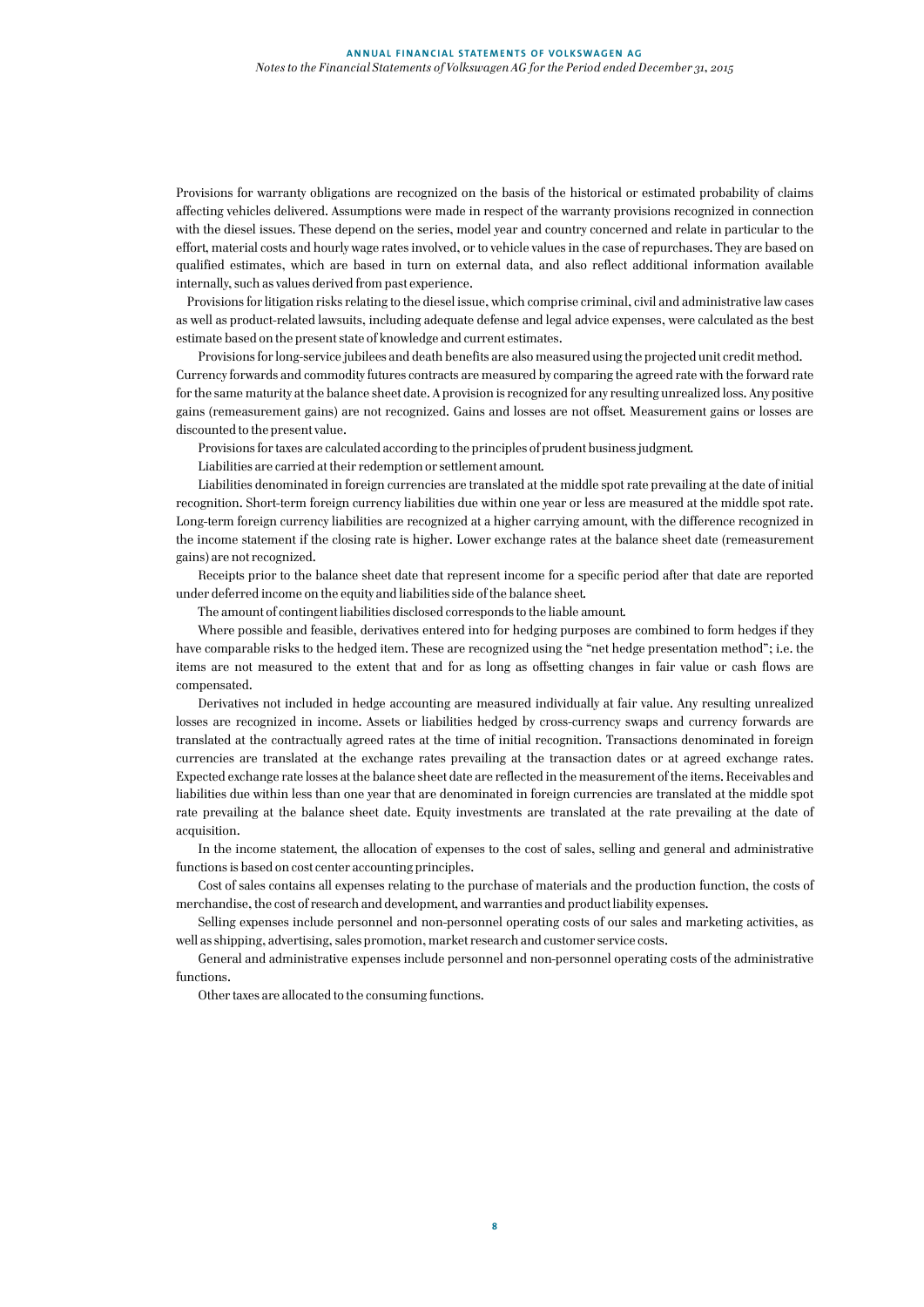Provisions for warranty obligations are recognized on the basis of the historical or estimated probability of claims affecting vehicles delivered. Assumptions were made in respect of the warranty provisions recognized in connection with the diesel issues. These depend on the series, model year and country concerned and relate in particular to the effort, material costs and hourly wage rates involved, or to vehicle values in the case of repurchases. They are based on qualified estimates, which are based in turn on external data, and also reflect additional information available internally, such as values derived from past experience.

Provisions for litigation risks relating to the diesel issue, which comprise criminal, civil and administrative law cases as well as product-related lawsuits, including adequate defense and legal advice expenses, were calculated as the best estimate based on the present state of knowledge and current estimates.

Provisions for long-service jubilees and death benefits are also measured using the projected unit credit method. Currency forwards and commodity futures contracts are measured by comparing the agreed rate with the forward rate for the same maturity at the balance sheet date. A provision is recognized for any resulting unrealized loss. Any positive gains (remeasurement gains) are not recognized. Gains and losses are not offset. Measurement gains or losses are discounted to the present value.

Provisions for taxes are calculated according to the principles of prudent business judgment.

Liabilities are carried at their redemption or settlement amount.

Liabilities denominated in foreign currencies are translated at the middle spot rate prevailing at the date of initial recognition. Short-term foreign currency liabilities due within one year or less are measured at the middle spot rate. Long-term foreign currency liabilities are recognized at a higher carrying amount, with the difference recognized in the income statement if the closing rate is higher. Lower exchange rates at the balance sheet date (remeasurement gains) are not recognized.

Receipts prior to the balance sheet date that represent income for a specific period after that date are reported under deferred income on the equity and liabilities side of the balance sheet.

The amount of contingent liabilities disclosed corresponds to the liable amount.

Where possible and feasible, derivatives entered into for hedging purposes are combined to form hedges if they have comparable risks to the hedged item. These are recognized using the "net hedge presentation method"; i.e. the items are not measured to the extent that and for as long as offsetting changes in fair value or cash flows are compensated.

Derivatives not included in hedge accounting are measured individually at fair value. Any resulting unrealized losses are recognized in income. Assets or liabilities hedged by cross-currency swaps and currency forwards are translated at the contractually agreed rates at the time of initial recognition. Transactions denominated in foreign currencies are translated at the exchange rates prevailing at the transaction dates or at agreed exchange rates. Expected exchange rate losses at the balance sheet date are reflected in the measurement of the items. Receivables and liabilities due within less than one year that are denominated in foreign currencies are translated at the middle spot rate prevailing at the balance sheet date. Equity investments are translated at the rate prevailing at the date of acquisition.

In the income statement, the allocation of expenses to the cost of sales, selling and general and administrative functions is based on cost center accounting principles.

Cost of sales contains all expenses relating to the purchase of materials and the production function, the costs of merchandise, the cost of research and development, and warranties and product liability expenses.

Selling expenses include personnel and non-personnel operating costs of our sales and marketing activities, as well as shipping, advertising, sales promotion, market research and customer service costs.

General and administrative expenses include personnel and non-personnel operating costs of the administrative functions.

Other taxes are allocated to the consuming functions.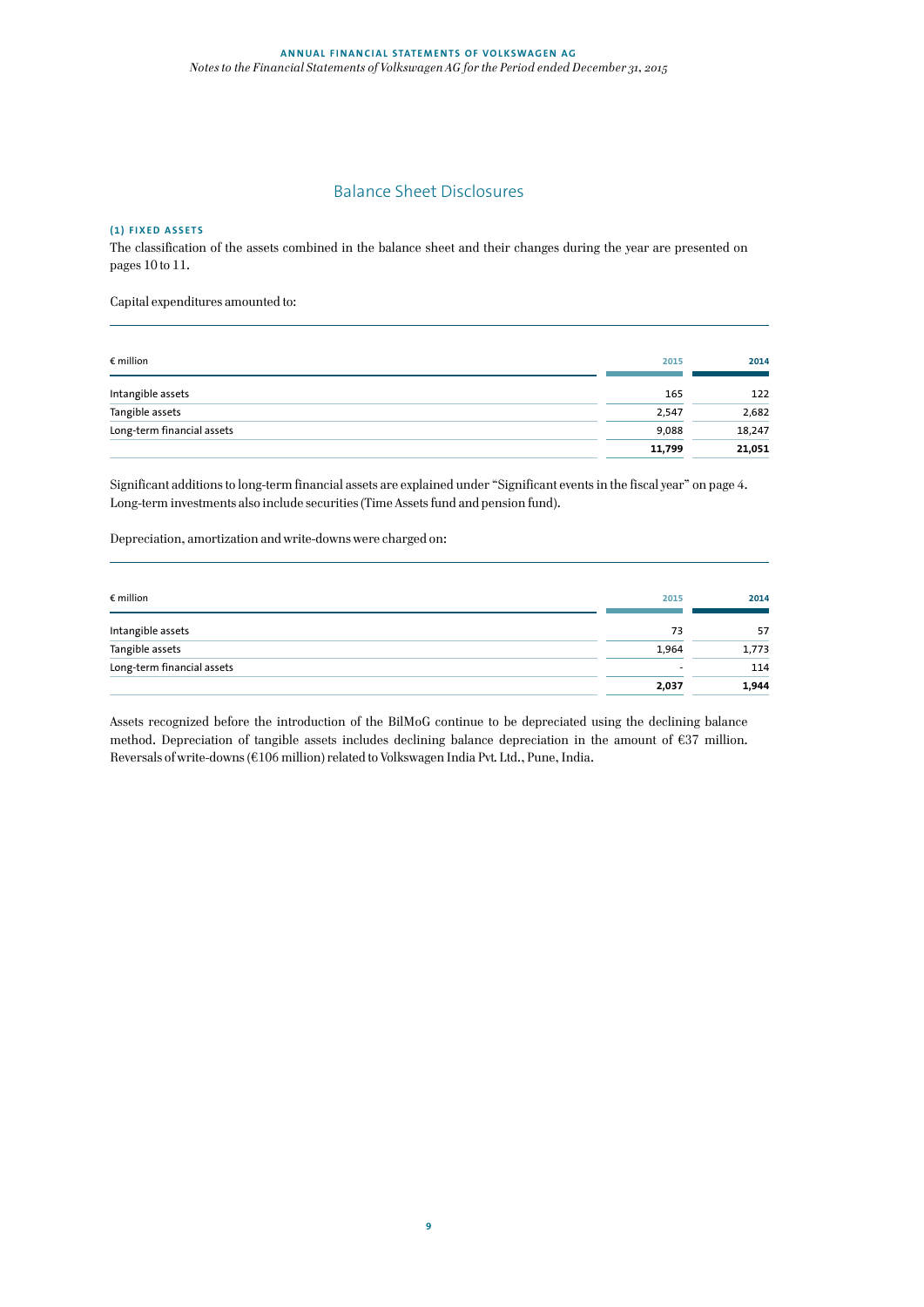## Balance Sheet Disclosures

### (1) FIXED ASSETS

The classification of the assets combined in the balance sheet and their changes during the year are presented on pages 10 to 11.

Capital expenditures amounted to:

| € million | 2015 | 2014 |
|---|---|---|
| Intangible assets | 165 | 122 |
| Tangible assets | 2,547 | 2,682 |
| Long-term financial assets | 9,088 | 18,247 |
| | **11,799** | **21,051** |

Significant additions to long-term financial assets are explained under "Significant events in the fiscal year" on page 4. Long-term investments also include securities (Time Assets fund and pension fund).

Depreciation, amortization and write-downs were charged on:

| € million | 2015 | 2014 |
|---|---|---|
| Intangible assets | 73 | 57 |
| Tangible assets | 1,964 | 1,773 |
| Long-term financial assets | - | 114 |
| | **2,037** | **1,944** |

Assets recognized before the introduction of the BilMoG continue to be depreciated using the declining balance method. Depreciation of tangible assets includes declining balance depreciation in the amount of €37 million. Reversals of write-downs (€106 million) related to Volkswagen India Pvt. Ltd., Pune, India.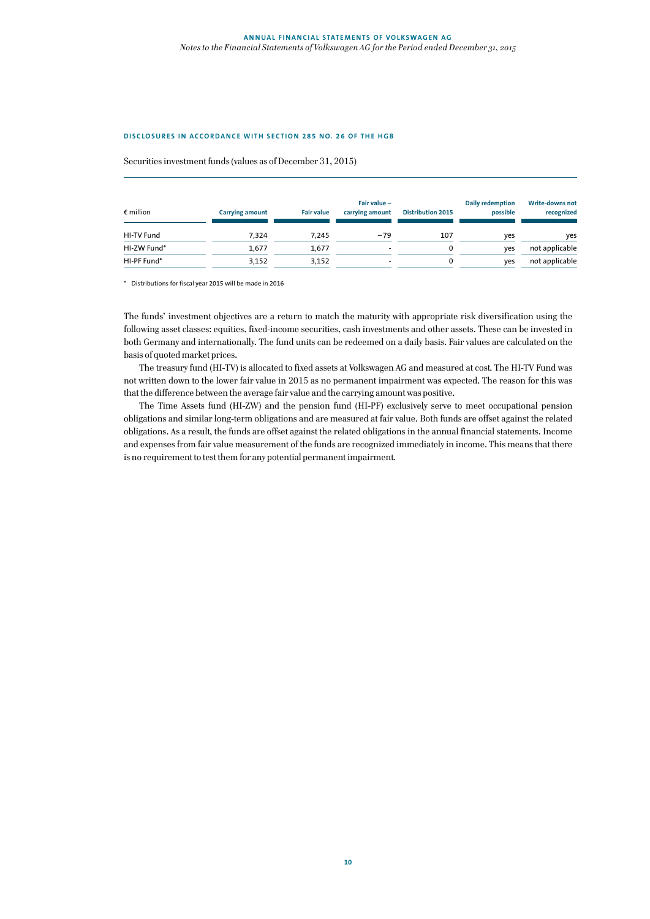#### DISCLOSURES IN ACCORDANCE WITH SECTION 285 NO. 26 OF THE HGB

Securities investment funds (values as of December 31, 2015)

| € million | Carrying amount | Fair value | Fair value – carrying amount | Distribution 2015 | Daily redemption possible | Write-downs not recognized |
|---|---|---|---|---|---|---|
| HI-TV Fund | 7,324 | 7,245 | −79 | 107 | yes | yes |
| HI-ZW Fund* | 1,677 | 1,677 | - | 0 | yes | not applicable |
| HI-PF Fund* | 3,152 | 3,152 | - | 0 | yes | not applicable |

\* Distributions for fiscal year 2015 will be made in 2016

The funds' investment objectives are a return to match the maturity with appropriate risk diversification using the following asset classes: equities, fixed-income securities, cash investments and other assets. These can be invested in both Germany and internationally. The fund units can be redeemed on a daily basis. Fair values are calculated on the basis of quoted market prices.

The treasury fund (HI-TV) is allocated to fixed assets at Volkswagen AG and measured at cost. The HI-TV Fund was not written down to the lower fair value in 2015 as no permanent impairment was expected. The reason for this was that the difference between the average fair value and the carrying amount was positive.

The Time Assets fund (HI-ZW) and the pension fund (HI-PF) exclusively serve to meet occupational pension obligations and similar long-term obligations and are measured at fair value. Both funds are offset against the related obligations. As a result, the funds are offset against the related obligations in the annual financial statements. Income and expenses from fair value measurement of the funds are recognized immediately in income. This means that there is no requirement to test them for any potential permanent impairment.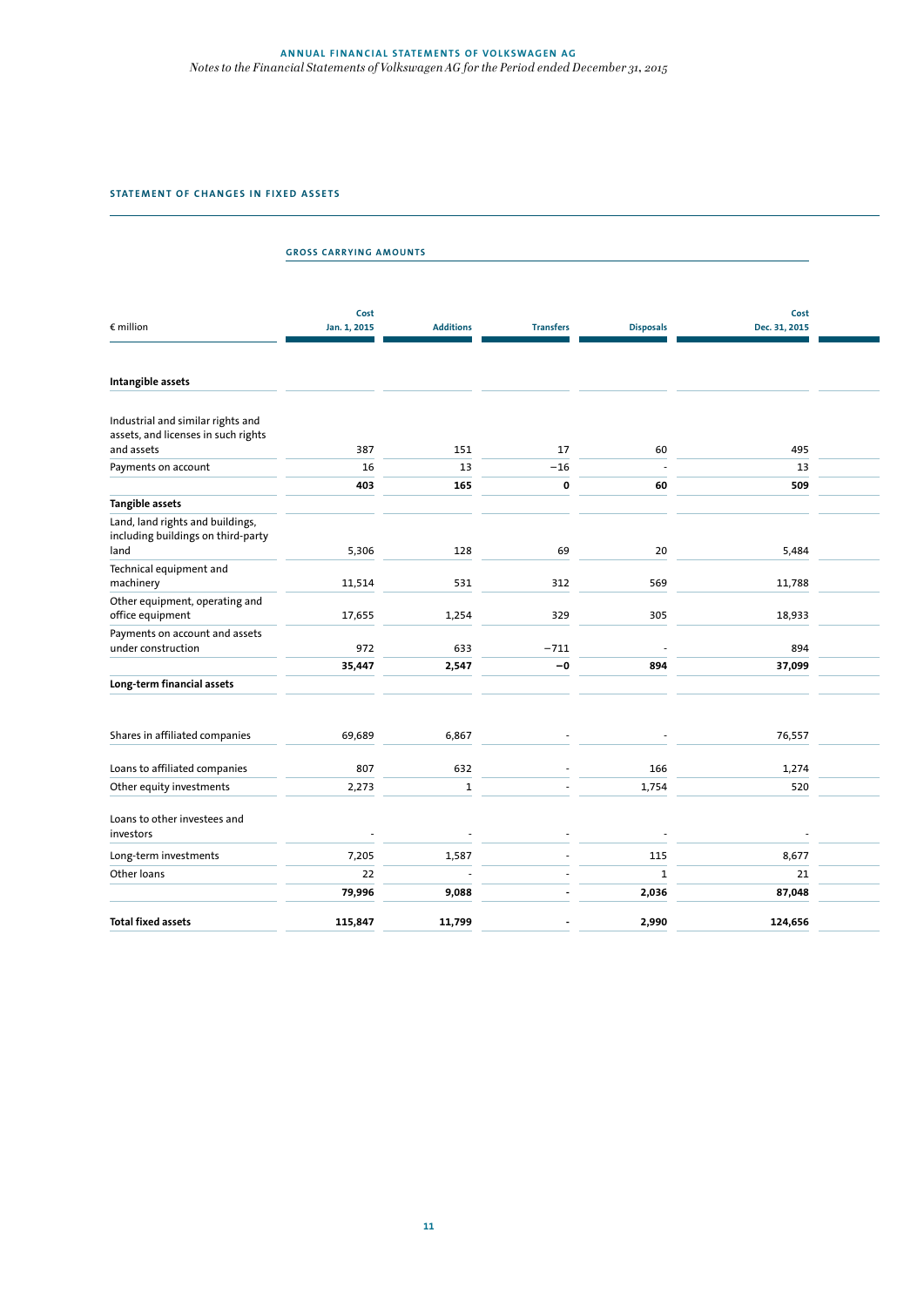### STATEMENT OF CHANGES IN FIXED ASSETS

| € million | Cost Jan. 1, 2015 | Additions | Transfers | Disposals | Cost Dec. 31, 2015 |
|---|---|---|---|---|---|
| | **GROSS CARRYING AMOUNTS** | | | | |
| **Intangible assets** | | | | | |
| Industrial and similar rights and assets, and licenses in such rights and assets | 387 | 151 | 17 | 60 | 495 |
| Payments on account | 16 | 13 | −16 | - | 13 |
| | **403** | **165** | **0** | **60** | **509** |
| **Tangible assets** | | | | | |
| Land, land rights and buildings, including buildings on third-party land | 5,306 | 128 | 69 | 20 | 5,484 |
| Technical equipment and machinery | 11,514 | 531 | 312 | 569 | 11,788 |
| Other equipment, operating and office equipment | 17,655 | 1,254 | 329 | 305 | 18,933 |
| Payments on account and assets under construction | 972 | 633 | −711 | - | 894 |
| | **35,447** | **2,547** | **−0** | **894** | **37,099** |
| **Long-term financial assets** | | | | | |
| Shares in affiliated companies | 69,689 | 6,867 | - | - | 76,557 |
| Loans to affiliated companies | 807 | 632 | - | 166 | 1,274 |
| Other equity investments | 2,273 | 1 | - | 1,754 | 520 |
| Loans to other investees and investors | - | - | - | - | - |
| Long-term investments | 7,205 | 1,587 | - | 115 | 8,677 |
| Other loans | 22 | - | - | 1 | 21 |
| | **79,996** | **9,088** | **-** | **2,036** | **87,048** |
| **Total fixed assets** | **115,847** | **11,799** | **-** | **2,990** | **124,656** |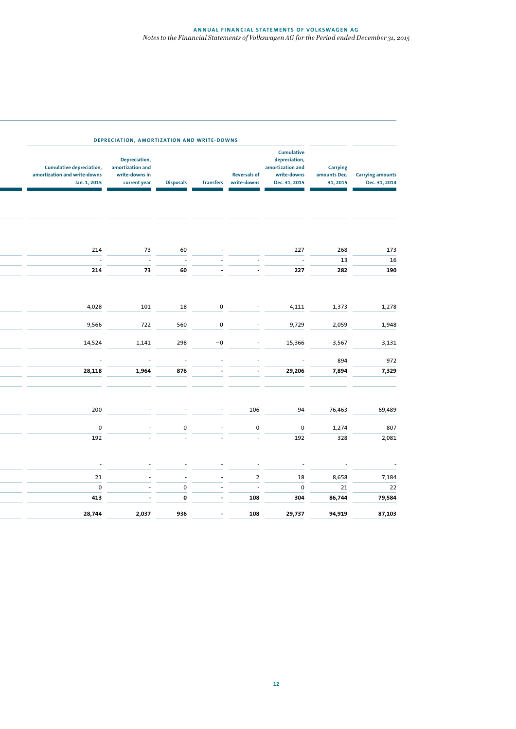| DEPRECIATION, AMORTIZATION AND WRITE-DOWNS | | | | | | | |
|---|---|---|---|---|---|---|---|
| Cumulative depreciation, amortization and write-downs Jan. 1, 2015 | Depreciation, amortization and write-downs in current year | Disposals | Transfers | Reversals of write-downs | Cumulative depreciation, amortization and write-downs Dec. 31, 2015 | Carrying amounts Dec. 31, 2015 | Carrying amounts Dec. 31, 2014 |
| | | | | | | | |
| 214 | 73 | 60 | - | - | 227 | 268 | 173 |
| - | - | - | - | - | - | 13 | 16 |
| **214** | **73** | **60** | **-** | **-** | **227** | **282** | **190** |
| | | | | | | | |
| 4,028 | 101 | 18 | 0 | - | 4,111 | 1,373 | 1,278 |
| 9,566 | 722 | 560 | 0 | - | 9,729 | 2,059 | 1,948 |
| 14,524 | 1,141 | 298 | −0 | - | 15,366 | 3,567 | 3,131 |
| - | - | - | - | - | - | 894 | 972 |
| **28,118** | **1,964** | **876** | **-** | **-** | **29,206** | **7,894** | **7,329** |
| | | | | | | | |
| 200 | - | - | - | 106 | 94 | 76,463 | 69,489 |
| 0 | - | 0 | - | 0 | 0 | 1,274 | 807 |
| 192 | - | - | - | - | 192 | 328 | 2,081 |
| - | - | - | - | - | - | - | - |
| 21 | - | - | - | 2 | 18 | 8,658 | 7,184 |
| 0 | - | 0 | - | - | 0 | 21 | 22 |
| **413** | **-** | **0** | **-** | **108** | **304** | **86,744** | **79,584** |
| **28,744** | **2,037** | **936** | **-** | **108** | **29,737** | **94,919** | **87,103** |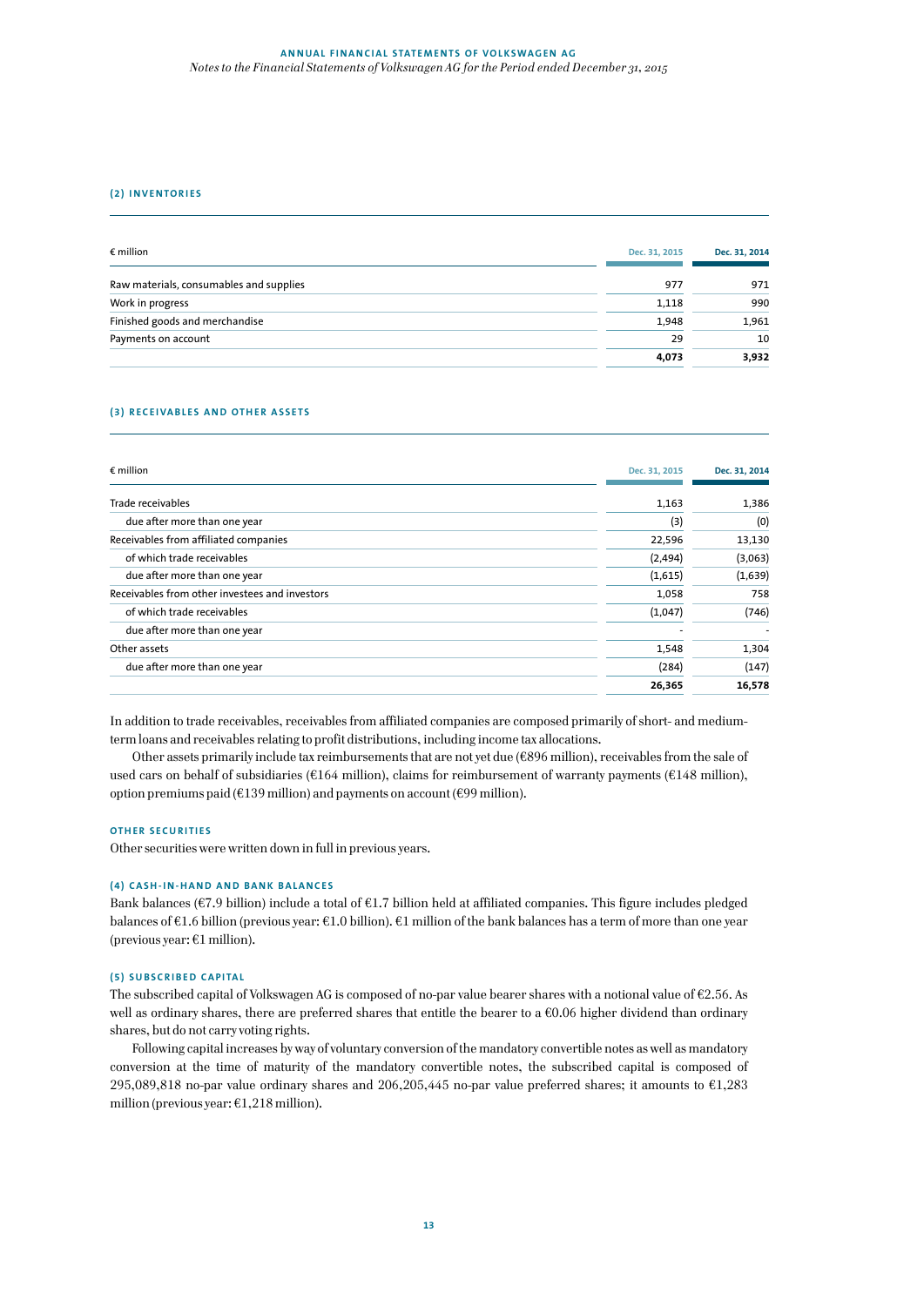### (2) INVENTORIES

| € million | Dec. 31, 2015 | Dec. 31, 2014 |
|---|---|---|
| Raw materials, consumables and supplies | 977 | 971 |
| Work in progress | 1,118 | 990 |
| Finished goods and merchandise | 1,948 | 1,961 |
| Payments on account | 29 | 10 |
| | **4,073** | **3,932** |

### (3) RECEIVABLES AND OTHER ASSETS

| € million | Dec. 31, 2015 | Dec. 31, 2014 |
|---|---|---|
| Trade receivables | 1,163 | 1,386 |
| due after more than one year | (3) | (0) |
| Receivables from affiliated companies | 22,596 | 13,130 |
| of which trade receivables | (2,494) | (3,063) |
| due after more than one year | (1,615) | (1,639) |
| Receivables from other investees and investors | 1,058 | 758 |
| of which trade receivables | (1,047) | (746) |
| due after more than one year | - | - |
| Other assets | 1,548 | 1,304 |
| due after more than one year | (284) | (147) |
| | **26,365** | **16,578** |

In addition to trade receivables, receivables from affiliated companies are composed primarily of short- and medium-term loans and receivables relating to profit distributions, including income tax allocations.

Other assets primarily include tax reimbursements that are not yet due (€896 million), receivables from the sale of used cars on behalf of subsidiaries (€164 million), claims for reimbursement of warranty payments (€148 million), option premiums paid (€139 million) and payments on account (€99 million).

#### OTHER SECURITIES

Other securities were written down in full in previous years.

### (4) CASH-IN-HAND AND BANK BALANCES

Bank balances (€7.9 billion) include a total of €1.7 billion held at affiliated companies. This figure includes pledged balances of €1.6 billion (previous year: €1.0 billion). €1 million of the bank balances has a term of more than one year (previous year: €1 million).

### (5) SUBSCRIBED CAPITAL

The subscribed capital of Volkswagen AG is composed of no-par value bearer shares with a notional value of €2.56. As well as ordinary shares, there are preferred shares that entitle the bearer to a €0.06 higher dividend than ordinary shares, but do not carry voting rights.

Following capital increases by way of voluntary conversion of the mandatory convertible notes as well as mandatory conversion at the time of maturity of the mandatory convertible notes, the subscribed capital is composed of 295,089,818 no-par value ordinary shares and 206,205,445 no-par value preferred shares; it amounts to €1,283 million (previous year: €1,218 million).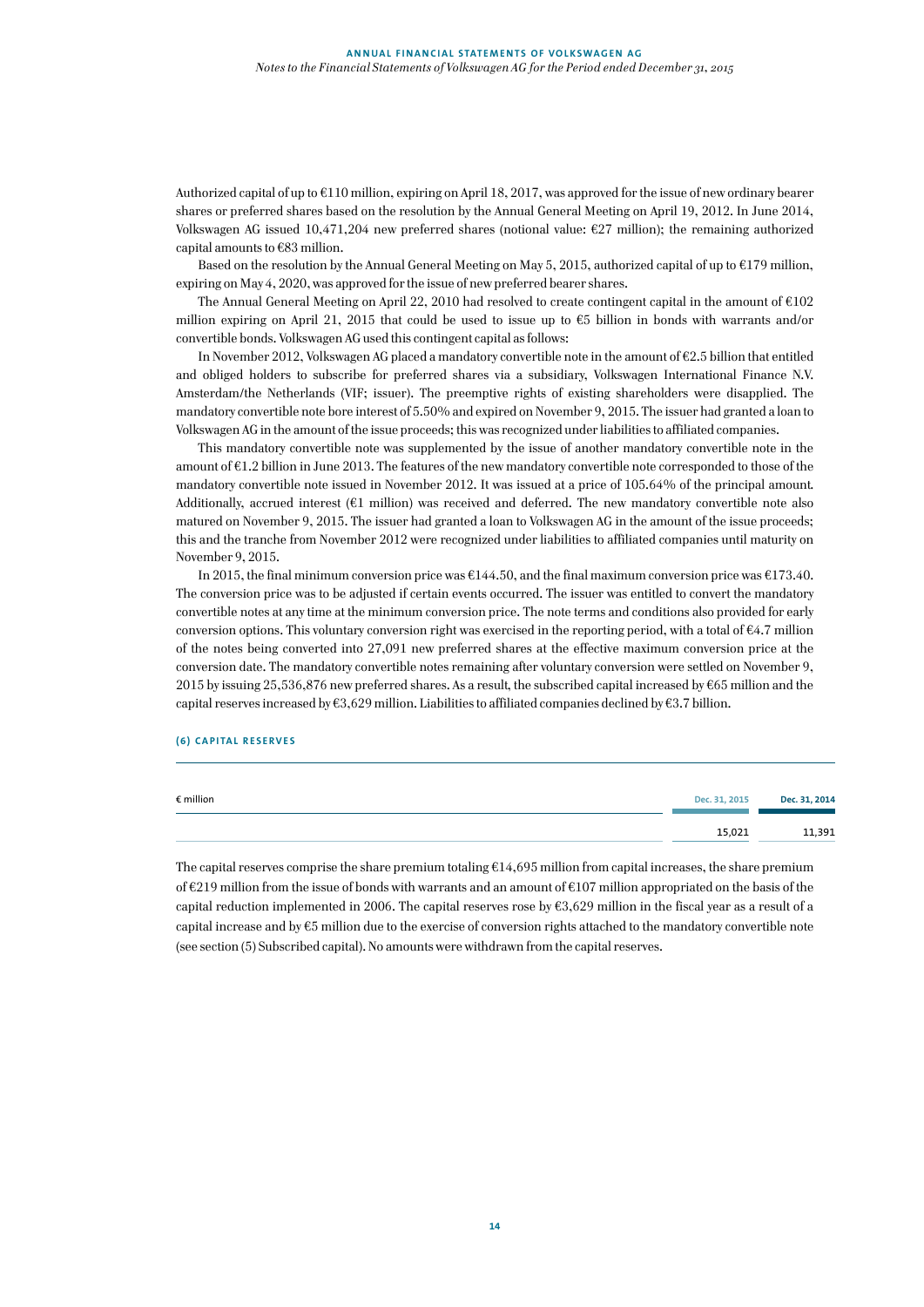Authorized capital of up to €110 million, expiring on April 18, 2017, was approved for the issue of new ordinary bearer shares or preferred shares based on the resolution by the Annual General Meeting on April 19, 2012. In June 2014, Volkswagen AG issued 10,471,204 new preferred shares (notional value: €27 million); the remaining authorized capital amounts to €83 million.

Based on the resolution by the Annual General Meeting on May 5, 2015, authorized capital of up to €179 million, expiring on May 4, 2020, was approved for the issue of new preferred bearer shares.

The Annual General Meeting on April 22, 2010 had resolved to create contingent capital in the amount of €102 million expiring on April 21, 2015 that could be used to issue up to €5 billion in bonds with warrants and/or convertible bonds. Volkswagen AG used this contingent capital as follows:

In November 2012, Volkswagen AG placed a mandatory convertible note in the amount of €2.5 billion that entitled and obliged holders to subscribe for preferred shares via a subsidiary, Volkswagen International Finance N.V. Amsterdam/the Netherlands (VIF; issuer). The preemptive rights of existing shareholders were disapplied. The mandatory convertible note bore interest of 5.50% and expired on November 9, 2015. The issuer had granted a loan to Volkswagen AG in the amount of the issue proceeds; this was recognized under liabilities to affiliated companies.

This mandatory convertible note was supplemented by the issue of another mandatory convertible note in the amount of €1.2 billion in June 2013. The features of the new mandatory convertible note corresponded to those of the mandatory convertible note issued in November 2012. It was issued at a price of 105.64% of the principal amount. Additionally, accrued interest (€1 million) was received and deferred. The new mandatory convertible note also matured on November 9, 2015. The issuer had granted a loan to Volkswagen AG in the amount of the issue proceeds; this and the tranche from November 2012 were recognized under liabilities to affiliated companies until maturity on November 9, 2015.

In 2015, the final minimum conversion price was €144.50, and the final maximum conversion price was €173.40. The conversion price was to be adjusted if certain events occurred. The issuer was entitled to convert the mandatory convertible notes at any time at the minimum conversion price. The note terms and conditions also provided for early conversion options. This voluntary conversion right was exercised in the reporting period, with a total of €4.7 million of the notes being converted into 27,091 new preferred shares at the effective maximum conversion price at the conversion date. The mandatory convertible notes remaining after voluntary conversion were settled on November 9, 2015 by issuing 25,536,876 new preferred shares. As a result, the subscribed capital increased by €65 million and the capital reserves increased by €3,629 million. Liabilities to affiliated companies declined by €3.7 billion.

#### (6) CAPITAL RESERVES

| € million | Dec. 31, 2015 | Dec. 31, 2014 |
|---|---|---|
| | 15,021 | 11,391 |

The capital reserves comprise the share premium totaling €14,695 million from capital increases, the share premium of €219 million from the issue of bonds with warrants and an amount of €107 million appropriated on the basis of the capital reduction implemented in 2006. The capital reserves rose by €3,629 million in the fiscal year as a result of a capital increase and by €5 million due to the exercise of conversion rights attached to the mandatory convertible note (see section (5) Subscribed capital). No amounts were withdrawn from the capital reserves.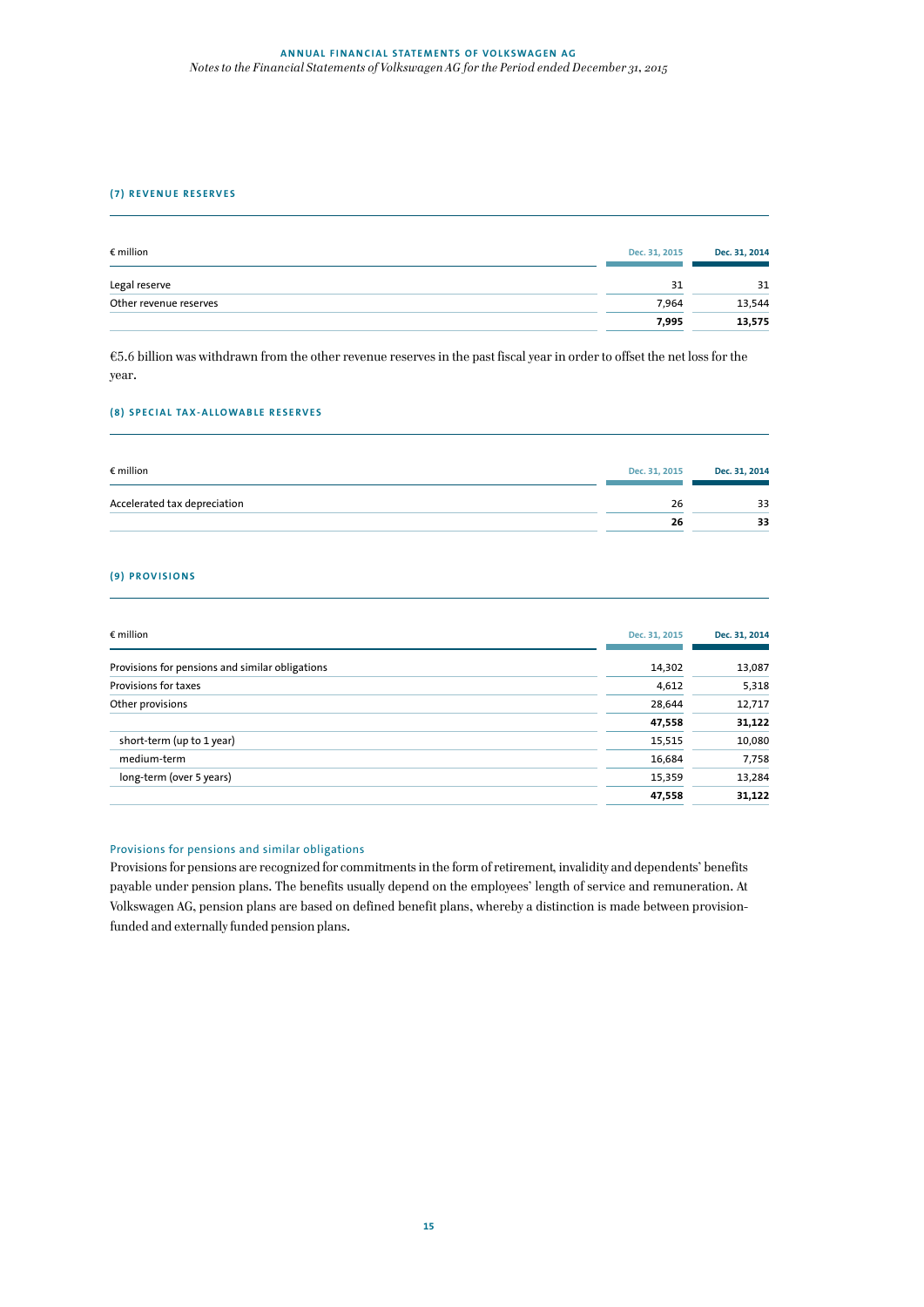### (7) REVENUE RESERVES

| € million | Dec. 31, 2015 | Dec. 31, 2014 |
|---|---|---|
| Legal reserve | 31 | 31 |
| Other revenue reserves | 7,964 | 13,544 |
| | **7,995** | **13,575** |

€5.6 billion was withdrawn from the other revenue reserves in the past fiscal year in order to offset the net loss for the year.

### (8) SPECIAL TAX-ALLOWABLE RESERVES

| € million | Dec. 31, 2015 | Dec. 31, 2014 |
|---|---|---|
| Accelerated tax depreciation | 26 | 33 |
| | **26** | **33** |

### (9) PROVISIONS

| € million | Dec. 31, 2015 | Dec. 31, 2014 |
|---|---|---|
| Provisions for pensions and similar obligations | 14,302 | 13,087 |
| Provisions for taxes | 4,612 | 5,318 |
| Other provisions | 28,644 | 12,717 |
| | **47,558** | **31,122** |
| short-term (up to 1 year) | 15,515 | 10,080 |
| medium-term | 16,684 | 7,758 |
| long-term (over 5 years) | 15,359 | 13,284 |
| | **47,558** | **31,122** |

#### Provisions for pensions and similar obligations

Provisions for pensions are recognized for commitments in the form of retirement, invalidity and dependents' benefits payable under pension plans. The benefits usually depend on the employees' length of service and remuneration. At Volkswagen AG, pension plans are based on defined benefit plans, whereby a distinction is made between provision-funded and externally funded pension plans.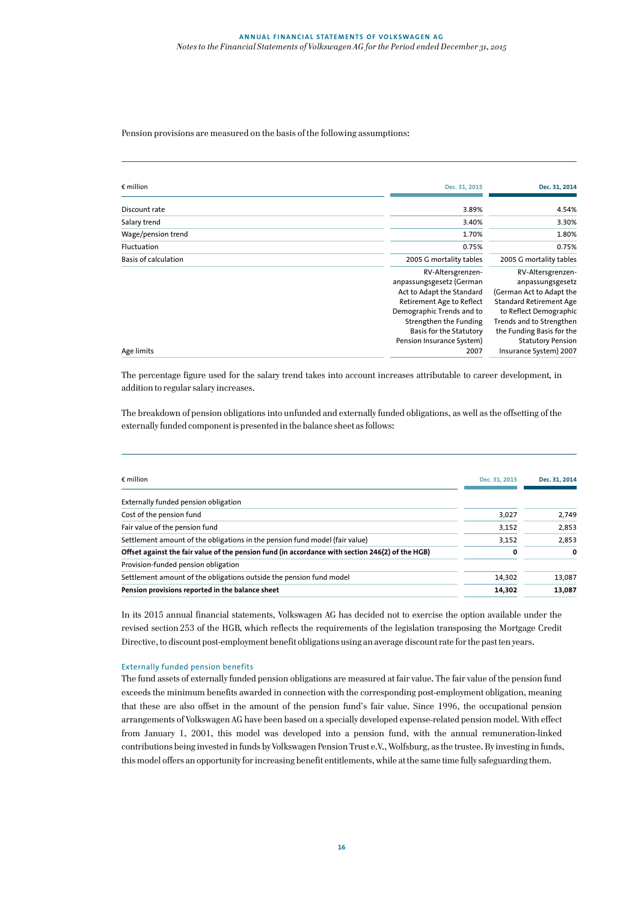Pension provisions are measured on the basis of the following assumptions:

| € million | Dec. 31, 2015 | Dec. 31, 2014 |
|---|---|---|
| Discount rate | 3.89% | 4.54% |
| Salary trend | 3.40% | 3.30% |
| Wage/pension trend | 1.70% | 1.80% |
| Fluctuation | 0.75% | 0.75% |
| Basis of calculation | 2005 G mortality tables | 2005 G mortality tables |
| Age limits | RV-Altersgrenzen-anpassungsgesetz (German Act to Adapt the Standard Retirement Age to Reflect Demographic Trends and to Strengthen the Funding Basis for the Statutory Pension Insurance System) 2007 | RV-Altersgrenzen-anpassungsgesetz (German Act to Adapt the Standard Retirement Age to Reflect Demographic Trends and to Strengthen the Funding Basis for the Statutory Pension Insurance System) 2007 |

The percentage figure used for the salary trend takes into account increases attributable to career development, in addition to regular salary increases.

The breakdown of pension obligations into unfunded and externally funded obligations, as well as the offsetting of the externally funded component is presented in the balance sheet as follows:

| € million | Dec. 31, 2015 | Dec. 31, 2014 |
|---|---|---|
| Externally funded pension obligation | | |
| Cost of the pension fund | 3,027 | 2,749 |
| Fair value of the pension fund | 3,152 | 2,853 |
| Settlement amount of the obligations in the pension fund model (fair value) | 3,152 | 2,853 |
| **Offset against the fair value of the pension fund (in accordance with section 246(2) of the HGB)** | **0** | **0** |
| Provision-funded pension obligation | | |
| Settlement amount of the obligations outside the pension fund model | 14,302 | 13,087 |
| **Pension provisions reported in the balance sheet** | **14,302** | **13,087** |

In its 2015 annual financial statements, Volkswagen AG has decided not to exercise the option available under the revised section 253 of the HGB, which reflects the requirements of the legislation transposing the Mortgage Credit Directive, to discount post-employment benefit obligations using an average discount rate for the past ten years.

### Externally funded pension benefits

The fund assets of externally funded pension obligations are measured at fair value. The fair value of the pension fund exceeds the minimum benefits awarded in connection with the corresponding post-employment obligation, meaning that these are also offset in the amount of the pension fund's fair value. Since 1996, the occupational pension arrangements of Volkswagen AG have been based on a specially developed expense-related pension model. With effect from January 1, 2001, this model was developed into a pension fund, with the annual remuneration-linked contributions being invested in funds by Volkswagen Pension Trust e.V., Wolfsburg, as the trustee. By investing in funds, this model offers an opportunity for increasing benefit entitlements, while at the same time fully safeguarding them.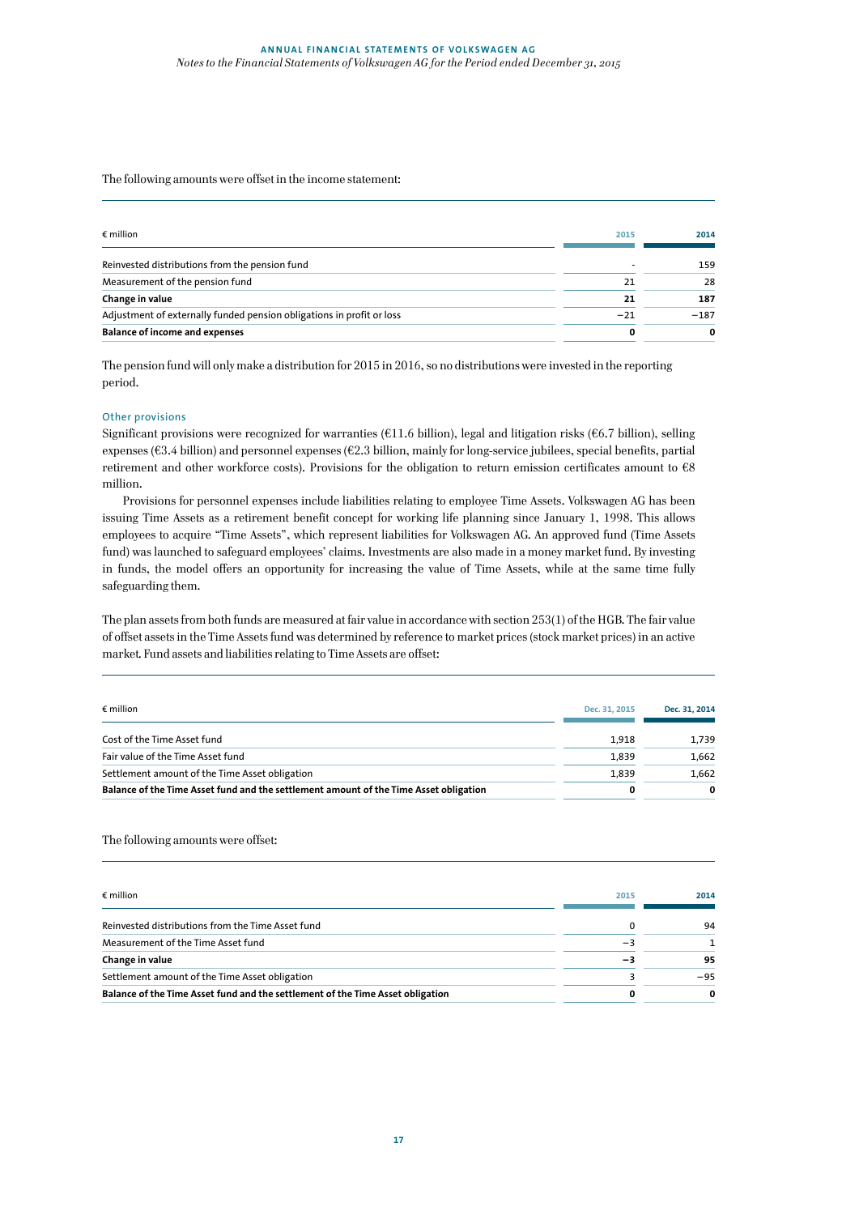The following amounts were offset in the income statement:

| € million | 2015 | 2014 |
|---|---|---|
| Reinvested distributions from the pension fund | - | 159 |
| Measurement of the pension fund | 21 | 28 |
| **Change in value** | **21** | **187** |
| Adjustment of externally funded pension obligations in profit or loss | −21 | −187 |
| **Balance of income and expenses** | **0** | **0** |

The pension fund will only make a distribution for 2015 in 2016, so no distributions were invested in the reporting period.

### Other provisions

Significant provisions were recognized for warranties (€11.6 billion), legal and litigation risks (€6.7 billion), selling expenses (€3.4 billion) and personnel expenses (€2.3 billion, mainly for long-service jubilees, special benefits, partial retirement and other workforce costs). Provisions for the obligation to return emission certificates amount to €8 million.

Provisions for personnel expenses include liabilities relating to employee Time Assets. Volkswagen AG has been issuing Time Assets as a retirement benefit concept for working life planning since January 1, 1998. This allows employees to acquire "Time Assets", which represent liabilities for Volkswagen AG. An approved fund (Time Assets fund) was launched to safeguard employees' claims. Investments are also made in a money market fund. By investing in funds, the model offers an opportunity for increasing the value of Time Assets, while at the same time fully safeguarding them.

The plan assets from both funds are measured at fair value in accordance with section 253(1) of the HGB. The fair value of offset assets in the Time Assets fund was determined by reference to market prices (stock market prices) in an active market. Fund assets and liabilities relating to Time Assets are offset:

| € million | Dec. 31, 2015 | Dec. 31, 2014 |
|---|---|---|
| Cost of the Time Asset fund | 1,918 | 1,739 |
| Fair value of the Time Asset fund | 1,839 | 1,662 |
| Settlement amount of the Time Asset obligation | 1,839 | 1,662 |
| **Balance of the Time Asset fund and the settlement amount of the Time Asset obligation** | **0** | **0** |

The following amounts were offset:

| € million | 2015 | 2014 |
|---|---|---|
| Reinvested distributions from the Time Asset fund | 0 | 94 |
| Measurement of the Time Asset fund | −3 | 1 |
| **Change in value** | **−3** | **95** |
| Settlement amount of the Time Asset obligation | 3 | −95 |
| **Balance of the Time Asset fund and the settlement of the Time Asset obligation** | **0** | **0** |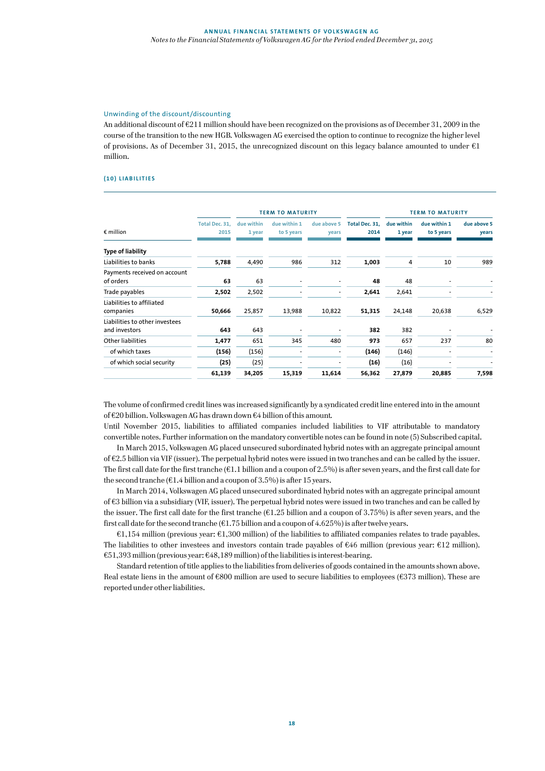### Unwinding of the discount/discounting

An additional discount of €211 million should have been recognized on the provisions as of December 31, 2009 in the course of the transition to the new HGB. Volkswagen AG exercised the option to continue to recognize the higher level of provisions. As of December 31, 2015, the unrecognized discount on this legacy balance amounted to under €1 million.

## (10) LIABILITIES

| € million | Total Dec. 31, 2015 | TERM TO MATURITY | | | Total Dec. 31, 2014 | TERM TO MATURITY | | |
|---|---|---|---|---|---|---|---|---|
| | | due within 1 year | due within 1 to 5 years | due above 5 years | | due within 1 year | due within 1 to 5 years | due above 5 years |
| **Type of liability** | | | | | | | | |
| Liabilities to banks | **5,788** | 4,490 | 986 | 312 | **1,003** | 4 | 10 | 989 |
| Payments received on account of orders | **63** | 63 | - | - | **48** | 48 | - | - |
| Trade payables | **2,502** | 2,502 | - | - | **2,641** | 2,641 | - | - |
| Liabilities to affiliated companies | **50,666** | 25,857 | 13,988 | 10,822 | **51,315** | 24,148 | 20,638 | 6,529 |
| Liabilities to other investees and investors | **643** | 643 | - | - | **382** | 382 | - | - |
| Other liabilities | **1,477** | 651 | 345 | 480 | **973** | 657 | 237 | 80 |
| of which taxes | **(156)** | (156) | - | - | **(146)** | (146) | - | - |
| of which social security | **(25)** | (25) | - | - | **(16)** | (16) | - | - |
| | **61,139** | **34,205** | **15,319** | **11,614** | **56,362** | **27,879** | **20,885** | **7,598** |

The volume of confirmed credit lines was increased significantly by a syndicated credit line entered into in the amount of €20 billion. Volkswagen AG has drawn down €4 billion of this amount.

Until November 2015, liabilities to affiliated companies included liabilities to VIF attributable to mandatory convertible notes. Further information on the mandatory convertible notes can be found in note (5) Subscribed capital.

In March 2015, Volkswagen AG placed unsecured subordinated hybrid notes with an aggregate principal amount of €2.5 billion via VIF (issuer). The perpetual hybrid notes were issued in two tranches and can be called by the issuer. The first call date for the first tranche (€1.1 billion and a coupon of 2.5%) is after seven years, and the first call date for the second tranche (€1.4 billion and a coupon of 3.5%) is after 15 years.

In March 2014, Volkswagen AG placed unsecured subordinated hybrid notes with an aggregate principal amount of €3 billion via a subsidiary (VIF, issuer). The perpetual hybrid notes were issued in two tranches and can be called by the issuer. The first call date for the first tranche (€1.25 billion and a coupon of 3.75%) is after seven years, and the first call date for the second tranche (€1.75 billion and a coupon of 4.625%) is after twelve years.

€1,154 million (previous year: €1,300 million) of the liabilities to affiliated companies relates to trade payables. The liabilities to other investees and investors contain trade payables of €46 million (previous year: €12 million). €51,393 million (previous year: €48,189 million) of the liabilities is interest-bearing.

Standard retention of title applies to the liabilities from deliveries of goods contained in the amounts shown above. Real estate liens in the amount of €800 million are used to secure liabilities to employees (€373 million). These are reported under other liabilities.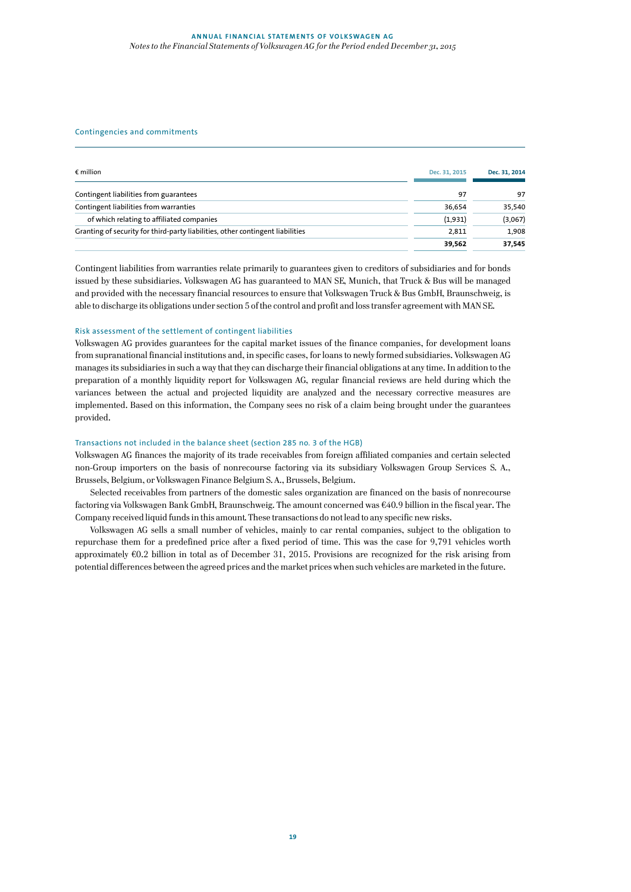## Contingencies and commitments

| € million | Dec. 31, 2015 | Dec. 31, 2014 |
|---|---|---|
| Contingent liabilities from guarantees | 97 | 97 |
| Contingent liabilities from warranties | 36,654 | 35,540 |
| of which relating to affiliated companies | (1,931) | (3,067) |
| Granting of security for third-party liabilities, other contingent liabilities | 2,811 | 1,908 |
| | **39,562** | **37,545** |

Contingent liabilities from warranties relate primarily to guarantees given to creditors of subsidiaries and for bonds issued by these subsidiaries. Volkswagen AG has guaranteed to MAN SE, Munich, that Truck & Bus will be managed and provided with the necessary financial resources to ensure that Volkswagen Truck & Bus GmbH, Braunschweig, is able to discharge its obligations under section 5 of the control and profit and loss transfer agreement with MAN SE.

### Risk assessment of the settlement of contingent liabilities

Volkswagen AG provides guarantees for the capital market issues of the finance companies, for development loans from supranational financial institutions and, in specific cases, for loans to newly formed subsidiaries. Volkswagen AG manages its subsidiaries in such a way that they can discharge their financial obligations at any time. In addition to the preparation of a monthly liquidity report for Volkswagen AG, regular financial reviews are held during which the variances between the actual and projected liquidity are analyzed and the necessary corrective measures are implemented. Based on this information, the Company sees no risk of a claim being brought under the guarantees provided.

### Transactions not included in the balance sheet (section 285 no. 3 of the HGB)

Volkswagen AG finances the majority of its trade receivables from foreign affiliated companies and certain selected non-Group importers on the basis of nonrecourse factoring via its subsidiary Volkswagen Group Services S. A., Brussels, Belgium, or Volkswagen Finance Belgium S. A., Brussels, Belgium.

Selected receivables from partners of the domestic sales organization are financed on the basis of nonrecourse factoring via Volkswagen Bank GmbH, Braunschweig. The amount concerned was €40.9 billion in the fiscal year. The Company received liquid funds in this amount. These transactions do not lead to any specific new risks.

Volkswagen AG sells a small number of vehicles, mainly to car rental companies, subject to the obligation to repurchase them for a predefined price after a fixed period of time. This was the case for 9,791 vehicles worth approximately €0.2 billion in total as of December 31, 2015. Provisions are recognized for the risk arising from potential differences between the agreed prices and the market prices when such vehicles are marketed in the future.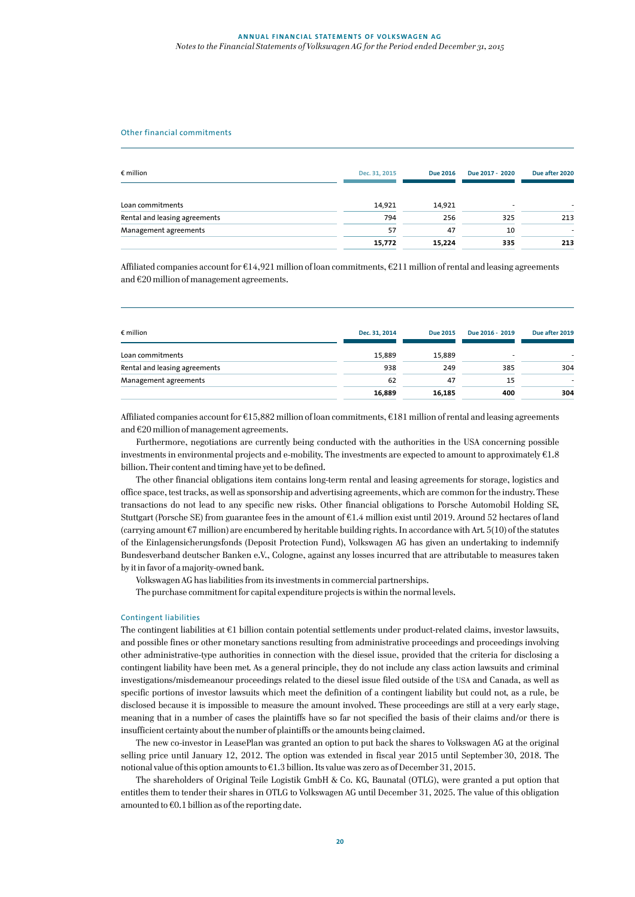### Other financial commitments

| € million | Dec. 31, 2015 | Due 2016 | Due 2017 - 2020 | Due after 2020 |
|---|---|---|---|---|
| Loan commitments | 14,921 | 14,921 | - | - |
| Rental and leasing agreements | 794 | 256 | 325 | 213 |
| Management agreements | 57 | 47 | 10 | - |
| | **15,772** | **15,224** | **335** | **213** |

Affiliated companies account for €14,921 million of loan commitments, €211 million of rental and leasing agreements and €20 million of management agreements.

| € million | Dec. 31, 2014 | Due 2015 | Due 2016 - 2019 | Due after 2019 |
|---|---|---|---|---|
| Loan commitments | 15,889 | 15,889 | - | - |
| Rental and leasing agreements | 938 | 249 | 385 | 304 |
| Management agreements | 62 | 47 | 15 | - |
| | **16,889** | **16,185** | **400** | **304** |

Affiliated companies account for €15,882 million of loan commitments, €181 million of rental and leasing agreements and €20 million of management agreements.

Furthermore, negotiations are currently being conducted with the authorities in the USA concerning possible investments in environmental projects and e-mobility. The investments are expected to amount to approximately €1.8 billion. Their content and timing have yet to be defined.

The other financial obligations item contains long-term rental and leasing agreements for storage, logistics and office space, test tracks, as well as sponsorship and advertising agreements, which are common for the industry. These transactions do not lead to any specific new risks. Other financial obligations to Porsche Automobil Holding SE, Stuttgart (Porsche SE) from guarantee fees in the amount of €1.4 million exist until 2019. Around 52 hectares of land (carrying amount €7 million) are encumbered by heritable building rights. In accordance with Art. 5(10) of the statutes of the Einlagensicherungsfonds (Deposit Protection Fund), Volkswagen AG has given an undertaking to indemnify Bundesverband deutscher Banken e.V., Cologne, against any losses incurred that are attributable to measures taken by it in favor of a majority-owned bank.

Volkswagen AG has liabilities from its investments in commercial partnerships.

The purchase commitment for capital expenditure projects is within the normal levels.

### Contingent liabilities

The contingent liabilities at €1 billion contain potential settlements under product-related claims, investor lawsuits, and possible fines or other monetary sanctions resulting from administrative proceedings and proceedings involving other administrative-type authorities in connection with the diesel issue, provided that the criteria for disclosing a contingent liability have been met. As a general principle, they do not include any class action lawsuits and criminal investigations/misdemeanour proceedings related to the diesel issue filed outside of the USA and Canada, as well as specific portions of investor lawsuits which meet the definition of a contingent liability but could not, as a rule, be disclosed because it is impossible to measure the amount involved. These proceedings are still at a very early stage, meaning that in a number of cases the plaintiffs have so far not specified the basis of their claims and/or there is insufficient certainty about the number of plaintiffs or the amounts being claimed.

The new co-investor in LeasePlan was granted an option to put back the shares to Volkswagen AG at the original selling price until January 12, 2012. The option was extended in fiscal year 2015 until September 30, 2018. The notional value of this option amounts to €1.3 billion. Its value was zero as of December 31, 2015.

The shareholders of Original Teile Logistik GmbH & Co. KG, Baunatal (OTLG), were granted a put option that entitles them to tender their shares in OTLG to Volkswagen AG until December 31, 2025. The value of this obligation amounted to €0.1 billion as of the reporting date.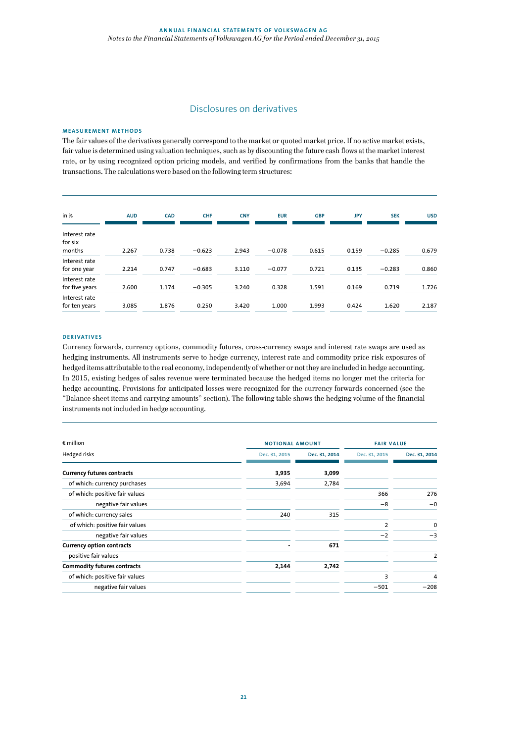## Disclosures on derivatives

### MEASUREMENT METHODS

The fair values of the derivatives generally correspond to the market or quoted market price. If no active market exists, fair value is determined using valuation techniques, such as by discounting the future cash flows at the market interest rate, or by using recognized option pricing models, and verified by confirmations from the banks that handle the transactions. The calculations were based on the following term structures:

| in % | AUD | CAD | CHF | CNY | EUR | GBP | JPY | SEK | USD |
|---|---|---|---|---|---|---|---|---|---|
| Interest rate for six months | 2.267 | 0.738 | −0.623 | 2.943 | −0.078 | 0.615 | 0.159 | −0.285 | 0.679 |
| Interest rate for one year | 2.214 | 0.747 | −0.683 | 3.110 | −0.077 | 0.721 | 0.135 | −0.283 | 0.860 |
| Interest rate for five years | 2.600 | 1.174 | −0.305 | 3.240 | 0.328 | 1.591 | 0.169 | 0.719 | 1.726 |
| Interest rate for ten years | 3.085 | 1.876 | 0.250 | 3.420 | 1.000 | 1.993 | 0.424 | 1.620 | 2.187 |

### DERIVATIVES

Currency forwards, currency options, commodity futures, cross-currency swaps and interest rate swaps are used as hedging instruments. All instruments serve to hedge currency, interest rate and commodity price risk exposures of hedged items attributable to the real economy, independently of whether or not they are included in hedge accounting. In 2015, existing hedges of sales revenue were terminated because the hedged items no longer met the criteria for hedge accounting. Provisions for anticipated losses were recognized for the currency forwards concerned (see the "Balance sheet items and carrying amounts" section). The following table shows the hedging volume of the financial instruments not included in hedge accounting.

| € million | NOTIONAL AMOUNT | | FAIR VALUE | |
|---|---|---|---|---|
| Hedged risks | Dec. 31, 2015 | Dec. 31, 2014 | Dec. 31, 2015 | Dec. 31, 2014 |
| **Currency futures contracts** | **3,935** | **3,099** | | |
| of which: currency purchases | 3,694 | 2,784 | | |
| of which: positive fair values | | | 366 | 276 |
| negative fair values | | | −8 | −0 |
| of which: currency sales | 240 | 315 | | |
| of which: positive fair values | | | 2 | 0 |
| negative fair values | | | −2 | −3 |
| **Currency option contracts** | **-** | **671** | | |
| positive fair values | | | - | 2 |
| **Commodity futures contracts** | **2,144** | **2,742** | | |
| of which: positive fair values | | | 3 | 4 |
| negative fair values | | | −501 | −208 |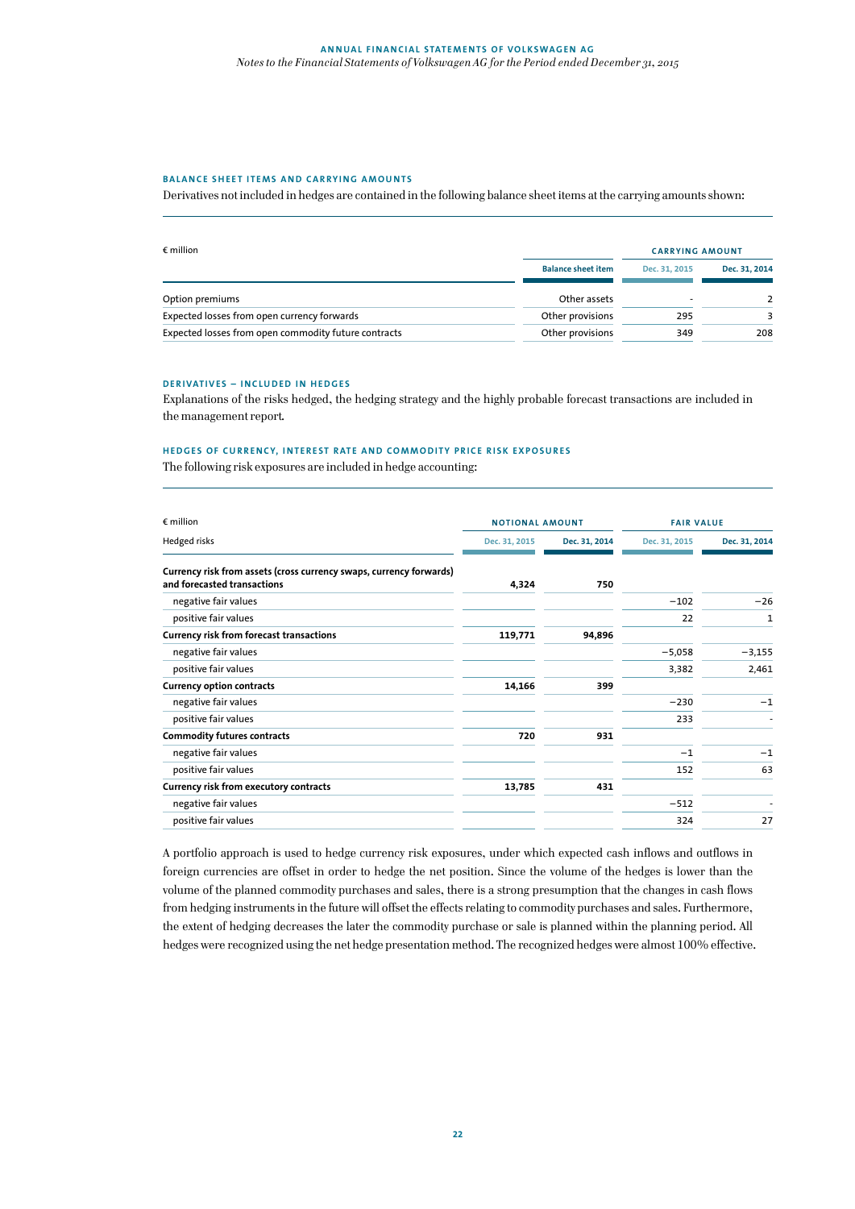#### BALANCE SHEET ITEMS AND CARRYING AMOUNTS

Derivatives not included in hedges are contained in the following balance sheet items at the carrying amounts shown:

| € million | Balance sheet item | CARRYING AMOUNT Dec. 31, 2015 | Dec. 31, 2014 |
|---|---|---|---|
| Option premiums | Other assets | - | 2 |
| Expected losses from open currency forwards | Other provisions | 295 | 3 |
| Expected losses from open commodity future contracts | Other provisions | 349 | 208 |

#### DERIVATIVES – INCLUDED IN HEDGES

Explanations of the risks hedged, the hedging strategy and the highly probable forecast transactions are included in the management report.

#### HEDGES OF CURRENCY, INTEREST RATE AND COMMODITY PRICE RISK EXPOSURES

The following risk exposures are included in hedge accounting:

| € million | NOTIONAL AMOUNT | | FAIR VALUE | |
|---|---|---|---|---|
| Hedged risks | Dec. 31, 2015 | Dec. 31, 2014 | Dec. 31, 2015 | Dec. 31, 2014 |
| **Currency risk from assets (cross currency swaps, currency forwards) and forecasted transactions** | **4,324** | **750** | | |
| negative fair values | | | −102 | −26 |
| positive fair values | | | 22 | 1 |
| **Currency risk from forecast transactions** | **119,771** | **94,896** | | |
| negative fair values | | | −5,058 | −3,155 |
| positive fair values | | | 3,382 | 2,461 |
| **Currency option contracts** | **14,166** | **399** | | |
| negative fair values | | | −230 | −1 |
| positive fair values | | | 233 | - |
| **Commodity futures contracts** | **720** | **931** | | |
| negative fair values | | | −1 | −1 |
| positive fair values | | | 152 | 63 |
| **Currency risk from executory contracts** | **13,785** | **431** | | |
| negative fair values | | | −512 | - |
| positive fair values | | | 324 | 27 |

A portfolio approach is used to hedge currency risk exposures, under which expected cash inflows and outflows in foreign currencies are offset in order to hedge the net position. Since the volume of the hedges is lower than the volume of the planned commodity purchases and sales, there is a strong presumption that the changes in cash flows from hedging instruments in the future will offset the effects relating to commodity purchases and sales. Furthermore, the extent of hedging decreases the later the commodity purchase or sale is planned within the planning period. All hedges were recognized using the net hedge presentation method. The recognized hedges were almost 100% effective.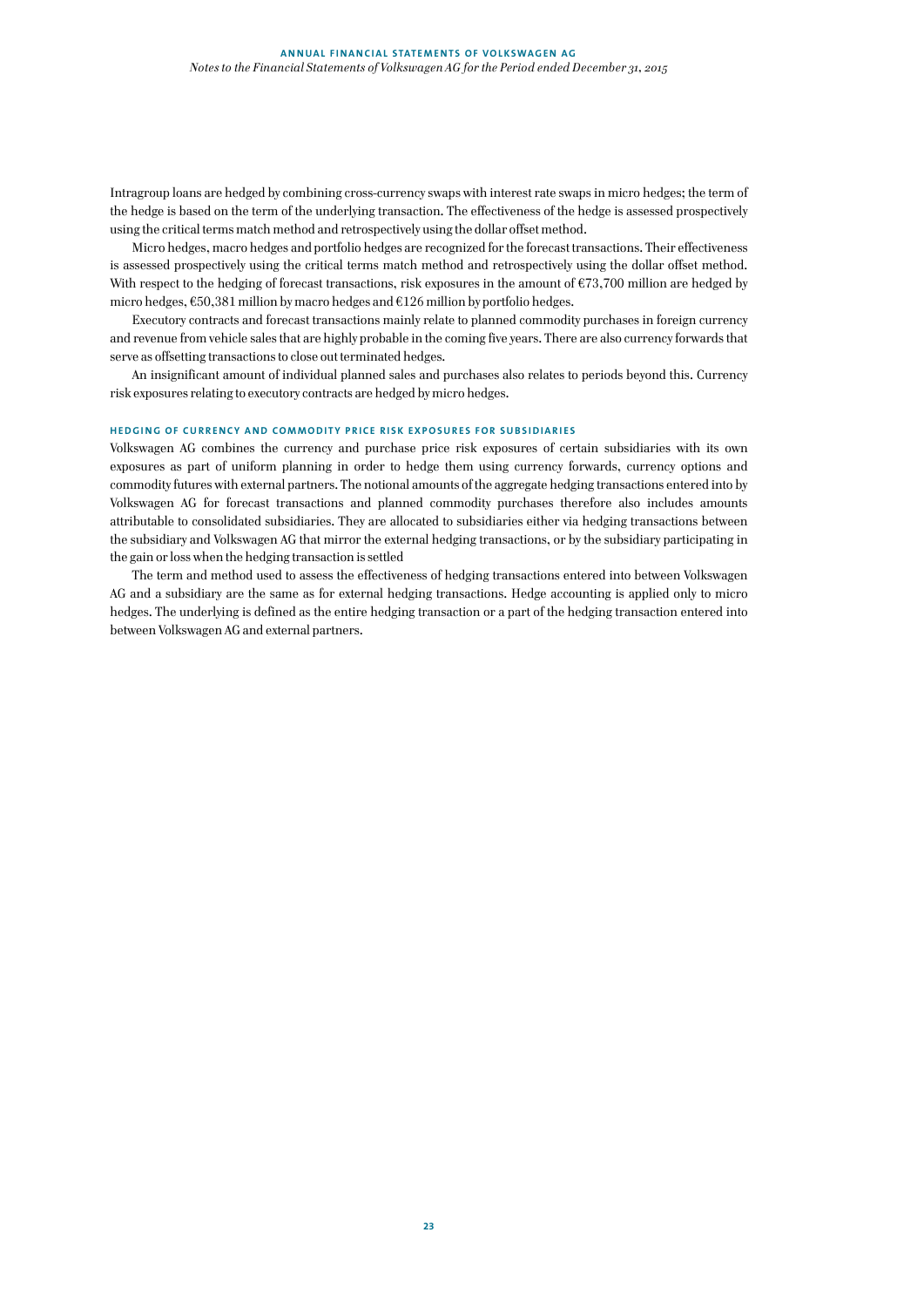Intragroup loans are hedged by combining cross-currency swaps with interest rate swaps in micro hedges; the term of the hedge is based on the term of the underlying transaction. The effectiveness of the hedge is assessed prospectively using the critical terms match method and retrospectively using the dollar offset method.

Micro hedges, macro hedges and portfolio hedges are recognized for the forecast transactions. Their effectiveness is assessed prospectively using the critical terms match method and retrospectively using the dollar offset method. With respect to the hedging of forecast transactions, risk exposures in the amount of €73,700 million are hedged by micro hedges, €50,381 million by macro hedges and €126 million by portfolio hedges.

Executory contracts and forecast transactions mainly relate to planned commodity purchases in foreign currency and revenue from vehicle sales that are highly probable in the coming five years. There are also currency forwards that serve as offsetting transactions to close out terminated hedges.

An insignificant amount of individual planned sales and purchases also relates to periods beyond this. Currency risk exposures relating to executory contracts are hedged by micro hedges.

### HEDGING OF CURRENCY AND COMMODITY PRICE RISK EXPOSURES FOR SUBSIDIARIES

Volkswagen AG combines the currency and purchase price risk exposures of certain subsidiaries with its own exposures as part of uniform planning in order to hedge them using currency forwards, currency options and commodity futures with external partners. The notional amounts of the aggregate hedging transactions entered into by Volkswagen AG for forecast transactions and planned commodity purchases therefore also includes amounts attributable to consolidated subsidiaries. They are allocated to subsidiaries either via hedging transactions between the subsidiary and Volkswagen AG that mirror the external hedging transactions, or by the subsidiary participating in the gain or loss when the hedging transaction is settled

The term and method used to assess the effectiveness of hedging transactions entered into between Volkswagen AG and a subsidiary are the same as for external hedging transactions. Hedge accounting is applied only to micro hedges. The underlying is defined as the entire hedging transaction or a part of the hedging transaction entered into between Volkswagen AG and external partners.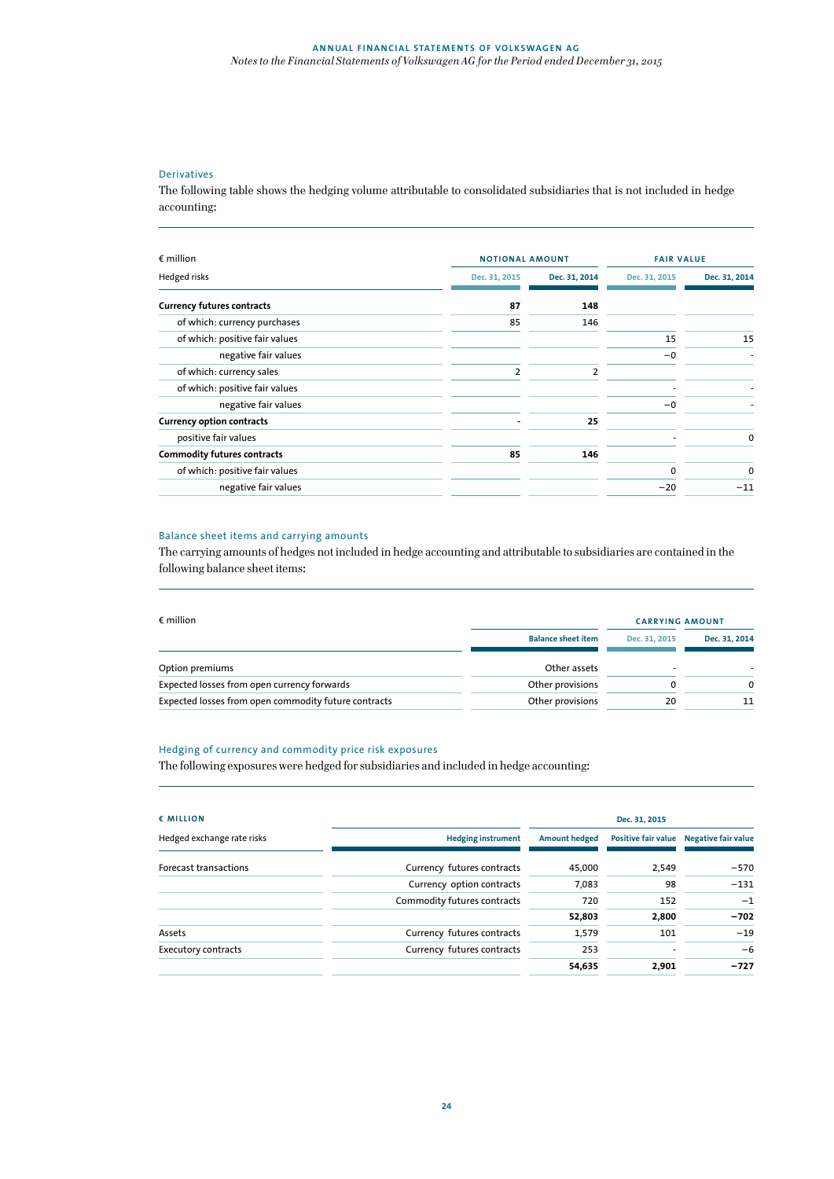## Derivatives

The following table shows the hedging volume attributable to consolidated subsidiaries that is not included in hedge accounting:

| € million | NOTIONAL AMOUNT | | FAIR VALUE | |
|---|---|---|---|---|
| Hedged risks | Dec. 31, 2015 | Dec. 31, 2014 | Dec. 31, 2015 | Dec. 31, 2014 |
| **Currency futures contracts** | **87** | **148** | | |
| of which: currency purchases | 85 | 146 | | |
| of which: positive fair values | | | 15 | 15 |
| negative fair values | | | −0 | - |
| of which: currency sales | 2 | 2 | | |
| of which: positive fair values | | | - | - |
| negative fair values | | | −0 | - |
| **Currency option contracts** | **-** | **25** | | |
| positive fair values | | | - | 0 |
| **Commodity futures contracts** | **85** | **146** | | |
| of which: positive fair values | | | 0 | 0 |
| negative fair values | | | −20 | −11 |

## Balance sheet items and carrying amounts

The carrying amounts of hedges not included in hedge accounting and attributable to subsidiaries are contained in the following balance sheet items:

| € million | | CARRYING AMOUNT | |
|---|---|---|---|
| | Balance sheet item | Dec. 31, 2015 | Dec. 31, 2014 |
| Option premiums | Other assets | - | - |
| Expected losses from open currency forwards | Other provisions | 0 | 0 |
| Expected losses from open commodity future contracts | Other provisions | 20 | 11 |

## Hedging of currency and commodity price risk exposures

The following exposures were hedged for subsidiaries and included in hedge accounting:

| € MILLION | | Dec. 31, 2015 | | |
|---|---|---|---|---|
| Hedged exchange rate risks | Hedging instrument | Amount hedged | Positive fair value | Negative fair value |
| Forecast transactions | Currency futures contracts | 45,000 | 2,549 | −570 |
| | Currency option contracts | 7,083 | 98 | −131 |
| | Commodity futures contracts | 720 | 152 | −1 |
| | | **52,803** | **2,800** | **−702** |
| Assets | Currency futures contracts | 1,579 | 101 | −19 |
| Executory contracts | Currency futures contracts | 253 | - | −6 |
| | | **54,635** | **2,901** | **−727** |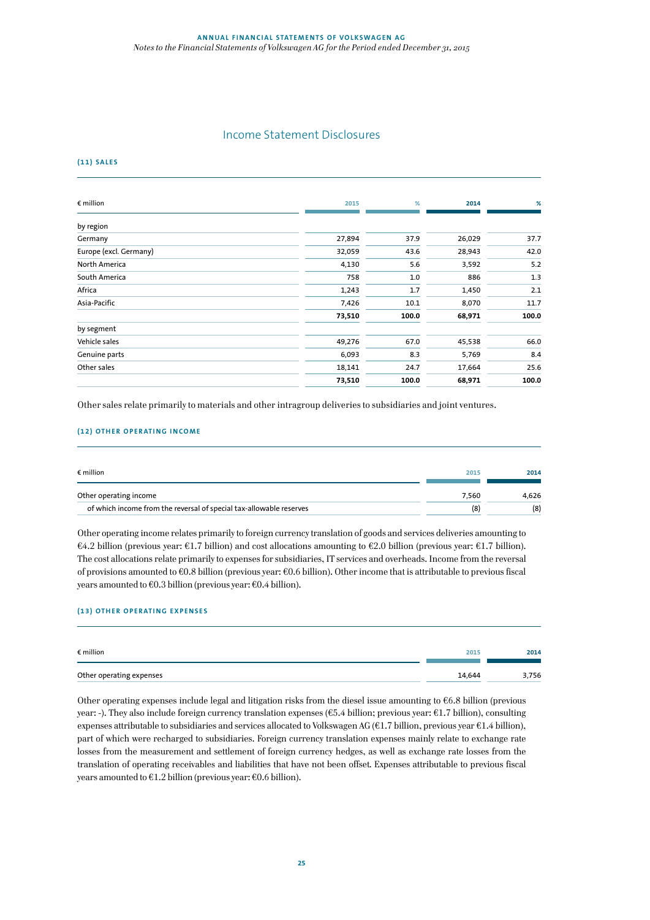# Income Statement Disclosures

## (11) SALES

| € million | 2015 | % | 2014 | % |
|---|---|---|---|---|
| by region | | | | |
| Germany | 27,894 | 37.9 | 26,029 | 37.7 |
| Europe (excl. Germany) | 32,059 | 43.6 | 28,943 | 42.0 |
| North America | 4,130 | 5.6 | 3,592 | 5.2 |
| South America | 758 | 1.0 | 886 | 1.3 |
| Africa | 1,243 | 1.7 | 1,450 | 2.1 |
| Asia-Pacific | 7,426 | 10.1 | 8,070 | 11.7 |
| | **73,510** | **100.0** | **68,971** | **100.0** |
| by segment | | | | |
| Vehicle sales | 49,276 | 67.0 | 45,538 | 66.0 |
| Genuine parts | 6,093 | 8.3 | 5,769 | 8.4 |
| Other sales | 18,141 | 24.7 | 17,664 | 25.6 |
| | **73,510** | **100.0** | **68,971** | **100.0** |

Other sales relate primarily to materials and other intragroup deliveries to subsidiaries and joint ventures.

## (12) OTHER OPERATING INCOME

| € million | 2015 | 2014 |
|---|---|---|
| Other operating income | 7,560 | 4,626 |
| of which income from the reversal of special tax-allowable reserves | (8) | (8) |

Other operating income relates primarily to foreign currency translation of goods and services deliveries amounting to €4.2 billion (previous year: €1.7 billion) and cost allocations amounting to €2.0 billion (previous year: €1.7 billion). The cost allocations relate primarily to expenses for subsidiaries, IT services and overheads. Income from the reversal of provisions amounted to €0.8 billion (previous year: €0.6 billion). Other income that is attributable to previous fiscal years amounted to €0.3 billion (previous year: €0.4 billion).

## (13) OTHER OPERATING EXPENSES

| € million | 2015 | 2014 |
|---|---|---|
| Other operating expenses | 14,644 | 3,756 |

Other operating expenses include legal and litigation risks from the diesel issue amounting to €6.8 billion (previous year: -). They also include foreign currency translation expenses (€5.4 billion; previous year: €1.7 billion), consulting expenses attributable to subsidiaries and services allocated to Volkswagen AG (€1.7 billion, previous year €1.4 billion), part of which were recharged to subsidiaries. Foreign currency translation expenses mainly relate to exchange rate losses from the measurement and settlement of foreign currency hedges, as well as exchange rate losses from the translation of operating receivables and liabilities that have not been offset. Expenses attributable to previous fiscal years amounted to €1.2 billion (previous year: €0.6 billion).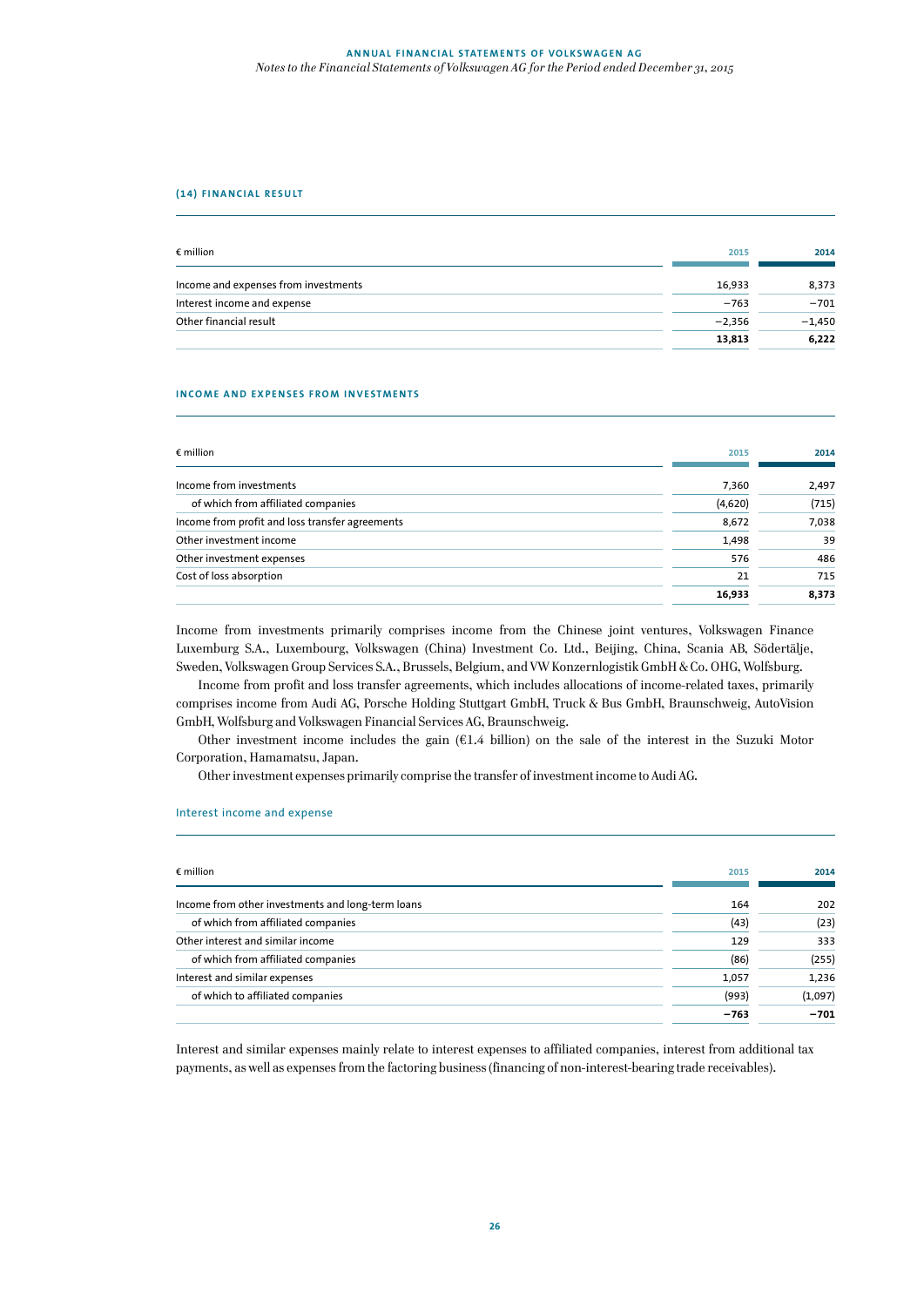#### (14) FINANCIAL RESULT

| € million | 2015 | 2014 |
|---|---|---|
| Income and expenses from investments | 16,933 | 8,373 |
| Interest income and expense | −763 | −701 |
| Other financial result | −2,356 | −1,450 |
| | **13,813** | **6,222** |

#### INCOME AND EXPENSES FROM INVESTMENTS

| € million | 2015 | 2014 |
|---|---|---|
| Income from investments | 7,360 | 2,497 |
| of which from affiliated companies | (4,620) | (715) |
| Income from profit and loss transfer agreements | 8,672 | 7,038 |
| Other investment income | 1,498 | 39 |
| Other investment expenses | 576 | 486 |
| Cost of loss absorption | 21 | 715 |
| | **16,933** | **8,373** |

Income from investments primarily comprises income from the Chinese joint ventures, Volkswagen Finance Luxemburg S.A., Luxembourg, Volkswagen (China) Investment Co. Ltd., Beijing, China, Scania AB, Södertälje, Sweden, Volkswagen Group Services S.A., Brussels, Belgium, and VW Konzernlogistik GmbH & Co. OHG, Wolfsburg.

Income from profit and loss transfer agreements, which includes allocations of income-related taxes, primarily comprises income from Audi AG, Porsche Holding Stuttgart GmbH, Truck & Bus GmbH, Braunschweig, AutoVision GmbH, Wolfsburg and Volkswagen Financial Services AG, Braunschweig.

Other investment income includes the gain (€1.4 billion) on the sale of the interest in the Suzuki Motor Corporation, Hamamatsu, Japan.

Other investment expenses primarily comprise the transfer of investment income to Audi AG.

#### Interest income and expense

| € million | 2015 | 2014 |
|---|---|---|
| Income from other investments and long-term loans | 164 | 202 |
| of which from affiliated companies | (43) | (23) |
| Other interest and similar income | 129 | 333 |
| of which from affiliated companies | (86) | (255) |
| Interest and similar expenses | 1,057 | 1,236 |
| of which to affiliated companies | (993) | (1,097) |
| | **−763** | **−701** |

Interest and similar expenses mainly relate to interest expenses to affiliated companies, interest from additional tax payments, as well as expenses from the factoring business (financing of non-interest-bearing trade receivables).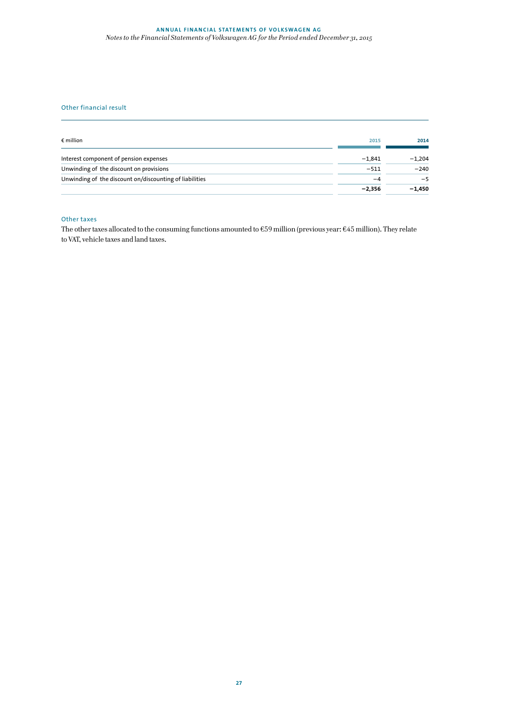### Other financial result

| € million | 2015 | 2014 |
|---|---|---|
| Interest component of pension expenses | −1,841 | −1,204 |
| Unwinding of the discount on provisions | −511 | −240 |
| Unwinding of the discount on/discounting of liabilities | −4 | −5 |
| | **−2,356** | **−1,450** |

### Other taxes

The other taxes allocated to the consuming functions amounted to €59 million (previous year: €45 million). They relate to VAT, vehicle taxes and land taxes.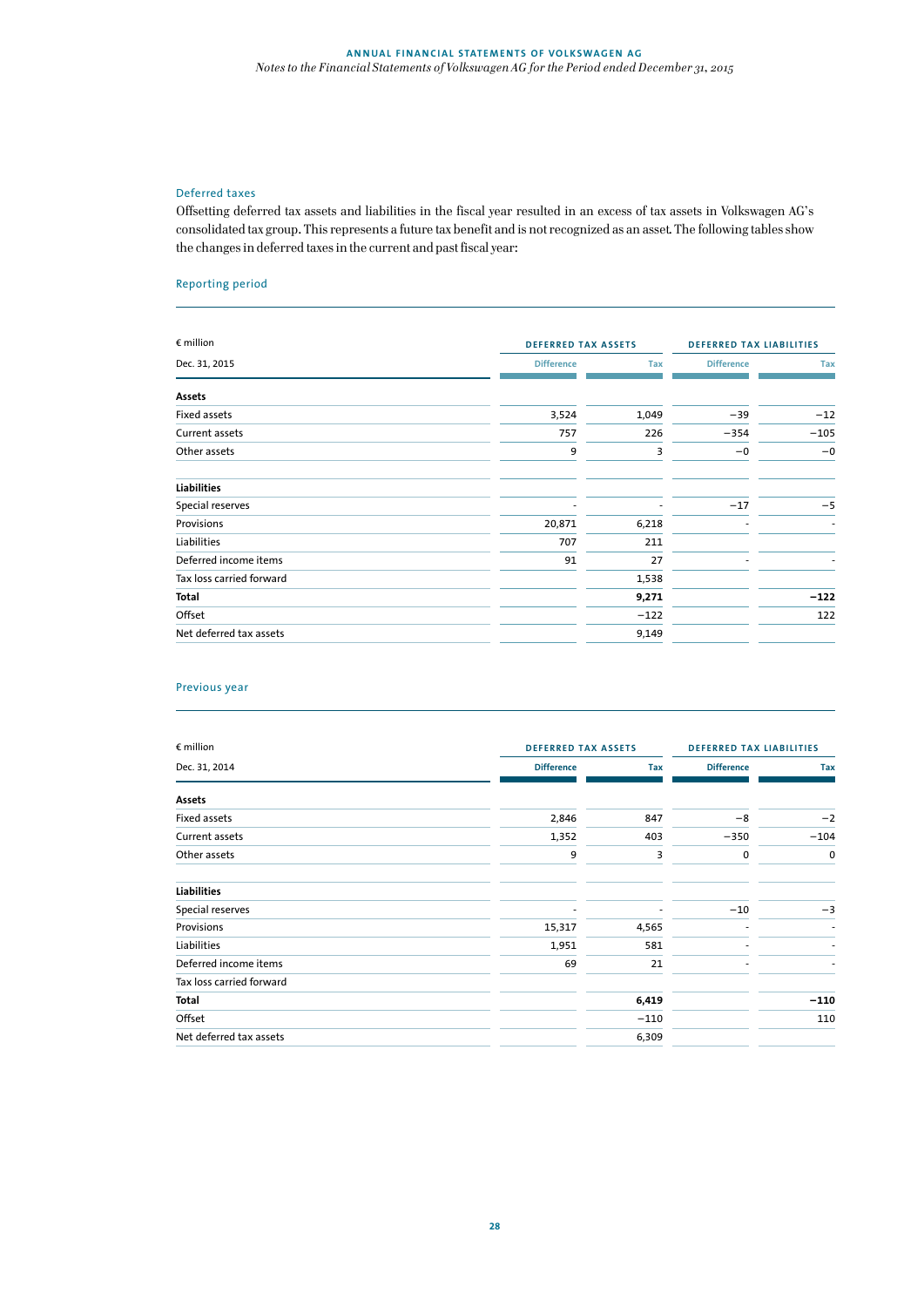### Deferred taxes

Offsetting deferred tax assets and liabilities in the fiscal year resulted in an excess of tax assets in Volkswagen AG's consolidated tax group. This represents a future tax benefit and is not recognized as an asset. The following tables show the changes in deferred taxes in the current and past fiscal year:

#### Reporting period

| € million | DEFERRED TAX ASSETS | | DEFERRED TAX LIABILITIES | |
|---|---|---|---|---|
| Dec. 31, 2015 | Difference | Tax | Difference | Tax |
| **Assets** | | | | |
| Fixed assets | 3,524 | 1,049 | −39 | −12 |
| Current assets | 757 | 226 | −354 | −105 |
| Other assets | 9 | 3 | −0 | −0 |
| **Liabilities** | | | | |
| Special reserves | - | - | −17 | −5 |
| Provisions | 20,871 | 6,218 | - | - |
| Liabilities | 707 | 211 | | |
| Deferred income items | 91 | 27 | - | - |
| Tax loss carried forward | | 1,538 | | |
| **Total** | | **9,271** | | **−122** |
| Offset | | −122 | | 122 |
| Net deferred tax assets | | 9,149 | | |

#### Previous year

| € million | DEFERRED TAX ASSETS | | DEFERRED TAX LIABILITIES | |
|---|---|---|---|---|
| Dec. 31, 2014 | Difference | Tax | Difference | Tax |
| **Assets** | | | | |
| Fixed assets | 2,846 | 847 | −8 | −2 |
| Current assets | 1,352 | 403 | −350 | −104 |
| Other assets | 9 | 3 | 0 | 0 |
| **Liabilities** | | | | |
| Special reserves | - | - | −10 | −3 |
| Provisions | 15,317 | 4,565 | - | - |
| Liabilities | 1,951 | 581 | - | - |
| Deferred income items | 69 | 21 | - | - |
| Tax loss carried forward | | | | |
| **Total** | | **6,419** | | **−110** |
| Offset | | −110 | | 110 |
| Net deferred tax assets | | 6,309 | | |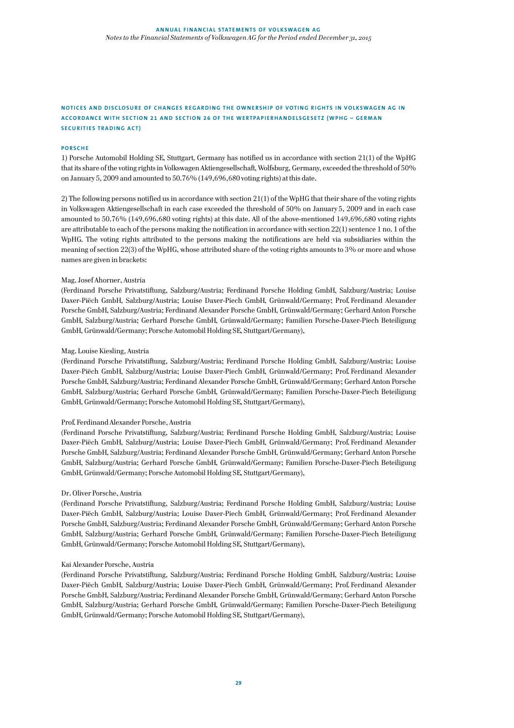## NOTICES AND DISCLOSURE OF CHANGES REGARDING THE OWNERSHIP OF VOTING RIGHTS IN VOLKSWAGEN AG IN ACCORDANCE WITH SECTION 21 AND SECTION 26 OF THE WERTPAPIERHANDELSGESETZ (WPHG – GERMAN SECURITIES TRADING ACT)

### PORSCHE

1) Porsche Automobil Holding SE, Stuttgart, Germany has notified us in accordance with section 21(1) of the WpHG that its share of the voting rights in Volkswagen Aktiengesellschaft, Wolfsburg, Germany, exceeded the threshold of 50% on January 5, 2009 and amounted to 50.76% (149,696,680 voting rights) at this date.

2) The following persons notified us in accordance with section 21(1) of the WpHG that their share of the voting rights in Volkswagen Aktiengesellschaft in each case exceeded the threshold of 50% on January 5, 2009 and in each case amounted to 50.76% (149,696,680 voting rights) at this date. All of the above-mentioned 149,696,680 voting rights are attributable to each of the persons making the notification in accordance with section 22(1) sentence 1 no. 1 of the WpHG. The voting rights attributed to the persons making the notifications are held via subsidiaries within the meaning of section 22(3) of the WpHG, whose attributed share of the voting rights amounts to 3% or more and whose names are given in brackets:

Mag. Josef Ahorner, Austria
(Ferdinand Porsche Privatstiftung, Salzburg/Austria; Ferdinand Porsche Holding GmbH, Salzburg/Austria; Louise Daxer-Piëch GmbH, Salzburg/Austria; Louise Daxer-Piech GmbH, Grünwald/Germany; Prof. Ferdinand Alexander Porsche GmbH, Salzburg/Austria; Ferdinand Alexander Porsche GmbH, Grünwald/Germany; Gerhard Anton Porsche GmbH, Salzburg/Austria; Gerhard Porsche GmbH, Grünwald/Germany; Familien Porsche-Daxer-Piech Beteiligung GmbH, Grünwald/Germany; Porsche Automobil Holding SE, Stuttgart/Germany),

Mag. Louise Kiesling, Austria
(Ferdinand Porsche Privatstiftung, Salzburg/Austria; Ferdinand Porsche Holding GmbH, Salzburg/Austria; Louise Daxer-Piëch GmbH, Salzburg/Austria; Louise Daxer-Piech GmbH, Grünwald/Germany; Prof. Ferdinand Alexander Porsche GmbH, Salzburg/Austria; Ferdinand Alexander Porsche GmbH, Grünwald/Germany; Gerhard Anton Porsche GmbH, Salzburg/Austria; Gerhard Porsche GmbH, Grünwald/Germany; Familien Porsche-Daxer-Piech Beteiligung GmbH, Grünwald/Germany; Porsche Automobil Holding SE, Stuttgart/Germany),

Prof. Ferdinand Alexander Porsche, Austria
(Ferdinand Porsche Privatstiftung, Salzburg/Austria; Ferdinand Porsche Holding GmbH, Salzburg/Austria; Louise Daxer-Piëch GmbH, Salzburg/Austria; Louise Daxer-Piech GmbH, Grünwald/Germany; Prof. Ferdinand Alexander Porsche GmbH, Salzburg/Austria; Ferdinand Alexander Porsche GmbH, Grünwald/Germany; Gerhard Anton Porsche GmbH, Salzburg/Austria; Gerhard Porsche GmbH, Grünwald/Germany; Familien Porsche-Daxer-Piech Beteiligung GmbH, Grünwald/Germany; Porsche Automobil Holding SE, Stuttgart/Germany),

Dr. Oliver Porsche, Austria
(Ferdinand Porsche Privatstiftung, Salzburg/Austria; Ferdinand Porsche Holding GmbH, Salzburg/Austria; Louise Daxer-Piëch GmbH, Salzburg/Austria; Louise Daxer-Piech GmbH, Grünwald/Germany; Prof. Ferdinand Alexander Porsche GmbH, Salzburg/Austria; Ferdinand Alexander Porsche GmbH, Grünwald/Germany; Gerhard Anton Porsche GmbH, Salzburg/Austria; Gerhard Porsche GmbH, Grünwald/Germany; Familien Porsche-Daxer-Piech Beteiligung GmbH, Grünwald/Germany; Porsche Automobil Holding SE, Stuttgart/Germany),

Kai Alexander Porsche, Austria
(Ferdinand Porsche Privatstiftung, Salzburg/Austria; Ferdinand Porsche Holding GmbH, Salzburg/Austria; Louise Daxer-Piëch GmbH, Salzburg/Austria; Louise Daxer-Piech GmbH, Grünwald/Germany; Prof. Ferdinand Alexander Porsche GmbH, Salzburg/Austria; Ferdinand Alexander Porsche GmbH, Grünwald/Germany; Gerhard Anton Porsche GmbH, Salzburg/Austria; Gerhard Porsche GmbH, Grünwald/Germany; Familien Porsche-Daxer-Piech Beteiligung GmbH, Grünwald/Germany; Porsche Automobil Holding SE, Stuttgart/Germany),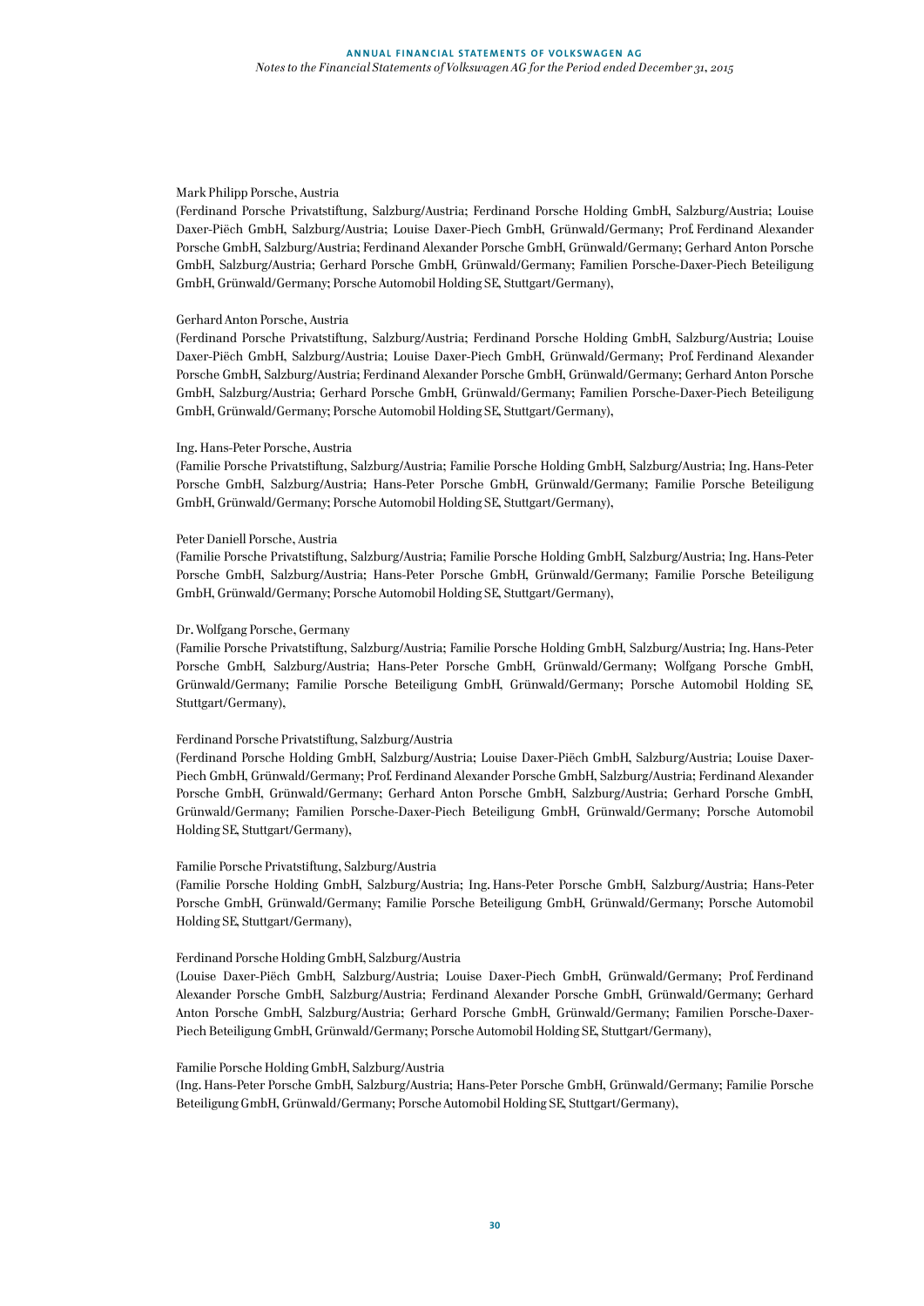Mark Philipp Porsche, Austria
(Ferdinand Porsche Privatstiftung, Salzburg/Austria; Ferdinand Porsche Holding GmbH, Salzburg/Austria; Louise Daxer-Piëch GmbH, Salzburg/Austria; Louise Daxer-Piech GmbH, Grünwald/Germany; Prof. Ferdinand Alexander Porsche GmbH, Salzburg/Austria; Ferdinand Alexander Porsche GmbH, Grünwald/Germany; Gerhard Anton Porsche GmbH, Salzburg/Austria; Gerhard Porsche GmbH, Grünwald/Germany; Familien Porsche-Daxer-Piech Beteiligung GmbH, Grünwald/Germany; Porsche Automobil Holding SE, Stuttgart/Germany),

Gerhard Anton Porsche, Austria
(Ferdinand Porsche Privatstiftung, Salzburg/Austria; Ferdinand Porsche Holding GmbH, Salzburg/Austria; Louise Daxer-Piëch GmbH, Salzburg/Austria; Louise Daxer-Piech GmbH, Grünwald/Germany; Prof. Ferdinand Alexander Porsche GmbH, Salzburg/Austria; Ferdinand Alexander Porsche GmbH, Grünwald/Germany; Gerhard Anton Porsche GmbH, Salzburg/Austria; Gerhard Porsche GmbH, Grünwald/Germany; Familien Porsche-Daxer-Piech Beteiligung GmbH, Grünwald/Germany; Porsche Automobil Holding SE, Stuttgart/Germany),

Ing. Hans-Peter Porsche, Austria
(Familie Porsche Privatstiftung, Salzburg/Austria; Familie Porsche Holding GmbH, Salzburg/Austria; Ing. Hans-Peter Porsche GmbH, Salzburg/Austria; Hans-Peter Porsche GmbH, Grünwald/Germany; Familie Porsche Beteiligung GmbH, Grünwald/Germany; Porsche Automobil Holding SE, Stuttgart/Germany),

Peter Daniell Porsche, Austria
(Familie Porsche Privatstiftung, Salzburg/Austria; Familie Porsche Holding GmbH, Salzburg/Austria; Ing. Hans-Peter Porsche GmbH, Salzburg/Austria; Hans-Peter Porsche GmbH, Grünwald/Germany; Familie Porsche Beteiligung GmbH, Grünwald/Germany; Porsche Automobil Holding SE, Stuttgart/Germany),

Dr. Wolfgang Porsche, Germany
(Familie Porsche Privatstiftung, Salzburg/Austria; Familie Porsche Holding GmbH, Salzburg/Austria; Ing. Hans-Peter Porsche GmbH, Salzburg/Austria; Hans-Peter Porsche GmbH, Grünwald/Germany; Wolfgang Porsche GmbH, Grünwald/Germany; Familie Porsche Beteiligung GmbH, Grünwald/Germany; Porsche Automobil Holding SE, Stuttgart/Germany),

Ferdinand Porsche Privatstiftung, Salzburg/Austria
(Ferdinand Porsche Holding GmbH, Salzburg/Austria; Louise Daxer-Piëch GmbH, Salzburg/Austria; Louise Daxer-Piech GmbH, Grünwald/Germany; Prof. Ferdinand Alexander Porsche GmbH, Salzburg/Austria; Ferdinand Alexander Porsche GmbH, Grünwald/Germany; Gerhard Anton Porsche GmbH, Salzburg/Austria; Gerhard Porsche GmbH, Grünwald/Germany; Familien Porsche-Daxer-Piech Beteiligung GmbH, Grünwald/Germany; Porsche Automobil Holding SE, Stuttgart/Germany),

Familie Porsche Privatstiftung, Salzburg/Austria
(Familie Porsche Holding GmbH, Salzburg/Austria; Ing. Hans-Peter Porsche GmbH, Salzburg/Austria; Hans-Peter Porsche GmbH, Grünwald/Germany; Familie Porsche Beteiligung GmbH, Grünwald/Germany; Porsche Automobil Holding SE, Stuttgart/Germany),

Ferdinand Porsche Holding GmbH, Salzburg/Austria
(Louise Daxer-Piëch GmbH, Salzburg/Austria; Louise Daxer-Piech GmbH, Grünwald/Germany; Prof. Ferdinand Alexander Porsche GmbH, Salzburg/Austria; Ferdinand Alexander Porsche GmbH, Grünwald/Germany; Gerhard Anton Porsche GmbH, Salzburg/Austria; Gerhard Porsche GmbH, Grünwald/Germany; Familien Porsche-Daxer-Piech Beteiligung GmbH, Grünwald/Germany; Porsche Automobil Holding SE, Stuttgart/Germany),

Familie Porsche Holding GmbH, Salzburg/Austria
(Ing. Hans-Peter Porsche GmbH, Salzburg/Austria; Hans-Peter Porsche GmbH, Grünwald/Germany; Familie Porsche Beteiligung GmbH, Grünwald/Germany; Porsche Automobil Holding SE, Stuttgart/Germany),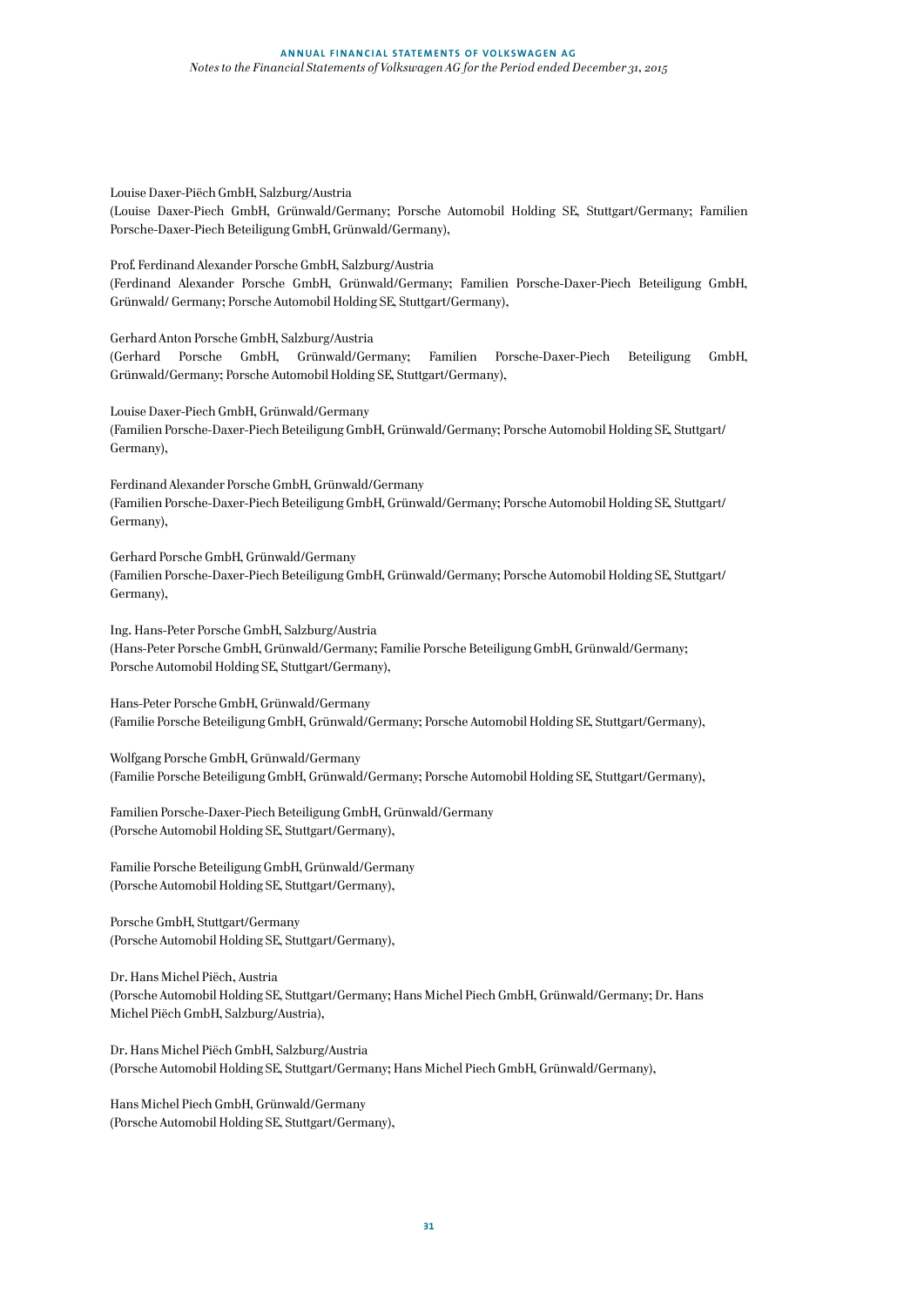Louise Daxer-Piëch GmbH, Salzburg/Austria
(Louise Daxer-Piech GmbH, Grünwald/Germany; Porsche Automobil Holding SE, Stuttgart/Germany; Familien Porsche-Daxer-Piech Beteiligung GmbH, Grünwald/Germany),

Prof. Ferdinand Alexander Porsche GmbH, Salzburg/Austria
(Ferdinand Alexander Porsche GmbH, Grünwald/Germany; Familien Porsche-Daxer-Piech Beteiligung GmbH, Grünwald/ Germany; Porsche Automobil Holding SE, Stuttgart/Germany),

Gerhard Anton Porsche GmbH, Salzburg/Austria
(Gerhard Porsche GmbH, Grünwald/Germany; Familien Porsche-Daxer-Piech Beteiligung GmbH, Grünwald/Germany; Porsche Automobil Holding SE, Stuttgart/Germany),

Louise Daxer-Piech GmbH, Grünwald/Germany
(Familien Porsche-Daxer-Piech Beteiligung GmbH, Grünwald/Germany; Porsche Automobil Holding SE, Stuttgart/ Germany),

Ferdinand Alexander Porsche GmbH, Grünwald/Germany
(Familien Porsche-Daxer-Piech Beteiligung GmbH, Grünwald/Germany; Porsche Automobil Holding SE, Stuttgart/ Germany),

Gerhard Porsche GmbH, Grünwald/Germany
(Familien Porsche-Daxer-Piech Beteiligung GmbH, Grünwald/Germany; Porsche Automobil Holding SE, Stuttgart/ Germany),

Ing. Hans-Peter Porsche GmbH, Salzburg/Austria
(Hans-Peter Porsche GmbH, Grünwald/Germany; Familie Porsche Beteiligung GmbH, Grünwald/Germany; Porsche Automobil Holding SE, Stuttgart/Germany),

Hans-Peter Porsche GmbH, Grünwald/Germany
(Familie Porsche Beteiligung GmbH, Grünwald/Germany; Porsche Automobil Holding SE, Stuttgart/Germany),

Wolfgang Porsche GmbH, Grünwald/Germany
(Familie Porsche Beteiligung GmbH, Grünwald/Germany; Porsche Automobil Holding SE, Stuttgart/Germany),

Familien Porsche-Daxer-Piech Beteiligung GmbH, Grünwald/Germany
(Porsche Automobil Holding SE, Stuttgart/Germany),

Familie Porsche Beteiligung GmbH, Grünwald/Germany
(Porsche Automobil Holding SE, Stuttgart/Germany),

Porsche GmbH, Stuttgart/Germany
(Porsche Automobil Holding SE, Stuttgart/Germany),

Dr. Hans Michel Piëch, Austria
(Porsche Automobil Holding SE, Stuttgart/Germany; Hans Michel Piech GmbH, Grünwald/Germany; Dr. Hans Michel Piëch GmbH, Salzburg/Austria),

Dr. Hans Michel Piëch GmbH, Salzburg/Austria
(Porsche Automobil Holding SE, Stuttgart/Germany; Hans Michel Piech GmbH, Grünwald/Germany),

Hans Michel Piech GmbH, Grünwald/Germany
(Porsche Automobil Holding SE, Stuttgart/Germany),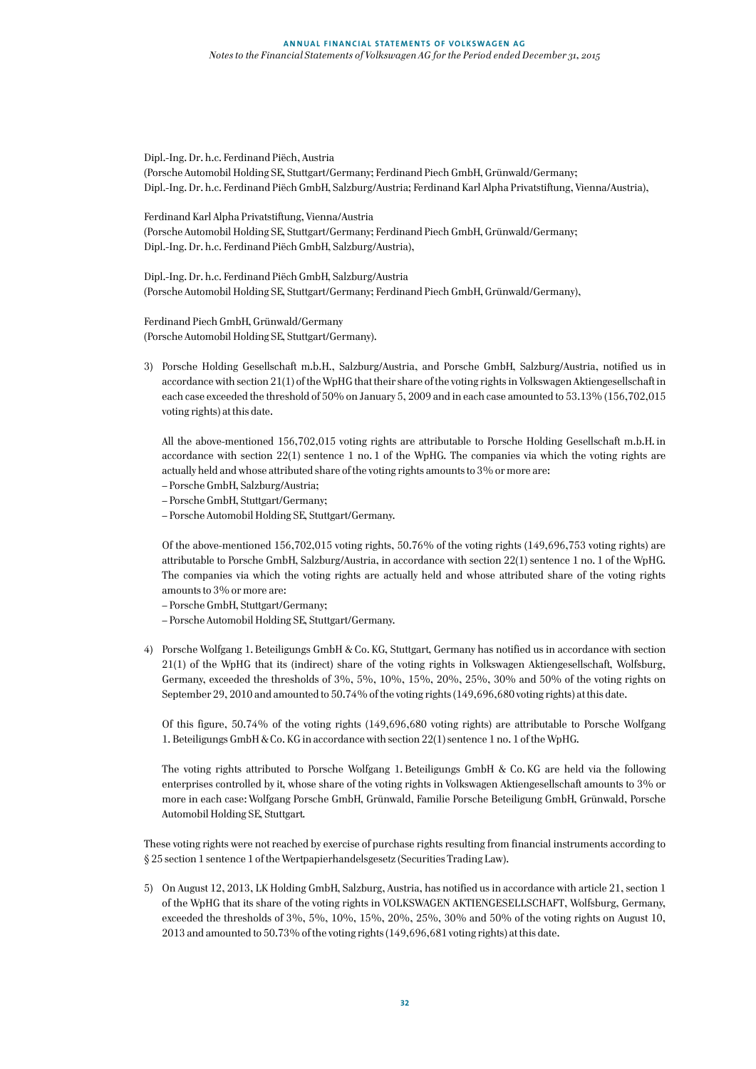Dipl.-Ing. Dr. h.c. Ferdinand Piëch, Austria
(Porsche Automobil Holding SE, Stuttgart/Germany; Ferdinand Piech GmbH, Grünwald/Germany;
Dipl.-Ing. Dr. h.c. Ferdinand Piëch GmbH, Salzburg/Austria; Ferdinand Karl Alpha Privatstiftung, Vienna/Austria),

Ferdinand Karl Alpha Privatstiftung, Vienna/Austria
(Porsche Automobil Holding SE, Stuttgart/Germany; Ferdinand Piech GmbH, Grünwald/Germany;
Dipl.-Ing. Dr. h.c. Ferdinand Piëch GmbH, Salzburg/Austria),

Dipl.-Ing. Dr. h.c. Ferdinand Piëch GmbH, Salzburg/Austria
(Porsche Automobil Holding SE, Stuttgart/Germany; Ferdinand Piech GmbH, Grünwald/Germany),

Ferdinand Piech GmbH, Grünwald/Germany
(Porsche Automobil Holding SE, Stuttgart/Germany).

3) Porsche Holding Gesellschaft m.b.H., Salzburg/Austria, and Porsche GmbH, Salzburg/Austria, notified us in accordance with section 21(1) of the WpHG that their share of the voting rights in Volkswagen Aktiengesellschaft in each case exceeded the threshold of 50% on January 5, 2009 and in each case amounted to 53.13% (156,702,015 voting rights) at this date.

   All the above-mentioned 156,702,015 voting rights are attributable to Porsche Holding Gesellschaft m.b.H. in accordance with section 22(1) sentence 1 no. 1 of the WpHG. The companies via which the voting rights are actually held and whose attributed share of the voting rights amounts to 3% or more are:
   – Porsche GmbH, Salzburg/Austria;
   – Porsche GmbH, Stuttgart/Germany;
   – Porsche Automobil Holding SE, Stuttgart/Germany.

   Of the above-mentioned 156,702,015 voting rights, 50.76% of the voting rights (149,696,753 voting rights) are attributable to Porsche GmbH, Salzburg/Austria, in accordance with section 22(1) sentence 1 no. 1 of the WpHG. The companies via which the voting rights are actually held and whose attributed share of the voting rights amounts to 3% or more are:
   – Porsche GmbH, Stuttgart/Germany;
   – Porsche Automobil Holding SE, Stuttgart/Germany.

4) Porsche Wolfgang 1. Beteiligungs GmbH & Co. KG, Stuttgart, Germany has notified us in accordance with section 21(1) of the WpHG that its (indirect) share of the voting rights in Volkswagen Aktiengesellschaft, Wolfsburg, Germany, exceeded the thresholds of 3%, 5%, 10%, 15%, 20%, 25%, 30% and 50% of the voting rights on September 29, 2010 and amounted to 50.74% of the voting rights (149,696,680 voting rights) at this date.

   Of this figure, 50.74% of the voting rights (149,696,680 voting rights) are attributable to Porsche Wolfgang 1. Beteiligungs GmbH & Co. KG in accordance with section 22(1) sentence 1 no. 1 of the WpHG.

   The voting rights attributed to Porsche Wolfgang 1. Beteiligungs GmbH & Co. KG are held via the following enterprises controlled by it, whose share of the voting rights in Volkswagen Aktiengesellschaft amounts to 3% or more in each case: Wolfgang Porsche GmbH, Grünwald, Familie Porsche Beteiligung GmbH, Grünwald, Porsche Automobil Holding SE, Stuttgart.

These voting rights were not reached by exercise of purchase rights resulting from financial instruments according to § 25 section 1 sentence 1 of the Wertpapierhandelsgesetz (Securities Trading Law).

5) On August 12, 2013, LK Holding GmbH, Salzburg, Austria, has notified us in accordance with article 21, section 1 of the WpHG that its share of the voting rights in VOLKSWAGEN AKTIENGESELLSCHAFT, Wolfsburg, Germany, exceeded the thresholds of 3%, 5%, 10%, 15%, 20%, 25%, 30% and 50% of the voting rights on August 10, 2013 and amounted to 50.73% of the voting rights (149,696,681 voting rights) at this date.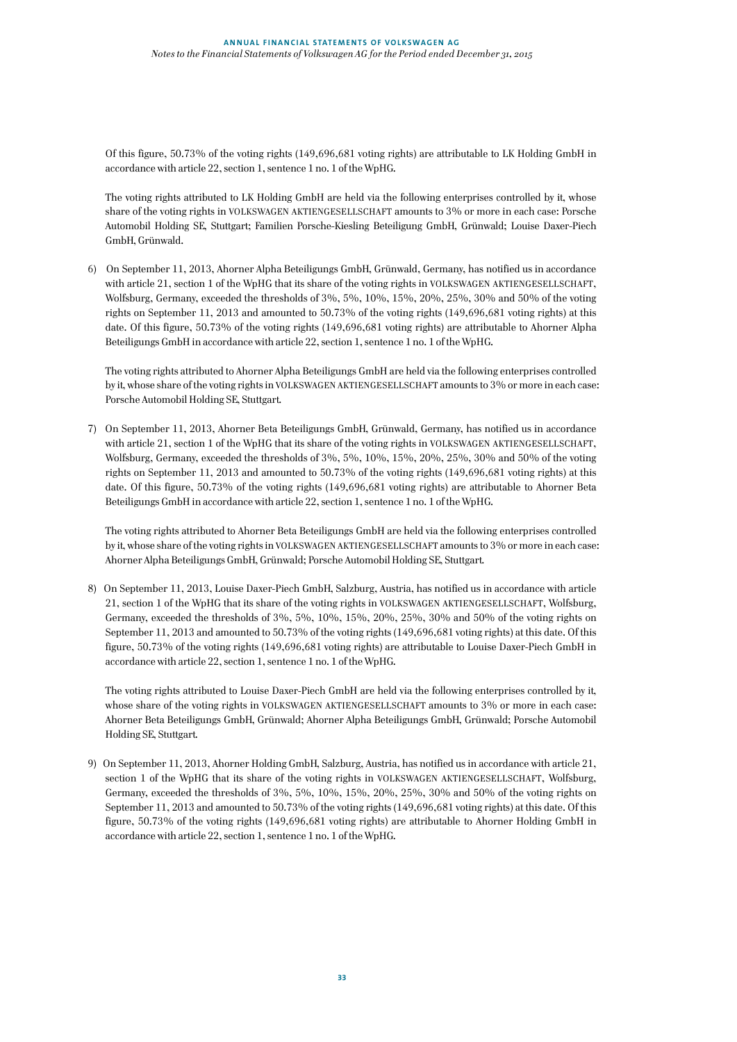Of this figure, 50.73% of the voting rights (149,696,681 voting rights) are attributable to LK Holding GmbH in accordance with article 22, section 1, sentence 1 no. 1 of the WpHG.

The voting rights attributed to LK Holding GmbH are held via the following enterprises controlled by it, whose share of the voting rights in VOLKSWAGEN AKTIENGESELLSCHAFT amounts to 3% or more in each case: Porsche Automobil Holding SE, Stuttgart; Familien Porsche-Kiesling Beteiligung GmbH, Grünwald; Louise Daxer-Piech GmbH, Grünwald.

6) On September 11, 2013, Ahorner Alpha Beteiligungs GmbH, Grünwald, Germany, has notified us in accordance with article 21, section 1 of the WpHG that its share of the voting rights in VOLKSWAGEN AKTIENGESELLSCHAFT, Wolfsburg, Germany, exceeded the thresholds of 3%, 5%, 10%, 15%, 20%, 25%, 30% and 50% of the voting rights on September 11, 2013 and amounted to 50.73% of the voting rights (149,696,681 voting rights) at this date. Of this figure, 50.73% of the voting rights (149,696,681 voting rights) are attributable to Ahorner Alpha Beteiligungs GmbH in accordance with article 22, section 1, sentence 1 no. 1 of the WpHG.

   The voting rights attributed to Ahorner Alpha Beteiligungs GmbH are held via the following enterprises controlled by it, whose share of the voting rights in VOLKSWAGEN AKTIENGESELLSCHAFT amounts to 3% or more in each case: Porsche Automobil Holding SE, Stuttgart.

7) On September 11, 2013, Ahorner Beta Beteiligungs GmbH, Grünwald, Germany, has notified us in accordance with article 21, section 1 of the WpHG that its share of the voting rights in VOLKSWAGEN AKTIENGESELLSCHAFT, Wolfsburg, Germany, exceeded the thresholds of 3%, 5%, 10%, 15%, 20%, 25%, 30% and 50% of the voting rights on September 11, 2013 and amounted to 50.73% of the voting rights (149,696,681 voting rights) at this date. Of this figure, 50.73% of the voting rights (149,696,681 voting rights) are attributable to Ahorner Beta Beteiligungs GmbH in accordance with article 22, section 1, sentence 1 no. 1 of the WpHG.

   The voting rights attributed to Ahorner Beta Beteiligungs GmbH are held via the following enterprises controlled by it, whose share of the voting rights in VOLKSWAGEN AKTIENGESELLSCHAFT amounts to 3% or more in each case: Ahorner Alpha Beteiligungs GmbH, Grünwald; Porsche Automobil Holding SE, Stuttgart.

8) On September 11, 2013, Louise Daxer-Piech GmbH, Salzburg, Austria, has notified us in accordance with article 21, section 1 of the WpHG that its share of the voting rights in VOLKSWAGEN AKTIENGESELLSCHAFT, Wolfsburg, Germany, exceeded the thresholds of 3%, 5%, 10%, 15%, 20%, 25%, 30% and 50% of the voting rights on September 11, 2013 and amounted to 50.73% of the voting rights (149,696,681 voting rights) at this date. Of this figure, 50.73% of the voting rights (149,696,681 voting rights) are attributable to Louise Daxer-Piech GmbH in accordance with article 22, section 1, sentence 1 no. 1 of the WpHG.

   The voting rights attributed to Louise Daxer-Piech GmbH are held via the following enterprises controlled by it, whose share of the voting rights in VOLKSWAGEN AKTIENGESELLSCHAFT amounts to 3% or more in each case: Ahorner Beta Beteiligungs GmbH, Grünwald; Ahorner Alpha Beteiligungs GmbH, Grünwald; Porsche Automobil Holding SE, Stuttgart.

9) On September 11, 2013, Ahorner Holding GmbH, Salzburg, Austria, has notified us in accordance with article 21, section 1 of the WpHG that its share of the voting rights in VOLKSWAGEN AKTIENGESELLSCHAFT, Wolfsburg, Germany, exceeded the thresholds of 3%, 5%, 10%, 15%, 20%, 25%, 30% and 50% of the voting rights on September 11, 2013 and amounted to 50.73% of the voting rights (149,696,681 voting rights) at this date. Of this figure, 50.73% of the voting rights (149,696,681 voting rights) are attributable to Ahorner Holding GmbH in accordance with article 22, section 1, sentence 1 no. 1 of the WpHG.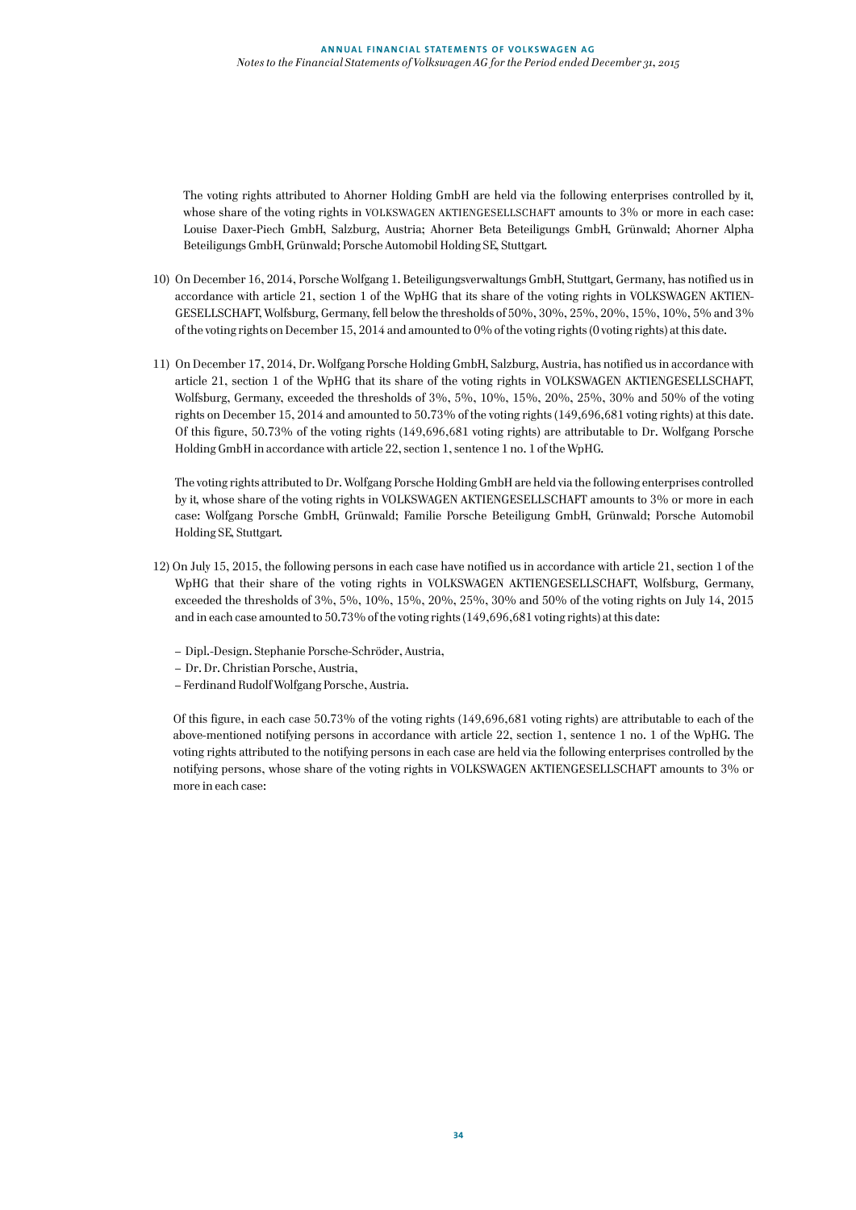The voting rights attributed to Ahorner Holding GmbH are held via the following enterprises controlled by it, whose share of the voting rights in VOLKSWAGEN AKTIENGESELLSCHAFT amounts to 3% or more in each case: Louise Daxer-Piech GmbH, Salzburg, Austria; Ahorner Beta Beteiligungs GmbH, Grünwald; Ahorner Alpha Beteiligungs GmbH, Grünwald; Porsche Automobil Holding SE, Stuttgart.

10) On December 16, 2014, Porsche Wolfgang 1. Beteiligungsverwaltungs GmbH, Stuttgart, Germany, has notified us in accordance with article 21, section 1 of the WpHG that its share of the voting rights in VOLKSWAGEN AKTIENGESELLSCHAFT, Wolfsburg, Germany, fell below the thresholds of 50%, 30%, 25%, 20%, 15%, 10%, 5% and 3% of the voting rights on December 15, 2014 and amounted to 0% of the voting rights (0 voting rights) at this date.

11) On December 17, 2014, Dr. Wolfgang Porsche Holding GmbH, Salzburg, Austria, has notified us in accordance with article 21, section 1 of the WpHG that its share of the voting rights in VOLKSWAGEN AKTIENGESELLSCHAFT, Wolfsburg, Germany, exceeded the thresholds of 3%, 5%, 10%, 15%, 20%, 25%, 30% and 50% of the voting rights on December 15, 2014 and amounted to 50.73% of the voting rights (149,696,681 voting rights) at this date. Of this figure, 50.73% of the voting rights (149,696,681 voting rights) are attributable to Dr. Wolfgang Porsche Holding GmbH in accordance with article 22, section 1, sentence 1 no. 1 of the WpHG.

    The voting rights attributed to Dr. Wolfgang Porsche Holding GmbH are held via the following enterprises controlled by it, whose share of the voting rights in VOLKSWAGEN AKTIENGESELLSCHAFT amounts to 3% or more in each case: Wolfgang Porsche GmbH, Grünwald; Familie Porsche Beteiligung GmbH, Grünwald; Porsche Automobil Holding SE, Stuttgart.

12) On July 15, 2015, the following persons in each case have notified us in accordance with article 21, section 1 of the WpHG that their share of the voting rights in VOLKSWAGEN AKTIENGESELLSCHAFT, Wolfsburg, Germany, exceeded the thresholds of 3%, 5%, 10%, 15%, 20%, 25%, 30% and 50% of the voting rights on July 14, 2015 and in each case amounted to 50.73% of the voting rights (149,696,681 voting rights) at this date:

    - Dipl.-Design. Stephanie Porsche-Schröder, Austria,
    - Dr. Dr. Christian Porsche, Austria,
    - Ferdinand Rudolf Wolfgang Porsche, Austria.

    Of this figure, in each case 50.73% of the voting rights (149,696,681 voting rights) are attributable to each of the above-mentioned notifying persons in accordance with article 22, section 1, sentence 1 no. 1 of the WpHG. The voting rights attributed to the notifying persons in each case are held via the following enterprises controlled by the notifying persons, whose share of the voting rights in VOLKSWAGEN AKTIENGESELLSCHAFT amounts to 3% or more in each case: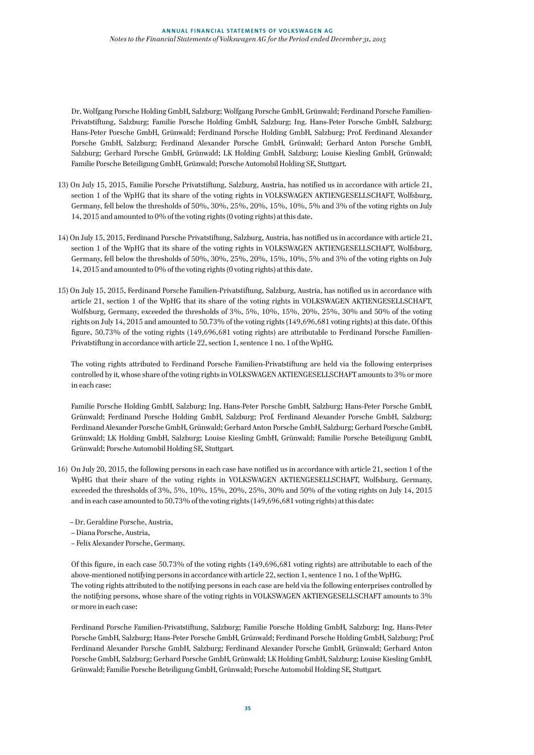Dr. Wolfgang Porsche Holding GmbH, Salzburg; Wolfgang Porsche GmbH, Grünwald; Ferdinand Porsche Familien-Privatstiftung, Salzburg; Familie Porsche Holding GmbH, Salzburg; Ing. Hans-Peter Porsche GmbH, Salzburg; Hans-Peter Porsche GmbH, Grünwald; Ferdinand Porsche Holding GmbH, Salzburg; Prof. Ferdinand Alexander Porsche GmbH, Salzburg; Ferdinand Alexander Porsche GmbH, Grünwald; Gerhard Anton Porsche GmbH, Salzburg; Gerhard Porsche GmbH, Grünwald; LK Holding GmbH, Salzburg; Louise Kiesling GmbH, Grünwald; Familie Porsche Beteiligung GmbH, Grünwald; Porsche Automobil Holding SE, Stuttgart.

13) On July 15, 2015, Familie Porsche Privatstiftung, Salzburg, Austria, has notified us in accordance with article 21, section 1 of the WpHG that its share of the voting rights in VOLKSWAGEN AKTIENGESELLSCHAFT, Wolfsburg, Germany, fell below the thresholds of 50%, 30%, 25%, 20%, 15%, 10%, 5% and 3% of the voting rights on July 14, 2015 and amounted to 0% of the voting rights (0 voting rights) at this date.

14) On July 15, 2015, Ferdinand Porsche Privatstiftung, Salzburg, Austria, has notified us in accordance with article 21, section 1 of the WpHG that its share of the voting rights in VOLKSWAGEN AKTIENGESELLSCHAFT, Wolfsburg, Germany, fell below the thresholds of 50%, 30%, 25%, 20%, 15%, 10%, 5% and 3% of the voting rights on July 14, 2015 and amounted to 0% of the voting rights (0 voting rights) at this date.

15) On July 15, 2015, Ferdinand Porsche Familien-Privatstiftung, Salzburg, Austria, has notified us in accordance with article 21, section 1 of the WpHG that its share of the voting rights in VOLKSWAGEN AKTIENGESELLSCHAFT, Wolfsburg, Germany, exceeded the thresholds of 3%, 5%, 10%, 15%, 20%, 25%, 30% and 50% of the voting rights on July 14, 2015 and amounted to 50.73% of the voting rights (149,696,681 voting rights) at this date. Of this figure, 50.73% of the voting rights (149,696,681 voting rights) are attributable to Ferdinand Porsche Familien-Privatstiftung in accordance with article 22, section 1, sentence 1 no. 1 of the WpHG.

    The voting rights attributed to Ferdinand Porsche Familien-Privatstiftung are held via the following enterprises controlled by it, whose share of the voting rights in VOLKSWAGEN AKTIENGESELLSCHAFT amounts to 3% or more in each case:

    Familie Porsche Holding GmbH, Salzburg; Ing. Hans-Peter Porsche GmbH, Salzburg; Hans-Peter Porsche GmbH, Grünwald; Ferdinand Porsche Holding GmbH, Salzburg; Prof. Ferdinand Alexander Porsche GmbH, Salzburg; Ferdinand Alexander Porsche GmbH, Grünwald; Gerhard Anton Porsche GmbH, Salzburg; Gerhard Porsche GmbH, Grünwald; LK Holding GmbH, Salzburg; Louise Kiesling GmbH, Grünwald; Familie Porsche Beteiligung GmbH, Grünwald; Porsche Automobil Holding SE, Stuttgart.

16) On July 20, 2015, the following persons in each case have notified us in accordance with article 21, section 1 of the WpHG that their share of the voting rights in VOLKSWAGEN AKTIENGESELLSCHAFT, Wolfsburg, Germany, exceeded the thresholds of 3%, 5%, 10%, 15%, 20%, 25%, 30% and 50% of the voting rights on July 14, 2015 and in each case amounted to 50.73% of the voting rights (149,696,681 voting rights) at this date:

    – Dr. Geraldine Porsche, Austria,
    – Diana Porsche, Austria,
    – Felix Alexander Porsche, Germany.

    Of this figure, in each case 50.73% of the voting rights (149,696,681 voting rights) are attributable to each of the above-mentioned notifying persons in accordance with article 22, section 1, sentence 1 no. 1 of the WpHG.
    The voting rights attributed to the notifying persons in each case are held via the following enterprises controlled by the notifying persons, whose share of the voting rights in VOLKSWAGEN AKTIENGESELLSCHAFT amounts to 3% or more in each case:

    Ferdinand Porsche Familien-Privatstiftung, Salzburg; Familie Porsche Holding GmbH, Salzburg; Ing. Hans-Peter Porsche GmbH, Salzburg; Hans-Peter Porsche GmbH, Grünwald; Ferdinand Porsche Holding GmbH, Salzburg; Prof. Ferdinand Alexander Porsche GmbH, Salzburg; Ferdinand Alexander Porsche GmbH, Grünwald; Gerhard Anton Porsche GmbH, Salzburg; Gerhard Porsche GmbH, Grünwald; LK Holding GmbH, Salzburg; Louise Kiesling GmbH, Grünwald; Familie Porsche Beteiligung GmbH, Grünwald; Porsche Automobil Holding SE, Stuttgart.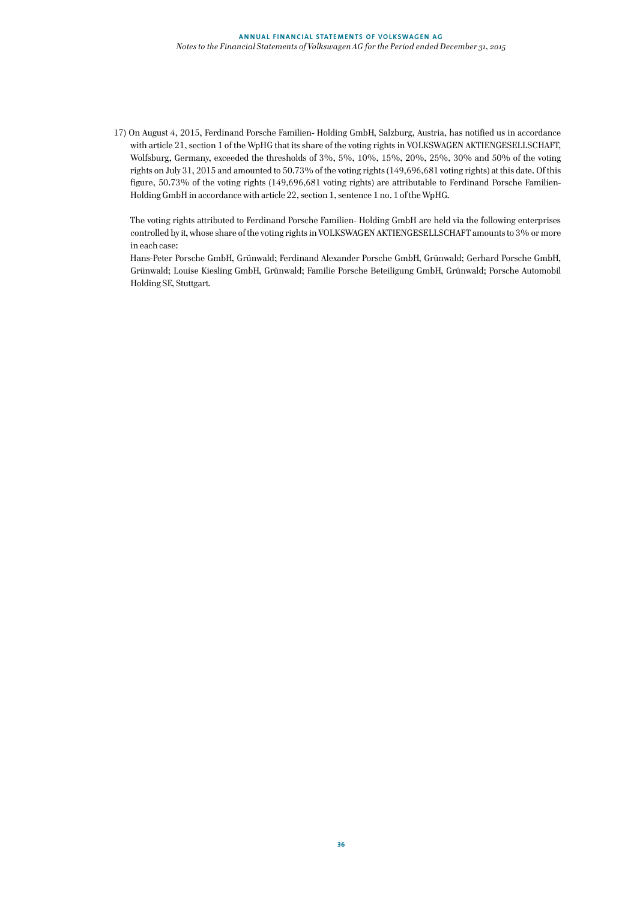17) On August 4, 2015, Ferdinand Porsche Familien- Holding GmbH, Salzburg, Austria, has notified us in accordance with article 21, section 1 of the WpHG that its share of the voting rights in VOLKSWAGEN AKTIENGESELLSCHAFT, Wolfsburg, Germany, exceeded the thresholds of 3%, 5%, 10%, 15%, 20%, 25%, 30% and 50% of the voting rights on July 31, 2015 and amounted to 50.73% of the voting rights (149,696,681 voting rights) at this date. Of this figure, 50.73% of the voting rights (149,696,681 voting rights) are attributable to Ferdinand Porsche Familien-Holding GmbH in accordance with article 22, section 1, sentence 1 no. 1 of the WpHG.

    The voting rights attributed to Ferdinand Porsche Familien- Holding GmbH are held via the following enterprises controlled by it, whose share of the voting rights in VOLKSWAGEN AKTIENGESELLSCHAFT amounts to 3% or more in each case:

    Hans-Peter Porsche GmbH, Grünwald; Ferdinand Alexander Porsche GmbH, Grünwald; Gerhard Porsche GmbH, Grünwald; Louise Kiesling GmbH, Grünwald; Familie Porsche Beteiligung GmbH, Grünwald; Porsche Automobil Holding SE, Stuttgart.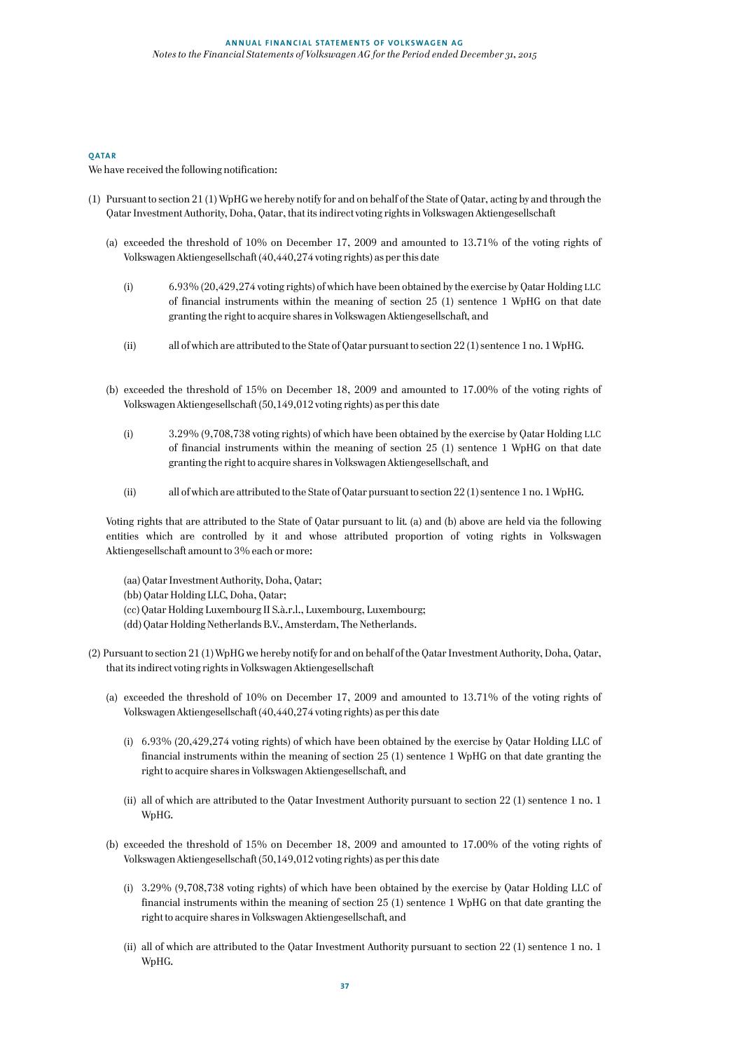## QATAR

We have received the following notification:

(1) Pursuant to section 21 (1) WpHG we hereby notify for and on behalf of the State of Qatar, acting by and through the Qatar Investment Authority, Doha, Qatar, that its indirect voting rights in Volkswagen Aktiengesellschaft

(a) exceeded the threshold of 10% on December 17, 2009 and amounted to 13.71% of the voting rights of Volkswagen Aktiengesellschaft (40,440,274 voting rights) as per this date

(i) 6.93% (20,429,274 voting rights) of which have been obtained by the exercise by Qatar Holding LLC of financial instruments within the meaning of section 25 (1) sentence 1 WpHG on that date granting the right to acquire shares in Volkswagen Aktiengesellschaft, and

(ii) all of which are attributed to the State of Qatar pursuant to section 22 (1) sentence 1 no. 1 WpHG.

(b) exceeded the threshold of 15% on December 18, 2009 and amounted to 17.00% of the voting rights of Volkswagen Aktiengesellschaft (50,149,012 voting rights) as per this date

(i) 3.29% (9,708,738 voting rights) of which have been obtained by the exercise by Qatar Holding LLC of financial instruments within the meaning of section 25 (1) sentence 1 WpHG on that date granting the right to acquire shares in Volkswagen Aktiengesellschaft, and

(ii) all of which are attributed to the State of Qatar pursuant to section 22 (1) sentence 1 no. 1 WpHG.

Voting rights that are attributed to the State of Qatar pursuant to lit. (a) and (b) above are held via the following entities which are controlled by it and whose attributed proportion of voting rights in Volkswagen Aktiengesellschaft amount to 3% each or more:

(aa) Qatar Investment Authority, Doha, Qatar;
(bb) Qatar Holding LLC, Doha, Qatar;
(cc) Qatar Holding Luxembourg II S.à.r.l., Luxembourg, Luxembourg;
(dd) Qatar Holding Netherlands B.V., Amsterdam, The Netherlands.

(2) Pursuant to section 21 (1) WpHG we hereby notify for and on behalf of the Qatar Investment Authority, Doha, Qatar, that its indirect voting rights in Volkswagen Aktiengesellschaft

(a) exceeded the threshold of 10% on December 17, 2009 and amounted to 13.71% of the voting rights of Volkswagen Aktiengesellschaft (40,440,274 voting rights) as per this date

(i) 6.93% (20,429,274 voting rights) of which have been obtained by the exercise by Qatar Holding LLC of financial instruments within the meaning of section 25 (1) sentence 1 WpHG on that date granting the right to acquire shares in Volkswagen Aktiengesellschaft, and

(ii) all of which are attributed to the Qatar Investment Authority pursuant to section 22 (1) sentence 1 no. 1 WpHG.

(b) exceeded the threshold of 15% on December 18, 2009 and amounted to 17.00% of the voting rights of Volkswagen Aktiengesellschaft (50,149,012 voting rights) as per this date

(i) 3.29% (9,708,738 voting rights) of which have been obtained by the exercise by Qatar Holding LLC of financial instruments within the meaning of section 25 (1) sentence 1 WpHG on that date granting the right to acquire shares in Volkswagen Aktiengesellschaft, and

(ii) all of which are attributed to the Qatar Investment Authority pursuant to section 22 (1) sentence 1 no. 1 WpHG.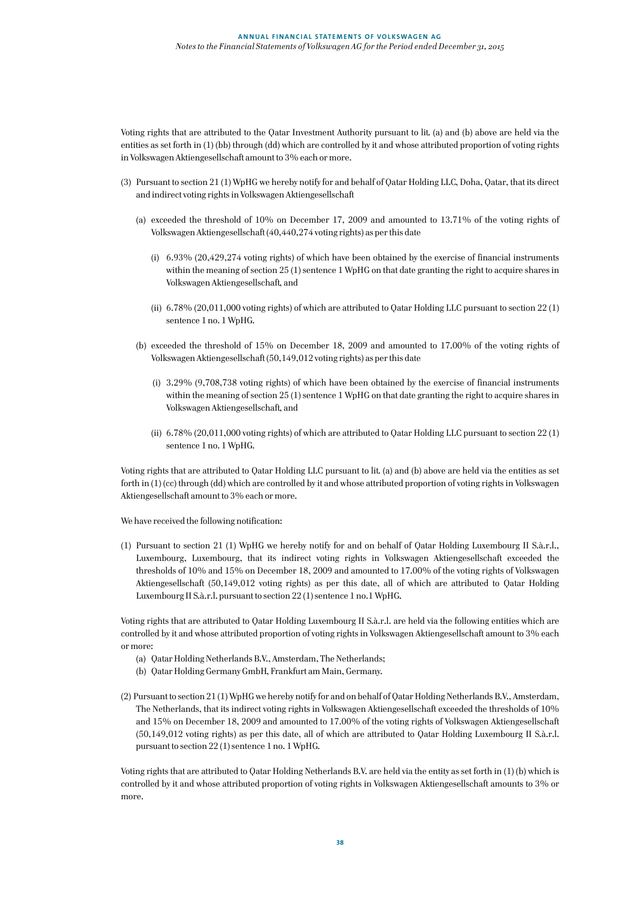Voting rights that are attributed to the Qatar Investment Authority pursuant to lit. (a) and (b) above are held via the entities as set forth in (1) (bb) through (dd) which are controlled by it and whose attributed proportion of voting rights in Volkswagen Aktiengesellschaft amount to 3% each or more.

(3) Pursuant to section 21 (1) WpHG we hereby notify for and behalf of Qatar Holding LLC, Doha, Qatar, that its direct and indirect voting rights in Volkswagen Aktiengesellschaft

   (a) exceeded the threshold of 10% on December 17, 2009 and amounted to 13.71% of the voting rights of Volkswagen Aktiengesellschaft (40,440,274 voting rights) as per this date

      (i) 6.93% (20,429,274 voting rights) of which have been obtained by the exercise of financial instruments within the meaning of section 25 (1) sentence 1 WpHG on that date granting the right to acquire shares in Volkswagen Aktiengesellschaft, and

      (ii) 6.78% (20,011,000 voting rights) of which are attributed to Qatar Holding LLC pursuant to section 22 (1) sentence 1 no. 1 WpHG.

   (b) exceeded the threshold of 15% on December 18, 2009 and amounted to 17.00% of the voting rights of Volkswagen Aktiengesellschaft (50,149,012 voting rights) as per this date

      (i) 3.29% (9,708,738 voting rights) of which have been obtained by the exercise of financial instruments within the meaning of section 25 (1) sentence 1 WpHG on that date granting the right to acquire shares in Volkswagen Aktiengesellschaft, and

      (ii) 6.78% (20,011,000 voting rights) of which are attributed to Qatar Holding LLC pursuant to section 22 (1) sentence 1 no. 1 WpHG.

Voting rights that are attributed to Qatar Holding LLC pursuant to lit. (a) and (b) above are held via the entities as set forth in (1) (cc) through (dd) which are controlled by it and whose attributed proportion of voting rights in Volkswagen Aktiengesellschaft amount to 3% each or more.

We have received the following notification:

(1) Pursuant to section 21 (1) WpHG we hereby notify for and on behalf of Qatar Holding Luxembourg II S.à.r.l., Luxembourg, Luxembourg, that its indirect voting rights in Volkswagen Aktiengesellschaft exceeded the thresholds of 10% and 15% on December 18, 2009 and amounted to 17.00% of the voting rights of Volkswagen Aktiengesellschaft (50,149,012 voting rights) as per this date, all of which are attributed to Qatar Holding Luxembourg II S.à.r.l. pursuant to section 22 (1) sentence 1 no.1 WpHG.

Voting rights that are attributed to Qatar Holding Luxembourg II S.à.r.l. are held via the following entities which are controlled by it and whose attributed proportion of voting rights in Volkswagen Aktiengesellschaft amount to 3% each or more:

   (a) Qatar Holding Netherlands B.V., Amsterdam, The Netherlands;
   (b) Qatar Holding Germany GmbH, Frankfurt am Main, Germany.

(2) Pursuant to section 21 (1) WpHG we hereby notify for and on behalf of Qatar Holding Netherlands B.V., Amsterdam, The Netherlands, that its indirect voting rights in Volkswagen Aktiengesellschaft exceeded the thresholds of 10% and 15% on December 18, 2009 and amounted to 17.00% of the voting rights of Volkswagen Aktiengesellschaft (50,149,012 voting rights) as per this date, all of which are attributed to Qatar Holding Luxembourg II S.à.r.l. pursuant to section 22 (1) sentence 1 no. 1 WpHG.

Voting rights that are attributed to Qatar Holding Netherlands B.V. are held via the entity as set forth in (1) (b) which is controlled by it and whose attributed proportion of voting rights in Volkswagen Aktiengesellschaft amounts to 3% or more.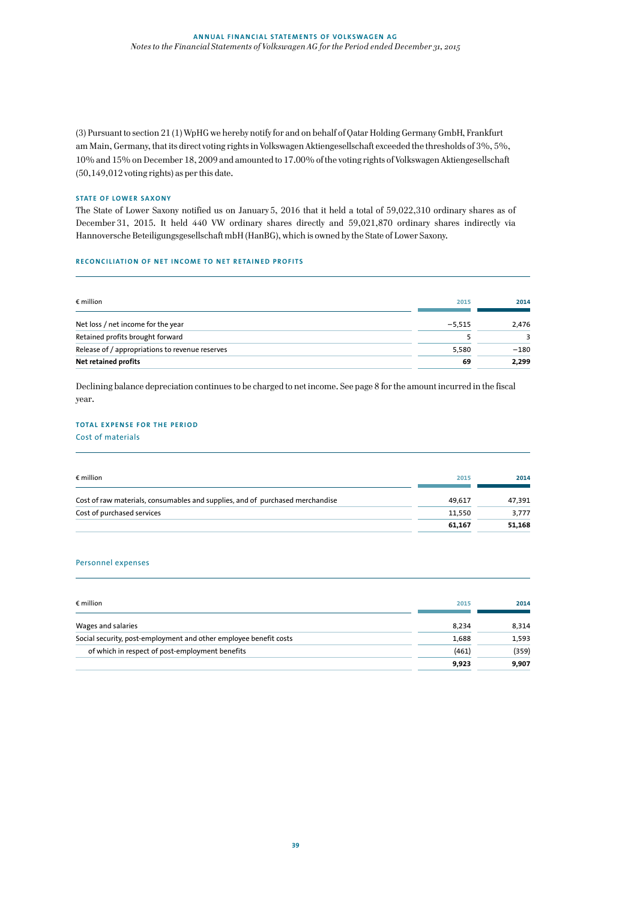(3) Pursuant to section 21 (1) WpHG we hereby notify for and on behalf of Qatar Holding Germany GmbH, Frankfurt am Main, Germany, that its direct voting rights in Volkswagen Aktiengesellschaft exceeded the thresholds of 3%, 5%, 10% and 15% on December 18, 2009 and amounted to 17.00% of the voting rights of Volkswagen Aktiengesellschaft (50,149,012 voting rights) as per this date.

### STATE OF LOWER SAXONY

The State of Lower Saxony notified us on January 5, 2016 that it held a total of 59,022,310 ordinary shares as of December 31, 2015. It held 440 VW ordinary shares directly and 59,021,870 ordinary shares indirectly via Hannoversche Beteiligungsgesellschaft mbH (HanBG), which is owned by the State of Lower Saxony.

### RECONCILIATION OF NET INCOME TO NET RETAINED PROFITS

| € million | 2015 | 2014 |
|---|---|---|
| Net loss / net income for the year | −5,515 | 2,476 |
| Retained profits brought forward | 5 | 3 |
| Release of / appropriations to revenue reserves | 5,580 | −180 |
| **Net retained profits** | **69** | **2,299** |

Declining balance depreciation continues to be charged to net income. See page 8 for the amount incurred in the fiscal year.

### TOTAL EXPENSE FOR THE PERIOD

#### Cost of materials

| € million | 2015 | 2014 |
|---|---|---|
| Cost of raw materials, consumables and supplies, and of purchased merchandise | 49,617 | 47,391 |
| Cost of purchased services | 11,550 | 3,777 |
| | **61,167** | **51,168** |

#### Personnel expenses

| € million | 2015 | 2014 |
|---|---|---|
| Wages and salaries | 8,234 | 8,314 |
| Social security, post-employment and other employee benefit costs | 1,688 | 1,593 |
| of which in respect of post-employment benefits | (461) | (359) |
| | **9,923** | **9,907** |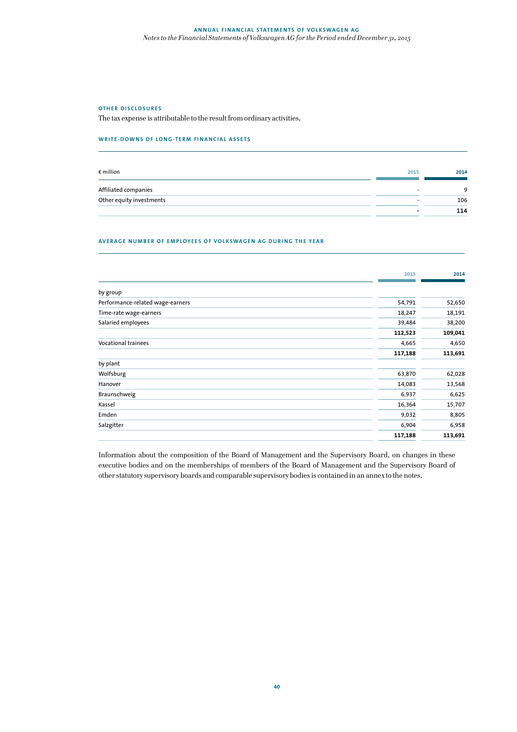## OTHER DISCLOSURES

The tax expense is attributable to the result from ordinary activities.

### WRITE-DOWNS OF LONG-TERM FINANCIAL ASSETS

| € million | 2015 | 2014 |
|---|---|---|
| Affiliated companies | – | 9 |
| Other equity investments | – | 106 |
| | **–** | **114** |

### AVERAGE NUMBER OF EMPLOYEES OF VOLKSWAGEN AG DURING THE YEAR

| | 2015 | 2014 |
|---|---|---|
| by group | | |
| Performance-related wage-earners | 54,791 | 52,650 |
| Time-rate wage-earners | 18,247 | 18,191 |
| Salaried employees | 39,484 | 38,200 |
| | **112,523** | **109,041** |
| Vocational trainees | 4,665 | 4,650 |
| | **117,188** | **113,691** |
| by plant | | |
| Wolfsburg | 63,870 | 62,028 |
| Hanover | 14,083 | 13,568 |
| Braunschweig | 6,937 | 6,625 |
| Kassel | 16,364 | 15,707 |
| Emden | 9,032 | 8,805 |
| Salzgitter | 6,904 | 6,958 |
| | **117,188** | **113,691** |

Information about the composition of the Board of Management and the Supervisory Board, on changes in these executive bodies and on the memberships of members of the Board of Management and the Supervisory Board of other statutory supervisory boards and comparable supervisory bodies is contained in an annex to the notes.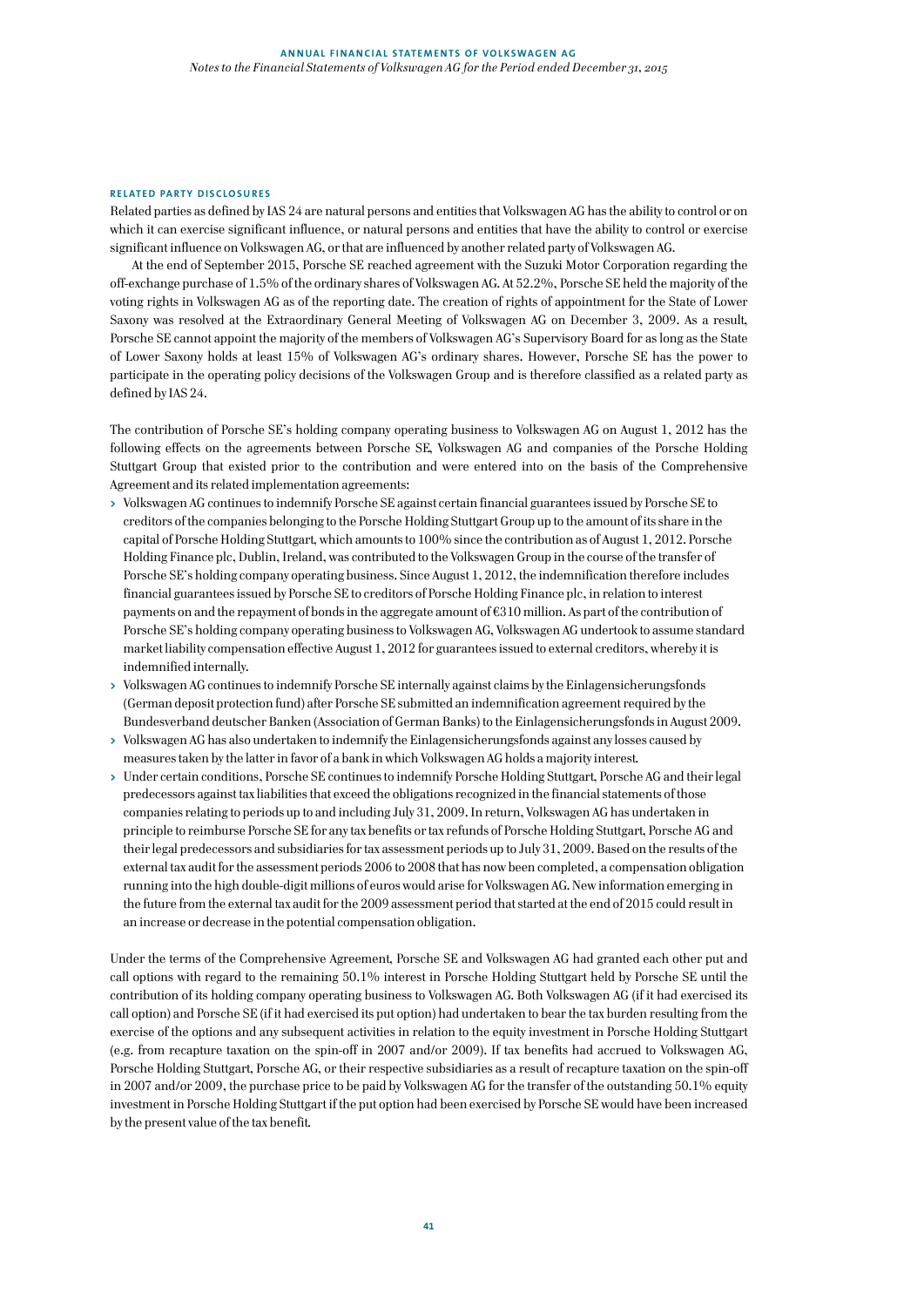### RELATED PARTY DISCLOSURES

Related parties as defined by IAS 24 are natural persons and entities that Volkswagen AG has the ability to control or on which it can exercise significant influence, or natural persons and entities that have the ability to control or exercise significant influence on Volkswagen AG, or that are influenced by another related party of Volkswagen AG.

At the end of September 2015, Porsche SE reached agreement with the Suzuki Motor Corporation regarding the off-exchange purchase of 1.5% of the ordinary shares of Volkswagen AG. At 52.2%, Porsche SE held the majority of the voting rights in Volkswagen AG as of the reporting date. The creation of rights of appointment for the State of Lower Saxony was resolved at the Extraordinary General Meeting of Volkswagen AG on December 3, 2009. As a result, Porsche SE cannot appoint the majority of the members of Volkswagen AG's Supervisory Board for as long as the State of Lower Saxony holds at least 15% of Volkswagen AG's ordinary shares. However, Porsche SE has the power to participate in the operating policy decisions of the Volkswagen Group and is therefore classified as a related party as defined by IAS 24.

The contribution of Porsche SE's holding company operating business to Volkswagen AG on August 1, 2012 has the following effects on the agreements between Porsche SE, Volkswagen AG and companies of the Porsche Holding Stuttgart Group that existed prior to the contribution and were entered into on the basis of the Comprehensive Agreement and its related implementation agreements:

- Volkswagen AG continues to indemnify Porsche SE against certain financial guarantees issued by Porsche SE to creditors of the companies belonging to the Porsche Holding Stuttgart Group up to the amount of its share in the capital of Porsche Holding Stuttgart, which amounts to 100% since the contribution as of August 1, 2012. Porsche Holding Finance plc, Dublin, Ireland, was contributed to the Volkswagen Group in the course of the transfer of Porsche SE's holding company operating business. Since August 1, 2012, the indemnification therefore includes financial guarantees issued by Porsche SE to creditors of Porsche Holding Finance plc, in relation to interest payments on and the repayment of bonds in the aggregate amount of €310 million. As part of the contribution of Porsche SE's holding company operating business to Volkswagen AG, Volkswagen AG undertook to assume standard market liability compensation effective August 1, 2012 for guarantees issued to external creditors, whereby it is indemnified internally.
- Volkswagen AG continues to indemnify Porsche SE internally against claims by the Einlagensicherungsfonds (German deposit protection fund) after Porsche SE submitted an indemnification agreement required by the Bundesverband deutscher Banken (Association of German Banks) to the Einlagensicherungsfonds in August 2009.
- Volkswagen AG has also undertaken to indemnify the Einlagensicherungsfonds against any losses caused by measures taken by the latter in favor of a bank in which Volkswagen AG holds a majority interest.
- Under certain conditions, Porsche SE continues to indemnify Porsche Holding Stuttgart, Porsche AG and their legal predecessors against tax liabilities that exceed the obligations recognized in the financial statements of those companies relating to periods up to and including July 31, 2009. In return, Volkswagen AG has undertaken in principle to reimburse Porsche SE for any tax benefits or tax refunds of Porsche Holding Stuttgart, Porsche AG and their legal predecessors and subsidiaries for tax assessment periods up to July 31, 2009. Based on the results of the external tax audit for the assessment periods 2006 to 2008 that has now been completed, a compensation obligation running into the high double-digit millions of euros would arise for Volkswagen AG. New information emerging in the future from the external tax audit for the 2009 assessment period that started at the end of 2015 could result in an increase or decrease in the potential compensation obligation.

Under the terms of the Comprehensive Agreement, Porsche SE and Volkswagen AG had granted each other put and call options with regard to the remaining 50.1% interest in Porsche Holding Stuttgart held by Porsche SE until the contribution of its holding company operating business to Volkswagen AG. Both Volkswagen AG (if it had exercised its call option) and Porsche SE (if it had exercised its put option) had undertaken to bear the tax burden resulting from the exercise of the options and any subsequent activities in relation to the equity investment in Porsche Holding Stuttgart (e.g. from recapture taxation on the spin-off in 2007 and/or 2009). If tax benefits had accrued to Volkswagen AG, Porsche Holding Stuttgart, Porsche AG, or their respective subsidiaries as a result of recapture taxation on the spin-off in 2007 and/or 2009, the purchase price to be paid by Volkswagen AG for the transfer of the outstanding 50.1% equity investment in Porsche Holding Stuttgart if the put option had been exercised by Porsche SE would have been increased by the present value of the tax benefit.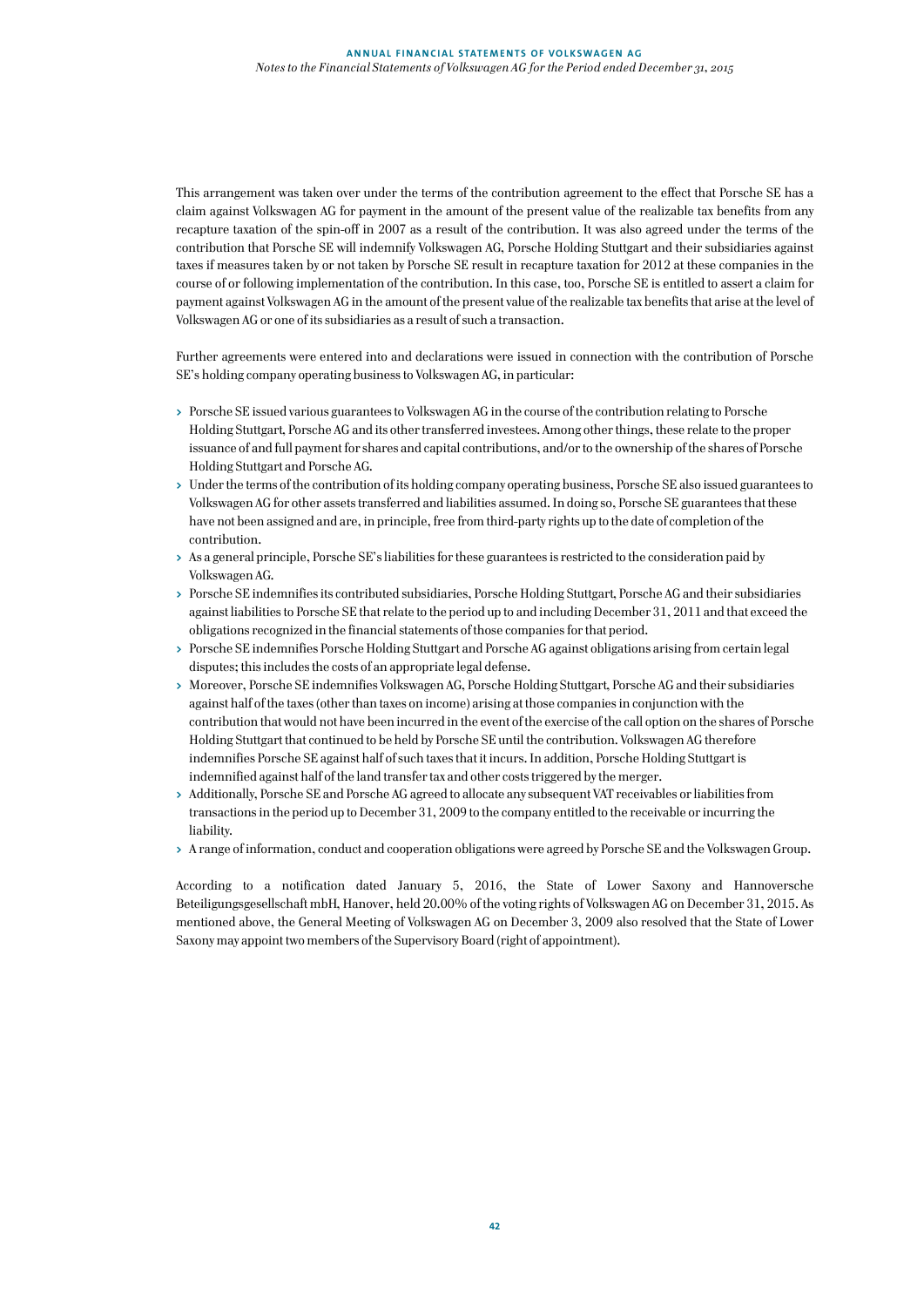This arrangement was taken over under the terms of the contribution agreement to the effect that Porsche SE has a claim against Volkswagen AG for payment in the amount of the present value of the realizable tax benefits from any recapture taxation of the spin-off in 2007 as a result of the contribution. It was also agreed under the terms of the contribution that Porsche SE will indemnify Volkswagen AG, Porsche Holding Stuttgart and their subsidiaries against taxes if measures taken by or not taken by Porsche SE result in recapture taxation for 2012 at these companies in the course of or following implementation of the contribution. In this case, too, Porsche SE is entitled to assert a claim for payment against Volkswagen AG in the amount of the present value of the realizable tax benefits that arise at the level of Volkswagen AG or one of its subsidiaries as a result of such a transaction.

Further agreements were entered into and declarations were issued in connection with the contribution of Porsche SE's holding company operating business to Volkswagen AG, in particular:

- Porsche SE issued various guarantees to Volkswagen AG in the course of the contribution relating to Porsche Holding Stuttgart, Porsche AG and its other transferred investees. Among other things, these relate to the proper issuance of and full payment for shares and capital contributions, and/or to the ownership of the shares of Porsche Holding Stuttgart and Porsche AG.
- Under the terms of the contribution of its holding company operating business, Porsche SE also issued guarantees to Volkswagen AG for other assets transferred and liabilities assumed. In doing so, Porsche SE guarantees that these have not been assigned and are, in principle, free from third-party rights up to the date of completion of the contribution.
- As a general principle, Porsche SE's liabilities for these guarantees is restricted to the consideration paid by Volkswagen AG.
- Porsche SE indemnifies its contributed subsidiaries, Porsche Holding Stuttgart, Porsche AG and their subsidiaries against liabilities to Porsche SE that relate to the period up to and including December 31, 2011 and that exceed the obligations recognized in the financial statements of those companies for that period.
- Porsche SE indemnifies Porsche Holding Stuttgart and Porsche AG against obligations arising from certain legal disputes; this includes the costs of an appropriate legal defense.
- Moreover, Porsche SE indemnifies Volkswagen AG, Porsche Holding Stuttgart, Porsche AG and their subsidiaries against half of the taxes (other than taxes on income) arising at those companies in conjunction with the contribution that would not have been incurred in the event of the exercise of the call option on the shares of Porsche Holding Stuttgart that continued to be held by Porsche SE until the contribution. Volkswagen AG therefore indemnifies Porsche SE against half of such taxes that it incurs. In addition, Porsche Holding Stuttgart is indemnified against half of the land transfer tax and other costs triggered by the merger.
- Additionally, Porsche SE and Porsche AG agreed to allocate any subsequent VAT receivables or liabilities from transactions in the period up to December 31, 2009 to the company entitled to the receivable or incurring the liability.
- A range of information, conduct and cooperation obligations were agreed by Porsche SE and the Volkswagen Group.

According to a notification dated January 5, 2016, the State of Lower Saxony and Hannoversche Beteiligungsgesellschaft mbH, Hanover, held 20.00% of the voting rights of Volkswagen AG on December 31, 2015. As mentioned above, the General Meeting of Volkswagen AG on December 3, 2009 also resolved that the State of Lower Saxony may appoint two members of the Supervisory Board (right of appointment).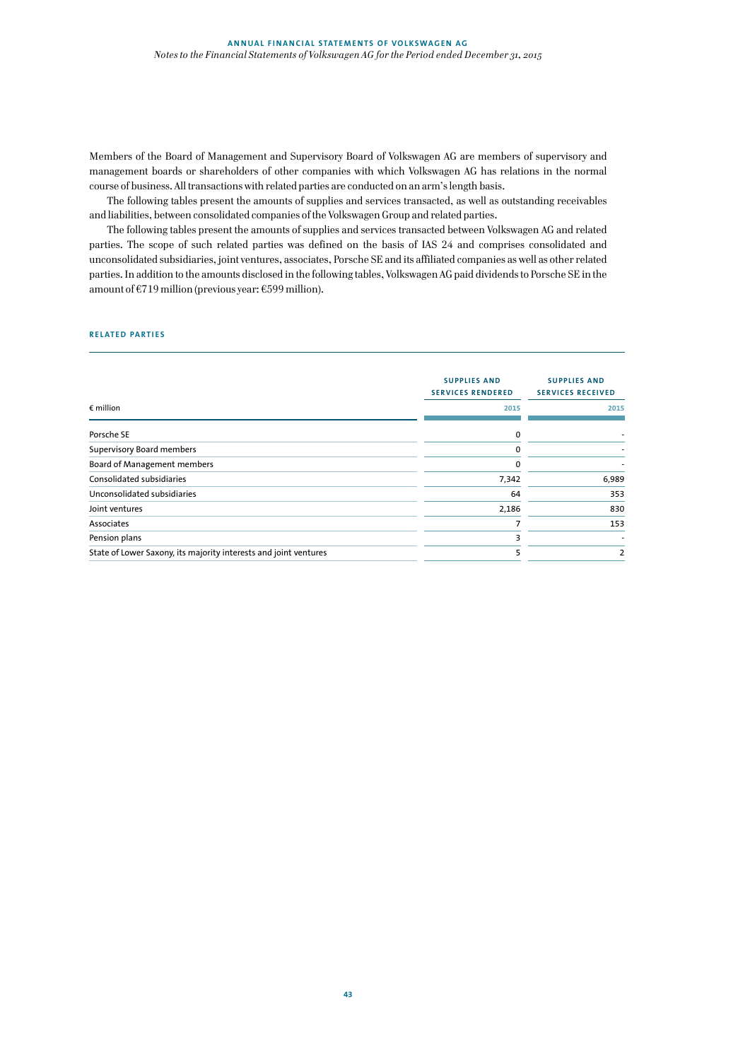Members of the Board of Management and Supervisory Board of Volkswagen AG are members of supervisory and management boards or shareholders of other companies with which Volkswagen AG has relations in the normal course of business. All transactions with related parties are conducted on an arm's length basis.

The following tables present the amounts of supplies and services transacted, as well as outstanding receivables and liabilities, between consolidated companies of the Volkswagen Group and related parties.

The following tables present the amounts of supplies and services transacted between Volkswagen AG and related parties. The scope of such related parties was defined on the basis of IAS 24 and comprises consolidated and unconsolidated subsidiaries, joint ventures, associates, Porsche SE and its affiliated companies as well as other related parties. In addition to the amounts disclosed in the following tables, Volkswagen AG paid dividends to Porsche SE in the amount of €719 million (previous year: €599 million).

### RELATED PARTIES

| € million | SUPPLIES AND SERVICES RENDERED 2015 | SUPPLIES AND SERVICES RECEIVED 2015 |
|---|---|---|
| Porsche SE | 0 | - |
| Supervisory Board members | 0 | - |
| Board of Management members | 0 | - |
| Consolidated subsidiaries | 7,342 | 6,989 |
| Unconsolidated subsidiaries | 64 | 353 |
| Joint ventures | 2,186 | 830 |
| Associates | 7 | 153 |
| Pension plans | 3 | - |
| State of Lower Saxony, its majority interests and joint ventures | 5 | 2 |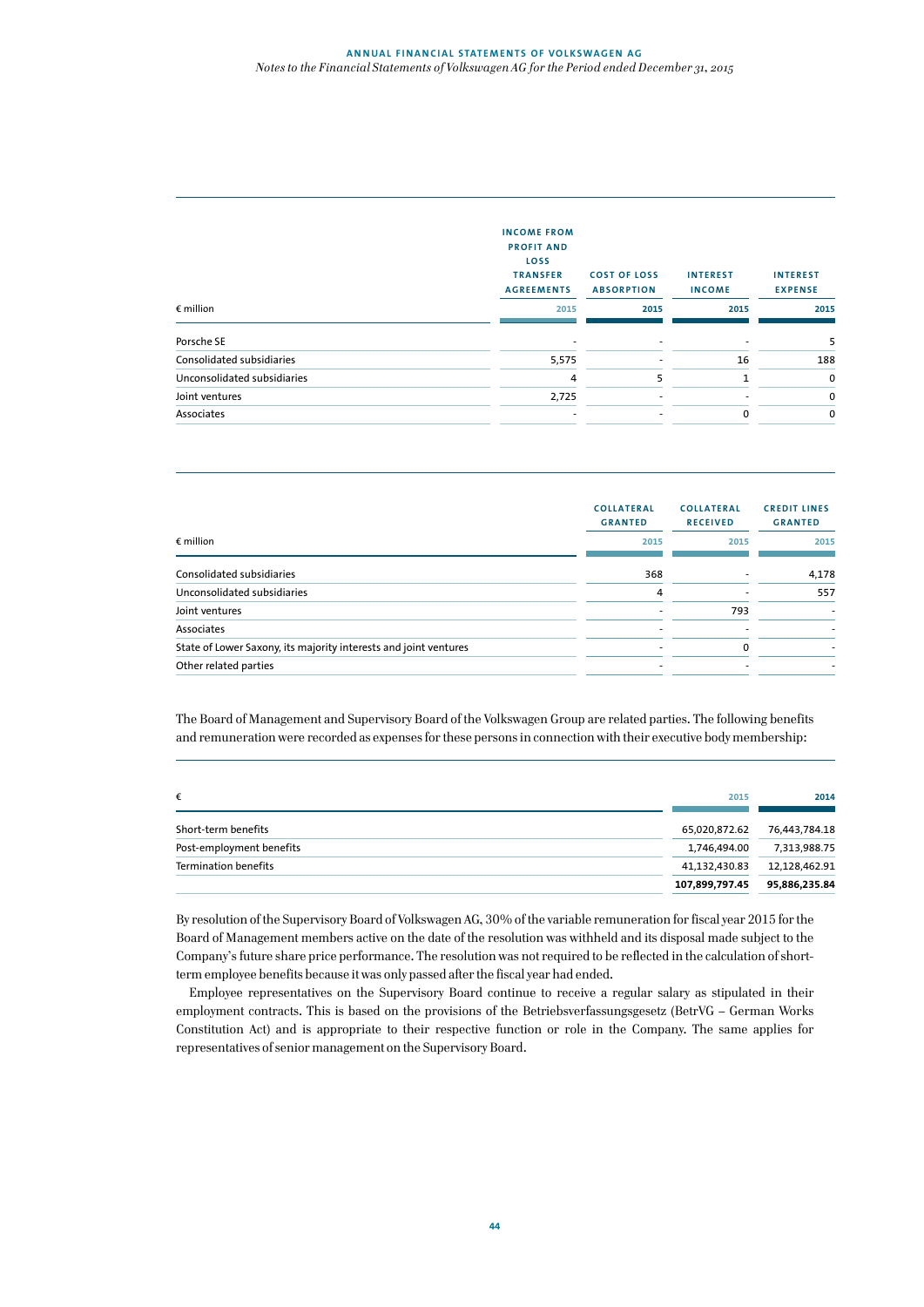| € million | INCOME FROM PROFIT AND LOSS TRANSFER AGREEMENTS | COST OF LOSS ABSORPTION | INTEREST INCOME | INTEREST EXPENSE |
|---|---|---|---|---|
| | 2015 | 2015 | 2015 | 2015 |
| Porsche SE | - | - | - | 5 |
| Consolidated subsidiaries | 5,575 | - | 16 | 188 |
| Unconsolidated subsidiaries | 4 | 5 | 1 | 0 |
| Joint ventures | 2,725 | - | - | 0 |
| Associates | - | - | 0 | 0 |

| € million | COLLATERAL GRANTED | COLLATERAL RECEIVED | CREDIT LINES GRANTED |
|---|---|---|---|
| | 2015 | 2015 | 2015 |
| Consolidated subsidiaries | 368 | - | 4,178 |
| Unconsolidated subsidiaries | 4 | - | 557 |
| Joint ventures | - | 793 | - |
| Associates | - | - | - |
| State of Lower Saxony, its majority interests and joint ventures | - | 0 | - |
| Other related parties | - | - | - |

The Board of Management and Supervisory Board of the Volkswagen Group are related parties. The following benefits and remuneration were recorded as expenses for these persons in connection with their executive body membership:

| € | 2015 | 2014 |
|---|---|---|
| Short-term benefits | 65,020,872.62 | 76,443,784.18 |
| Post-employment benefits | 1,746,494.00 | 7,313,988.75 |
| Termination benefits | 41,132,430.83 | 12,128,462.91 |
| | **107,899,797.45** | **95,886,235.84** |

By resolution of the Supervisory Board of Volkswagen AG, 30% of the variable remuneration for fiscal year 2015 for the Board of Management members active on the date of the resolution was withheld and its disposal made subject to the Company's future share price performance. The resolution was not required to be reflected in the calculation of short-term employee benefits because it was only passed after the fiscal year had ended.

Employee representatives on the Supervisory Board continue to receive a regular salary as stipulated in their employment contracts. This is based on the provisions of the Betriebsverfassungsgesetz (BetrVG – German Works Constitution Act) and is appropriate to their respective function or role in the Company. The same applies for representatives of senior management on the Supervisory Board.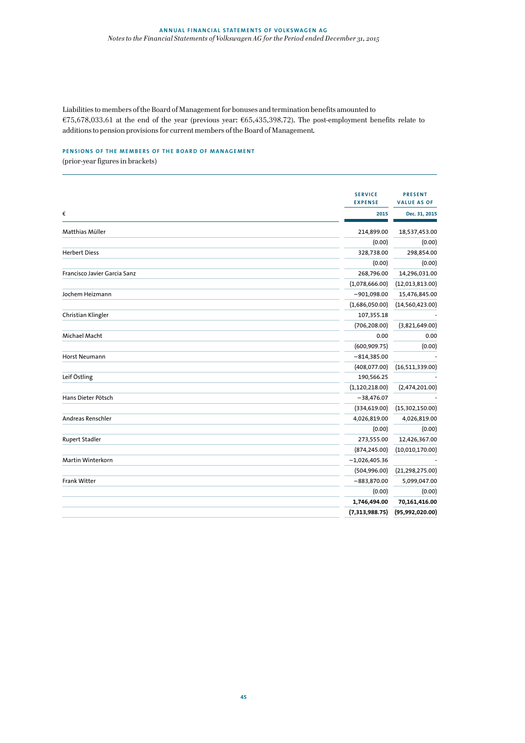Liabilities to members of the Board of Management for bonuses and termination benefits amounted to €75,678,033.61 at the end of the year (previous year: €65,435,398.72). The post-employment benefits relate to additions to pension provisions for current members of the Board of Management.

## PENSIONS OF THE MEMBERS OF THE BOARD OF MANAGEMENT

(prior-year figures in brackets)

| € | SERVICE EXPENSE 2015 | PRESENT VALUE AS OF Dec. 31, 2015 |
|---|---|---|
| Matthias Müller | 214,899.00 | 18,537,453.00 |
| | (0.00) | (0.00) |
| Herbert Diess | 328,738.00 | 298,854.00 |
| | (0.00) | (0.00) |
| Francisco Javier Garcia Sanz | 268,796.00 | 14,296,031.00 |
| | (1,078,666.00) | (12,013,813.00) |
| Jochem Heizmann | −901,098.00 | 15,476,845.00 |
| | (1,686,050.00) | (14,560,423.00) |
| Christian Klingler | 107,355.18 | - |
| | (706,208.00) | (3,821,649.00) |
| Michael Macht | 0.00 | 0.00 |
| | (600,909.75) | (0.00) |
| Horst Neumann | −814,385.00 | - |
| | (408,077.00) | (16,511,339.00) |
| Leif Östling | 190,566.25 | - |
| | (1,120,218.00) | (2,474,201.00) |
| Hans Dieter Pötsch | −38,476.07 | - |
| | (334,619.00) | (15,302,150.00) |
| Andreas Renschler | 4,026,819.00 | 4,026,819.00 |
| | (0.00) | (0.00) |
| Rupert Stadler | 273,555.00 | 12,426,367.00 |
| | (874,245.00) | (10,010,170.00) |
| Martin Winterkorn | −1,026,405.36 | - |
| | (504,996.00) | (21,298,275.00) |
| Frank Witter | −883,870.00 | 5,099,047.00 |
| | (0.00) | (0.00) |
| | **1,746,494.00** | **70,161,416.00** |
| | **(7,313,988.75)** | **(95,992,020.00)** |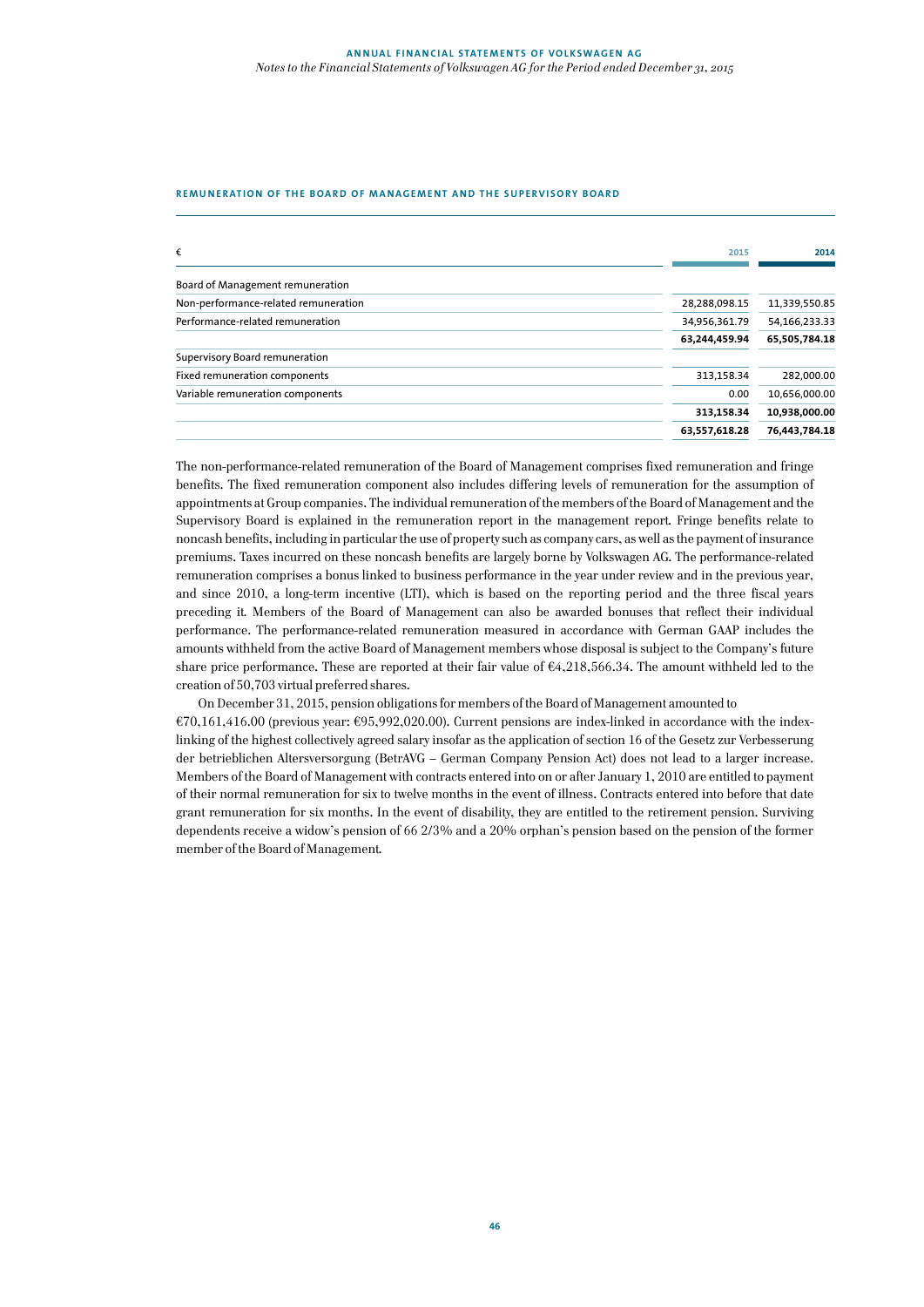## REMUNERATION OF THE BOARD OF MANAGEMENT AND THE SUPERVISORY BOARD

| € | 2015 | 2014 |
|---|---|---|
| Board of Management remuneration | | |
| Non-performance-related remuneration | 28,288,098.15 | 11,339,550.85 |
| Performance-related remuneration | 34,956,361.79 | 54,166,233.33 |
| | **63,244,459.94** | **65,505,784.18** |
| Supervisory Board remuneration | | |
| Fixed remuneration components | 313,158.34 | 282,000.00 |
| Variable remuneration components | 0.00 | 10,656,000.00 |
| | **313,158.34** | **10,938,000.00** |
| | **63,557,618.28** | **76,443,784.18** |

The non-performance-related remuneration of the Board of Management comprises fixed remuneration and fringe benefits. The fixed remuneration component also includes differing levels of remuneration for the assumption of appointments at Group companies. The individual remuneration of the members of the Board of Management and the Supervisory Board is explained in the remuneration report in the management report. Fringe benefits relate to noncash benefits, including in particular the use of property such as company cars, as well as the payment of insurance premiums. Taxes incurred on these noncash benefits are largely borne by Volkswagen AG. The performance-related remuneration comprises a bonus linked to business performance in the year under review and in the previous year, and since 2010, a long-term incentive (LTI), which is based on the reporting period and the three fiscal years preceding it. Members of the Board of Management can also be awarded bonuses that reflect their individual performance. The performance-related remuneration measured in accordance with German GAAP includes the amounts withheld from the active Board of Management members whose disposal is subject to the Company's future share price performance. These are reported at their fair value of €4,218,566.34. The amount withheld led to the creation of 50,703 virtual preferred shares.

On December 31, 2015, pension obligations for members of the Board of Management amounted to €70,161,416.00 (previous year: €95,992,020.00). Current pensions are index-linked in accordance with the index-linking of the highest collectively agreed salary insofar as the application of section 16 of the Gesetz zur Verbesserung der betrieblichen Altersversorgung (BetrAVG – German Company Pension Act) does not lead to a larger increase. Members of the Board of Management with contracts entered into on or after January 1, 2010 are entitled to payment of their normal remuneration for six to twelve months in the event of illness. Contracts entered into before that date grant remuneration for six months. In the event of disability, they are entitled to the retirement pension. Surviving dependents receive a widow's pension of 66 2/3% and a 20% orphan's pension based on the pension of the former member of the Board of Management.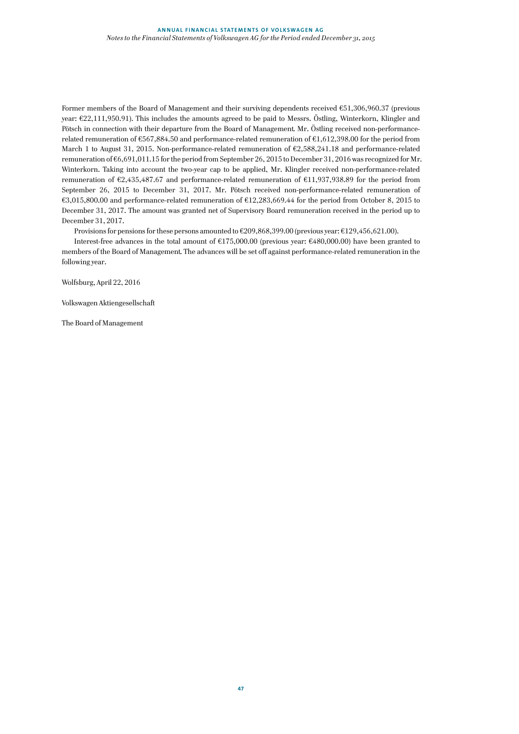Former members of the Board of Management and their surviving dependents received €51,306,960.37 (previous year: €22,111,950.91). This includes the amounts agreed to be paid to Messrs. Östling, Winterkorn, Klingler and Pötsch in connection with their departure from the Board of Management. Mr. Östling received non-performance-related remuneration of €567,884.50 and performance-related remuneration of €1,612,398.00 for the period from March 1 to August 31, 2015. Non-performance-related remuneration of €2,588,241.18 and performance-related remuneration of €6,691,011.15 for the period from September 26, 2015 to December 31, 2016 was recognized for Mr. Winterkorn. Taking into account the two-year cap to be applied, Mr. Klingler received non-performance-related remuneration of €2,435,487.67 and performance-related remuneration of €11,937,938.89 for the period from September 26, 2015 to December 31, 2017. Mr. Pötsch received non-performance-related remuneration of €3,015,800.00 and performance-related remuneration of €12,283,669.44 for the period from October 8, 2015 to December 31, 2017. The amount was granted net of Supervisory Board remuneration received in the period up to December 31, 2017.

Provisions for pensions for these persons amounted to €209,868,399.00 (previous year: €129,456,621.00).

Interest-free advances in the total amount of €175,000.00 (previous year: €480,000.00) have been granted to members of the Board of Management. The advances will be set off against performance-related remuneration in the following year.

Wolfsburg, April 22, 2016

Volkswagen Aktiengesellschaft

The Board of Management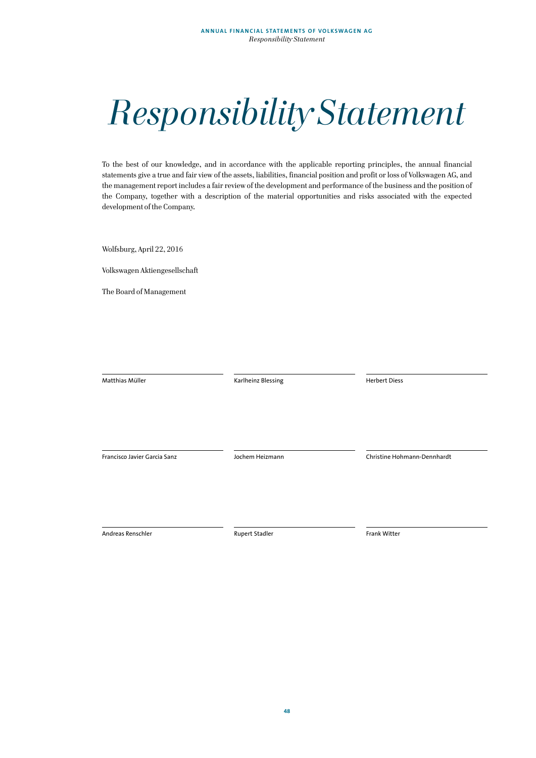# Responsibility Statement

To the best of our knowledge, and in accordance with the applicable reporting principles, the annual financial statements give a true and fair view of the assets, liabilities, financial position and profit or loss of Volkswagen AG, and the management report includes a fair review of the development and performance of the business and the position of the Company, together with a description of the material opportunities and risks associated with the expected development of the Company.

Wolfsburg, April 22, 2016

Volkswagen Aktiengesellschaft

The Board of Management

| | | |
|---|---|---|
| Matthias Müller | Karlheinz Blessing | Herbert Diess |
| Francisco Javier Garcia Sanz | Jochem Heizmann | Christine Hohmann-Dennhardt |
| Andreas Renschler | Rupert Stadler | Frank Witter |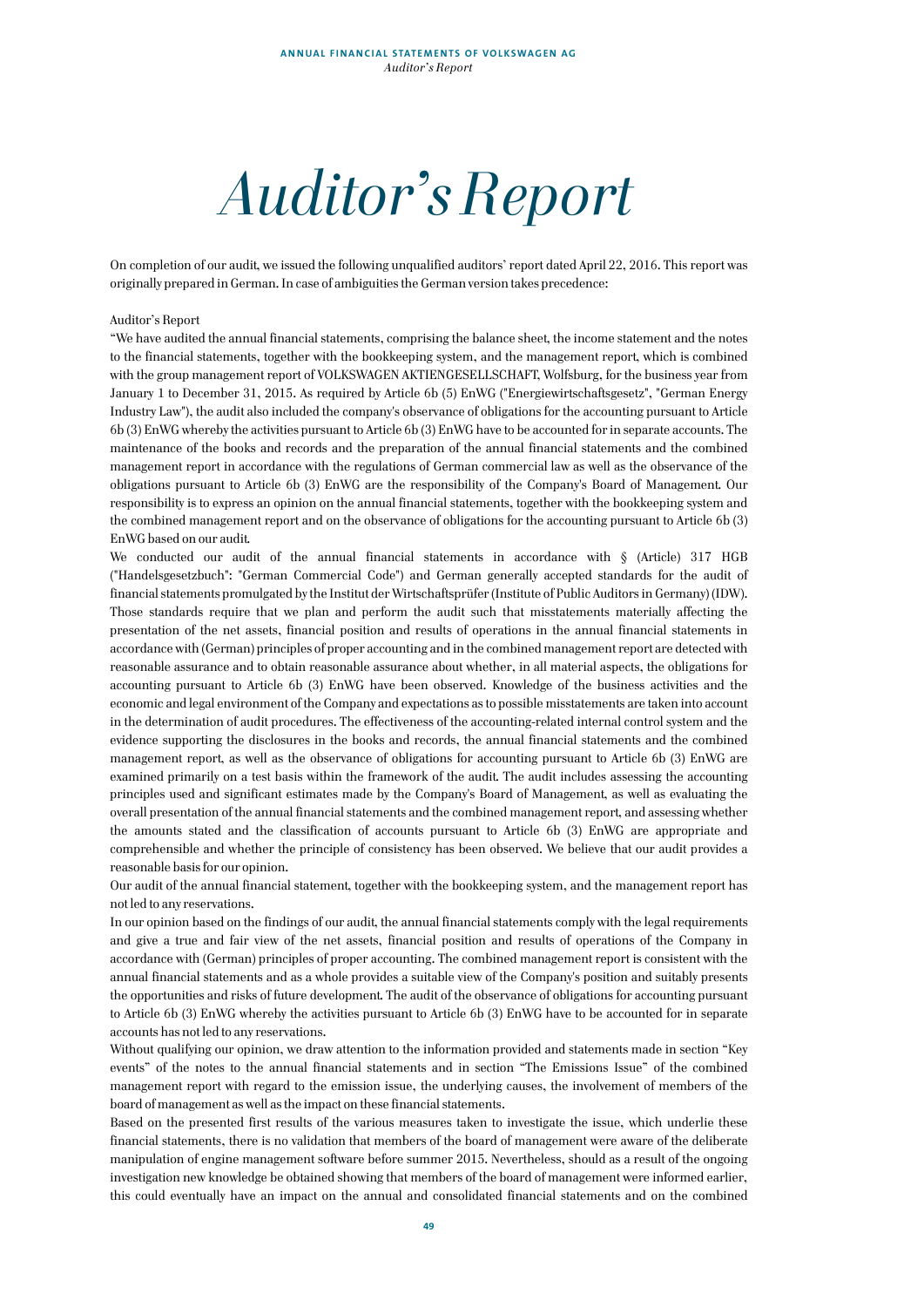# Auditor's Report

On completion of our audit, we issued the following unqualified auditors' report dated April 22, 2016. This report was originally prepared in German. In case of ambiguities the German version takes precedence:

Auditor's Report

"We have audited the annual financial statements, comprising the balance sheet, the income statement and the notes to the financial statements, together with the bookkeeping system, and the management report, which is combined with the group management report of VOLKSWAGEN AKTIENGESELLSCHAFT, Wolfsburg, for the business year from January 1 to December 31, 2015. As required by Article 6b (5) EnWG ("Energiewirtschaftsgesetz", "German Energy Industry Law"), the audit also included the company's observance of obligations for the accounting pursuant to Article 6b (3) EnWG whereby the activities pursuant to Article 6b (3) EnWG have to be accounted for in separate accounts. The maintenance of the books and records and the preparation of the annual financial statements and the combined management report in accordance with the regulations of German commercial law as well as the observance of the obligations pursuant to Article 6b (3) EnWG are the responsibility of the Company's Board of Management. Our responsibility is to express an opinion on the annual financial statements, together with the bookkeeping system and the combined management report and on the observance of obligations for the accounting pursuant to Article 6b (3) EnWG based on our audit.

We conducted our audit of the annual financial statements in accordance with § (Article) 317 HGB ("Handelsgesetzbuch": "German Commercial Code") and German generally accepted standards for the audit of financial statements promulgated by the Institut der Wirtschaftsprüfer (Institute of Public Auditors in Germany) (IDW). Those standards require that we plan and perform the audit such that misstatements materially affecting the presentation of the net assets, financial position and results of operations in the annual financial statements in accordance with (German) principles of proper accounting and in the combined management report are detected with reasonable assurance and to obtain reasonable assurance about whether, in all material aspects, the obligations for accounting pursuant to Article 6b (3) EnWG have been observed. Knowledge of the business activities and the economic and legal environment of the Company and expectations as to possible misstatements are taken into account in the determination of audit procedures. The effectiveness of the accounting-related internal control system and the evidence supporting the disclosures in the books and records, the annual financial statements and the combined management report, as well as the observance of obligations for accounting pursuant to Article 6b (3) EnWG are examined primarily on a test basis within the framework of the audit. The audit includes assessing the accounting principles used and significant estimates made by the Company's Board of Management, as well as evaluating the overall presentation of the annual financial statements and the combined management report, and assessing whether the amounts stated and the classification of accounts pursuant to Article 6b (3) EnWG are appropriate and comprehensible and whether the principle of consistency has been observed. We believe that our audit provides a reasonable basis for our opinion.

Our audit of the annual financial statement, together with the bookkeeping system, and the management report has not led to any reservations.

In our opinion based on the findings of our audit, the annual financial statements comply with the legal requirements and give a true and fair view of the net assets, financial position and results of operations of the Company in accordance with (German) principles of proper accounting. The combined management report is consistent with the annual financial statements and as a whole provides a suitable view of the Company's position and suitably presents the opportunities and risks of future development. The audit of the observance of obligations for accounting pursuant to Article 6b (3) EnWG whereby the activities pursuant to Article 6b (3) EnWG have to be accounted for in separate accounts has not led to any reservations.

Without qualifying our opinion, we draw attention to the information provided and statements made in section "Key events" of the notes to the annual financial statements and in section "The Emissions Issue" of the combined management report with regard to the emission issue, the underlying causes, the involvement of members of the board of management as well as the impact on these financial statements.

Based on the presented first results of the various measures taken to investigate the issue, which underlie these financial statements, there is no validation that members of the board of management were aware of the deliberate manipulation of engine management software before summer 2015. Nevertheless, should as a result of the ongoing investigation new knowledge be obtained showing that members of the board of management were informed earlier, this could eventually have an impact on the annual and consolidated financial statements and on the combined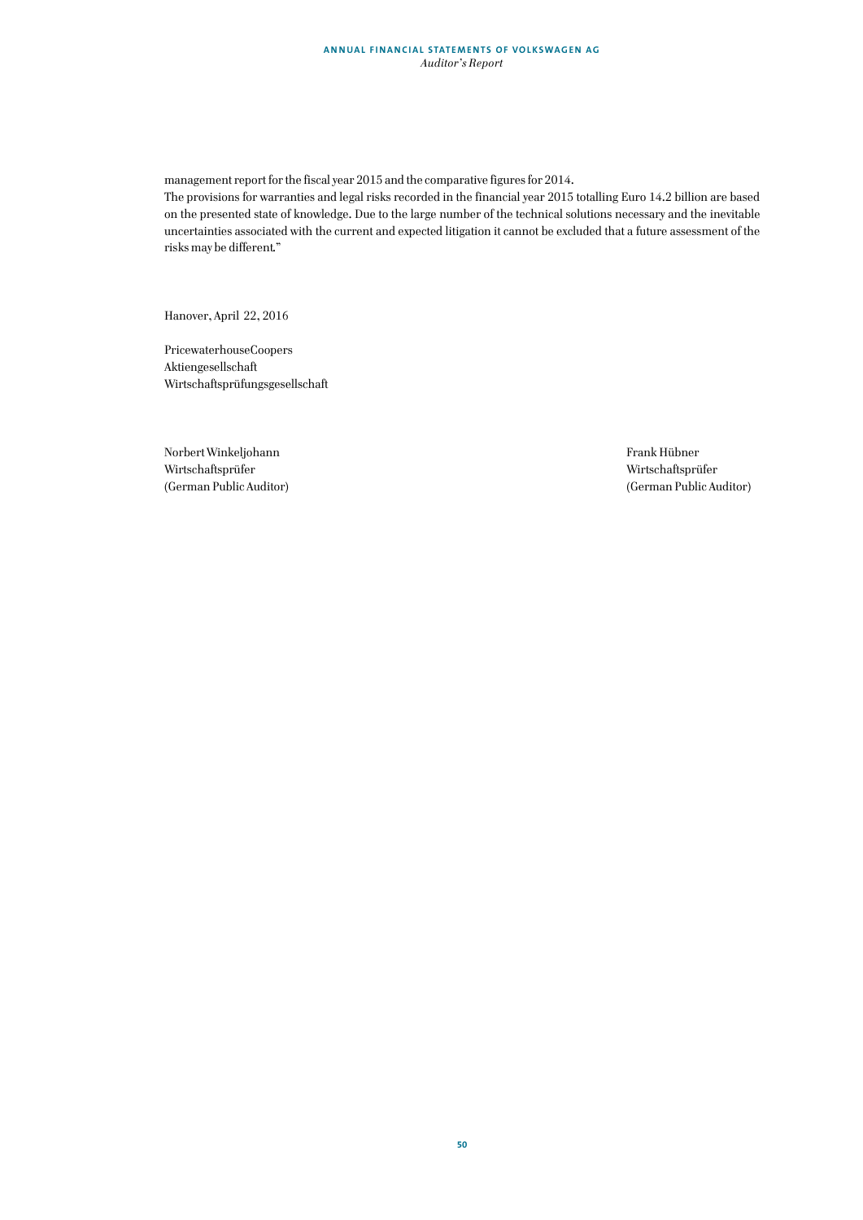management report for the fiscal year 2015 and the comparative figures for 2014.
The provisions for warranties and legal risks recorded in the financial year 2015 totalling Euro 14.2 billion are based on the presented state of knowledge. Due to the large number of the technical solutions necessary and the inevitable uncertainties associated with the current and expected litigation it cannot be excluded that a future assessment of the risks may be different."

Hanover, April 22, 2016

PricewaterhouseCoopers
Aktiengesellschaft
Wirtschaftsprüfungsgesellschaft

Norbert Winkeljohann
Wirtschaftsprüfer
(German Public Auditor)

Frank Hübner
Wirtschaftsprüfer
(German Public Auditor)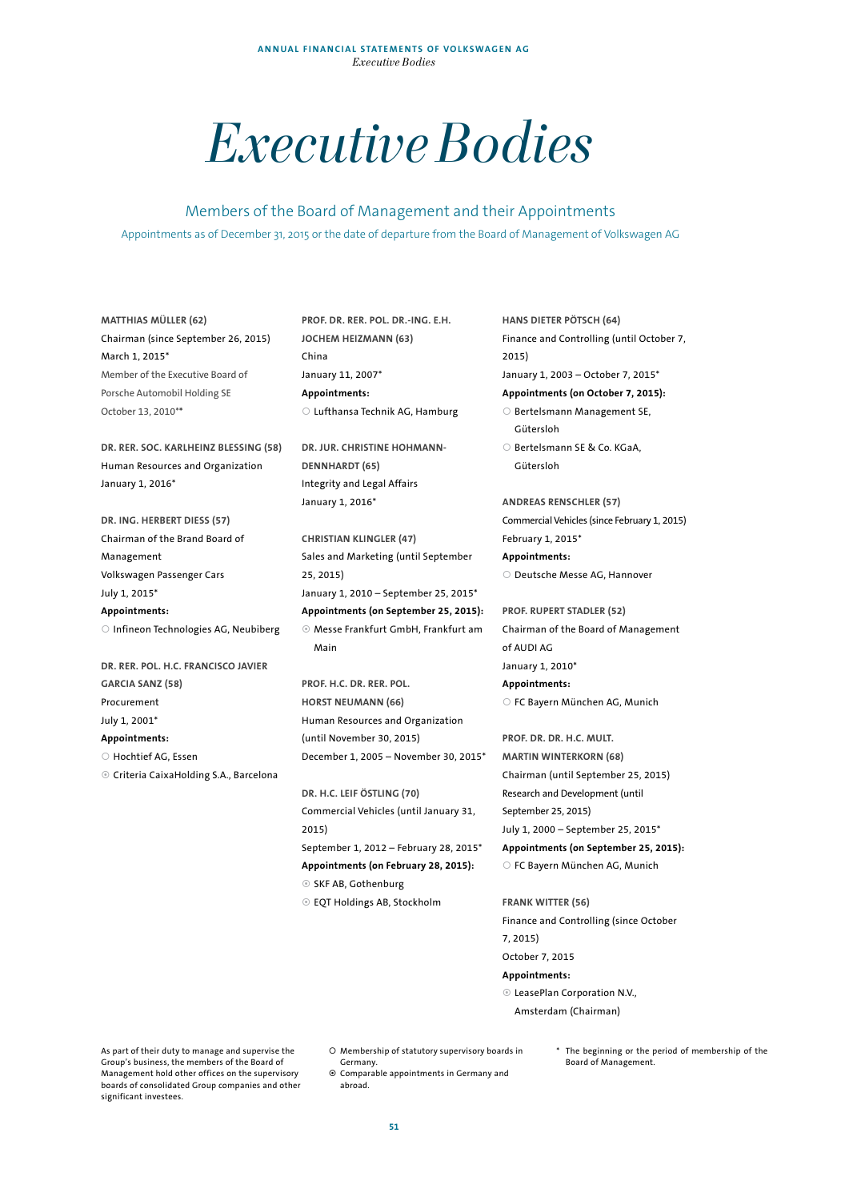# Executive Bodies

## Members of the Board of Management and their Appointments

Appointments as of December 31, 2015 or the date of departure from the Board of Management of Volkswagen AG

**MATTHIAS MÜLLER (62)**
Chairman (since September 26, 2015)
March 1, 2015*
Member of the Executive Board of Porsche Automobil Holding SE
October 13, 2010**

**DR. RER. SOC. KARLHEINZ BLESSING (58)**
Human Resources and Organization
January 1, 2016*

**DR. ING. HERBERT DIESS (57)**
Chairman of the Brand Board of Management
Volkswagen Passenger Cars
July 1, 2015*
**Appointments:**
○ Infineon Technologies AG, Neubiberg

**DR. RER. POL. H.C. FRANCISCO JAVIER GARCIA SANZ (58)**
Procurement
July 1, 2001*
**Appointments:**
○ Hochtief AG, Essen
⊙ Criteria CaixaHolding S.A., Barcelona

**PROF. DR. RER. POL. DR.-ING. E.H. JOCHEM HEIZMANN (63)**
China
January 11, 2007*
**Appointments:**
○ Lufthansa Technik AG, Hamburg

**DR. JUR. CHRISTINE HOHMANN-DENNHARDT (65)**
Integrity and Legal Affairs
January 1, 2016*

**CHRISTIAN KLINGLER (47)**
Sales and Marketing (until September 25, 2015)
January 1, 2010 – September 25, 2015*
**Appointments (on September 25, 2015):**
⊙ Messe Frankfurt GmbH, Frankfurt am Main

**PROF. H.C. DR. RER. POL. HORST NEUMANN (66)**
Human Resources and Organization (until November 30, 2015)
December 1, 2005 – November 30, 2015*

**DR. H.C. LEIF ÖSTLING (70)**
Commercial Vehicles (until January 31, 2015)
September 1, 2012 – February 28, 2015*
**Appointments (on February 28, 2015):**
⊙ SKF AB, Gothenburg
⊙ EQT Holdings AB, Stockholm

**HANS DIETER PÖTSCH (64)**
Finance and Controlling (until October 7, 2015)
January 1, 2003 – October 7, 2015*
**Appointments (on October 7, 2015):**
○ Bertelsmann Management SE, Gütersloh
○ Bertelsmann SE & Co. KGaA, Gütersloh

**ANDREAS RENSCHLER (57)**
Commercial Vehicles (since February 1, 2015)
February 1, 2015*
**Appointments:**
○ Deutsche Messe AG, Hannover

**PROF. RUPERT STADLER (52)**
Chairman of the Board of Management of AUDI AG
January 1, 2010*
**Appointments:**
○ FC Bayern München AG, Munich

**PROF. DR. DR. H.C. MULT. MARTIN WINTERKORN (68)**
Chairman (until September 25, 2015)
Research and Development (until September 25, 2015)
July 1, 2000 – September 25, 2015*
**Appointments (on September 25, 2015):**
○ FC Bayern München AG, Munich

**FRANK WITTER (56)**
Finance and Controlling (since October 7, 2015)
October 7, 2015
**Appointments:**
⊙ LeasePlan Corporation N.V., Amsterdam (Chairman)

As part of their duty to manage and supervise the Group's business, the members of the Board of Management hold other offices on the supervisory boards of consolidated Group companies and other significant investees.

○ Membership of statutory supervisory boards in Germany.
⊙ Comparable appointments in Germany and abroad.

* The beginning or the period of membership of the Board of Management.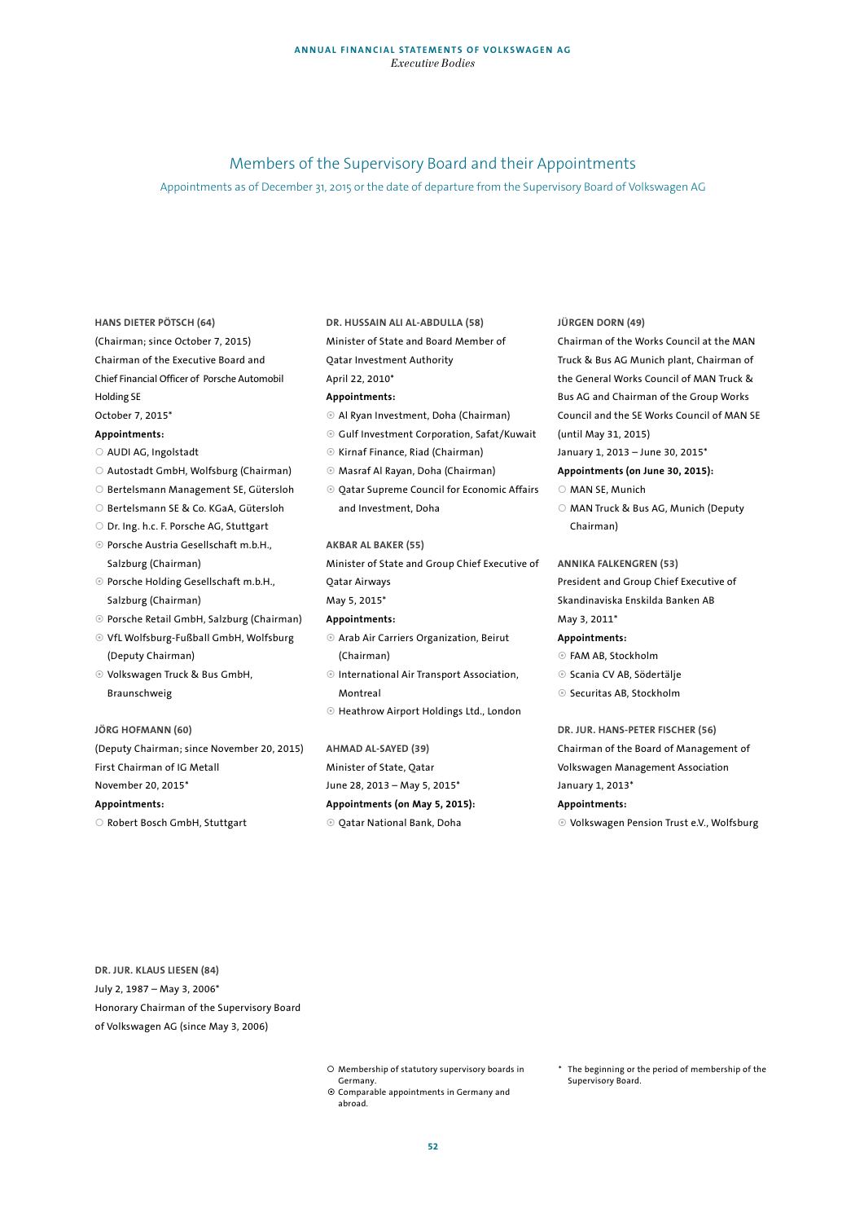## Members of the Supervisory Board and their Appointments

Appointments as of December 31, 2015 or the date of departure from the Supervisory Board of Volkswagen AG

**HANS DIETER PÖTSCH (64)**
(Chairman; since October 7, 2015)
Chairman of the Executive Board and Chief Financial Officer of Porsche Automobil Holding SE
October 7, 2015*
**Appointments:**
○ AUDI AG, Ingolstadt
○ Autostadt GmbH, Wolfsburg (Chairman)
○ Bertelsmann Management SE, Gütersloh
○ Bertelsmann SE & Co. KGaA, Gütersloh
○ Dr. Ing. h.c. F. Porsche AG, Stuttgart
⦿ Porsche Austria Gesellschaft m.b.H., Salzburg (Chairman)
⦿ Porsche Holding Gesellschaft m.b.H., Salzburg (Chairman)
⦿ Porsche Retail GmbH, Salzburg (Chairman)
⦿ VfL Wolfsburg-Fußball GmbH, Wolfsburg (Deputy Chairman)
⦿ Volkswagen Truck & Bus GmbH, Braunschweig

**JÖRG HOFMANN (60)**
(Deputy Chairman; since November 20, 2015)
First Chairman of IG Metall
November 20, 2015*
**Appointments:**
○ Robert Bosch GmbH, Stuttgart

**DR. HUSSAIN ALI AL-ABDULLA (58)**
Minister of State and Board Member of Qatar Investment Authority
April 22, 2010*
**Appointments:**
⦿ Al Ryan Investment, Doha (Chairman)
⦿ Gulf Investment Corporation, Safat/Kuwait
⦿ Kirnaf Finance, Riad (Chairman)
⦿ Masraf Al Rayan, Doha (Chairman)
⦿ Qatar Supreme Council for Economic Affairs and Investment, Doha

**AKBAR AL BAKER (55)**
Minister of State and Group Chief Executive of Qatar Airways
May 5, 2015*
**Appointments:**
⦿ Arab Air Carriers Organization, Beirut (Chairman)
⦿ International Air Transport Association, Montreal
⦿ Heathrow Airport Holdings Ltd., London

**AHMAD AL-SAYED (39)**
Minister of State, Qatar
June 28, 2013 – May 5, 2015*
**Appointments (on May 5, 2015):**
⦿ Qatar National Bank, Doha

**JÜRGEN DORN (49)**
Chairman of the Works Council at the MAN Truck & Bus AG Munich plant, Chairman of the General Works Council of MAN Truck & Bus AG and Chairman of the Group Works Council and the SE Works Council of MAN SE (until May 31, 2015)
January 1, 2013 – June 30, 2015*
**Appointments (on June 30, 2015):**
○ MAN SE, Munich
○ MAN Truck & Bus AG, Munich (Deputy Chairman)

**ANNIKA FALKENGREN (53)**
President and Group Chief Executive of Skandinaviska Enskilda Banken AB
May 3, 2011*
**Appointments:**
⦿ FAM AB, Stockholm
⦿ Scania CV AB, Södertälje
⦿ Securitas AB, Stockholm

**DR. JUR. HANS-PETER FISCHER (56)**
Chairman of the Board of Management of Volkswagen Management Association
January 1, 2013*
**Appointments:**
⦿ Volkswagen Pension Trust e.V., Wolfsburg

**DR. JUR. KLAUS LIESEN (84)**
July 2, 1987 – May 3, 2006*
Honorary Chairman of the Supervisory Board of Volkswagen AG (since May 3, 2006)

○ Membership of statutory supervisory boards in Germany.
⦿ Comparable appointments in Germany and abroad.

* The beginning or the period of membership of the Supervisory Board.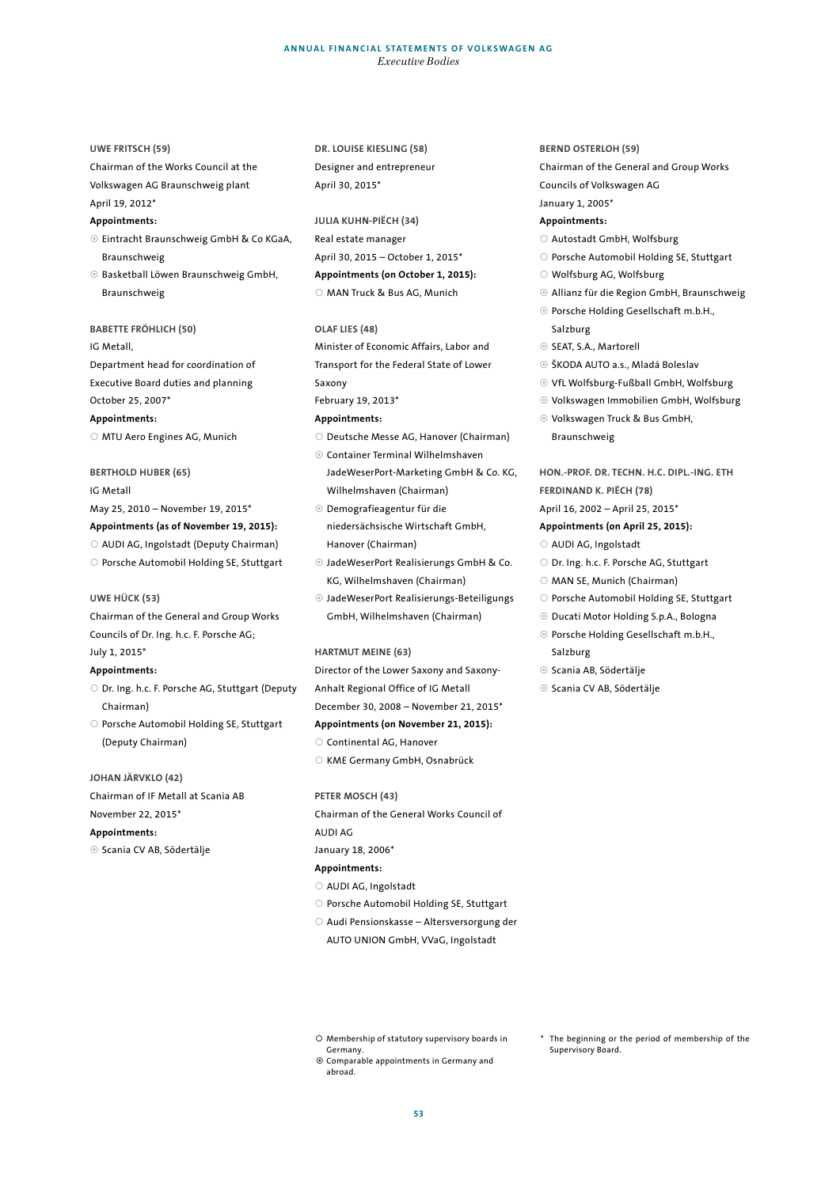**UWE FRITSCH (59)**
Chairman of the Works Council at the Volkswagen AG Braunschweig plant
April 19, 2012*
**Appointments:**
- ⦿ Eintracht Braunschweig GmbH & Co KGaA, Braunschweig
- ⦿ Basketball Löwen Braunschweig GmbH, Braunschweig

**BABETTE FRÖHLICH (50)**
IG Metall,
Department head for coordination of Executive Board duties and planning
October 25, 2007*
**Appointments:**
- ○ MTU Aero Engines AG, Munich

**BERTHOLD HUBER (65)**
IG Metall
May 25, 2010 – November 19, 2015*
**Appointments (as of November 19, 2015):**
- ○ AUDI AG, Ingolstadt (Deputy Chairman)
- ○ Porsche Automobil Holding SE, Stuttgart

**UWE HÜCK (53)**
Chairman of the General and Group Works Councils of Dr. Ing. h.c. F. Porsche AG;
July 1, 2015*
**Appointments:**
- ○ Dr. Ing. h.c. F. Porsche AG, Stuttgart (Deputy Chairman)
- ○ Porsche Automobil Holding SE, Stuttgart (Deputy Chairman)

**JOHAN JÄRVKLO (42)**
Chairman of IF Metall at Scania AB
November 22, 2015*
**Appointments:**
- ⦿ Scania CV AB, Södertälje

**DR. LOUISE KIESLING (58)**
Designer and entrepreneur
April 30, 2015*

**JULIA KUHN-PIËCH (34)**
Real estate manager
April 30, 2015 – October 1, 2015*
**Appointments (on October 1, 2015):**
- ○ MAN Truck & Bus AG, Munich

**OLAF LIES (48)**
Minister of Economic Affairs, Labor and Transport for the Federal State of Lower Saxony
February 19, 2013*
**Appointments:**
- ○ Deutsche Messe AG, Hanover (Chairman)
- ⦿ Container Terminal Wilhelmshaven JadeWeserPort-Marketing GmbH & Co. KG, Wilhelmshaven (Chairman)
- ⦿ Demografieagentur für die niedersächsische Wirtschaft GmbH, Hanover (Chairman)
- ⦿ JadeWeserPort Realisierungs GmbH & Co. KG, Wilhelmshaven (Chairman)
- ⦿ JadeWeserPort Realisierungs-Beteiligungs GmbH, Wilhelmshaven (Chairman)

**HARTMUT MEINE (63)**
Director of the Lower Saxony and Saxony-Anhalt Regional Office of IG Metall
December 30, 2008 – November 21, 2015*
**Appointments (on November 21, 2015):**
- ○ Continental AG, Hanover
- ○ KME Germany GmbH, Osnabrück

**PETER MOSCH (43)**
Chairman of the General Works Council of AUDI AG
January 18, 2006*
**Appointments:**
- ○ AUDI AG, Ingolstadt
- ○ Porsche Automobil Holding SE, Stuttgart
- ○ Audi Pensionskasse – Altersversorgung der AUTO UNION GmbH, VVaG, Ingolstadt

**BERND OSTERLOH (59)**
Chairman of the General and Group Works Councils of Volkswagen AG
January 1, 2005*
**Appointments:**
- ○ Autostadt GmbH, Wolfsburg
- ○ Porsche Automobil Holding SE, Stuttgart
- ○ Wolfsburg AG, Wolfsburg
- ⦿ Allianz für die Region GmbH, Braunschweig
- ⦿ Porsche Holding Gesellschaft m.b.H., Salzburg
- ⦿ SEAT, S.A., Martorell
- ⦿ ŠKODA AUTO a.s., Mladá Boleslav
- ⦿ VfL Wolfsburg-Fußball GmbH, Wolfsburg
- ⦿ Volkswagen Immobilien GmbH, Wolfsburg
- ⦿ Volkswagen Truck & Bus GmbH, Braunschweig

**HON.-PROF. DR. TECHN. H.C. DIPL.-ING. ETH FERDINAND K. PIËCH (78)**
April 16, 2002 – April 25, 2015*
**Appointments (on April 25, 2015):**
- ○ AUDI AG, Ingolstadt
- ○ Dr. Ing. h.c. F. Porsche AG, Stuttgart
- ○ MAN SE, Munich (Chairman)
- ○ Porsche Automobil Holding SE, Stuttgart
- ⦿ Ducati Motor Holding S.p.A., Bologna
- ⦿ Porsche Holding Gesellschaft m.b.H., Salzburg
- ⦿ Scania AB, Södertälje
- ⦿ Scania CV AB, Södertälje

○ Membership of statutory supervisory boards in Germany.
⦿ Comparable appointments in Germany and abroad.

* The beginning or the period of membership of the Supervisory Board.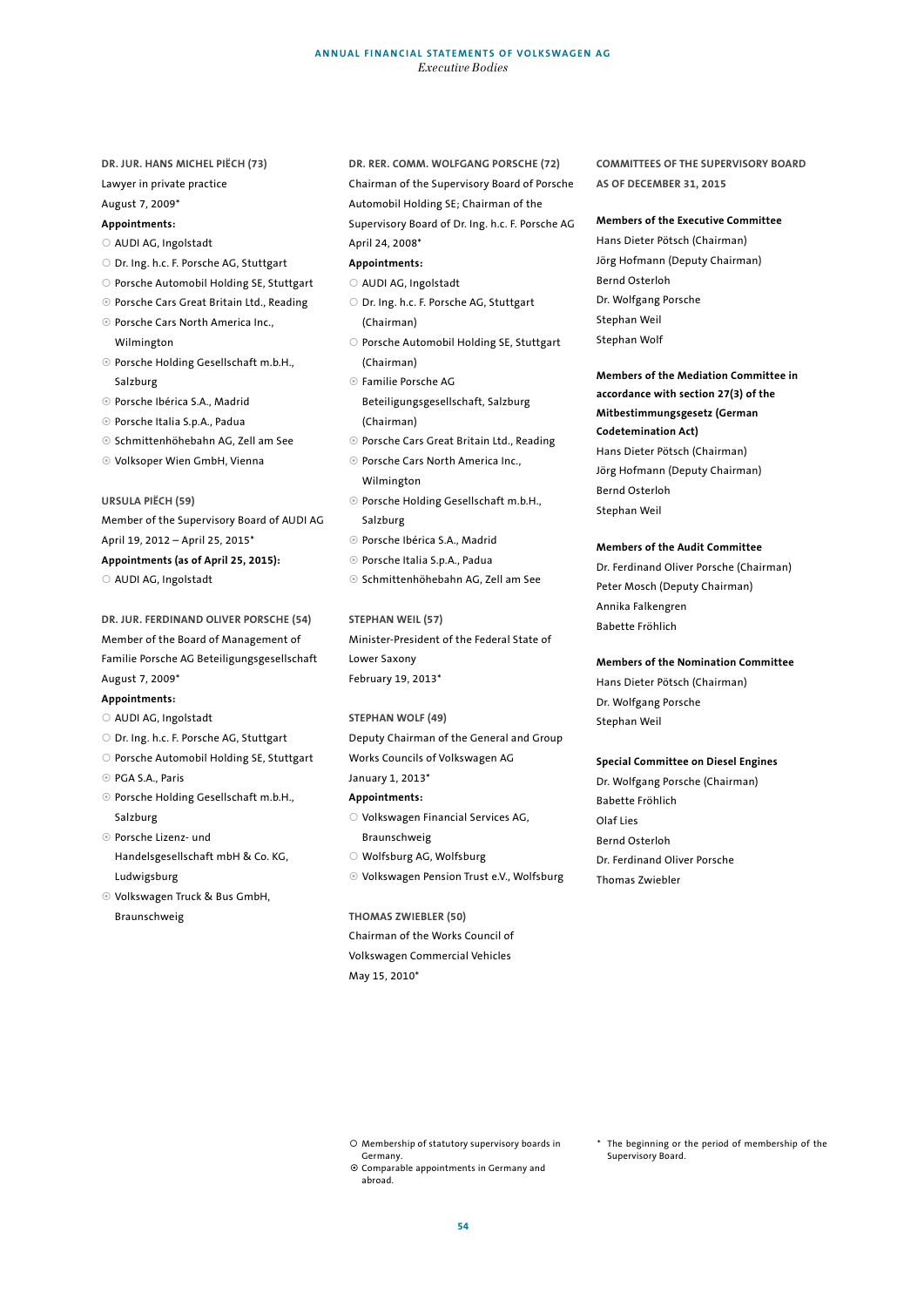**DR. JUR. HANS MICHEL PIËCH (73)**

Lawyer in private practice

August 7, 2009*

**Appointments:**

- ○ AUDI AG, Ingolstadt
- ○ Dr. Ing. h.c. F. Porsche AG, Stuttgart
- ○ Porsche Automobil Holding SE, Stuttgart
- ⊙ Porsche Cars Great Britain Ltd., Reading
- ⊙ Porsche Cars North America Inc., Wilmington
- ⊙ Porsche Holding Gesellschaft m.b.H., Salzburg
- ⊙ Porsche Ibérica S.A., Madrid
- ⊙ Porsche Italia S.p.A., Padua
- ⊙ Schmittenhöhebahn AG, Zell am See
- ⊙ Volksoper Wien GmbH, Vienna

**URSULA PIËCH (59)**

Member of the Supervisory Board of AUDI AG

April 19, 2012 – April 25, 2015*

**Appointments (as of April 25, 2015):**

- ○ AUDI AG, Ingolstadt

**DR. JUR. FERDINAND OLIVER PORSCHE (54)**

Member of the Board of Management of Familie Porsche AG Beteiligungsgesellschaft

August 7, 2009*

**Appointments:**

- ○ AUDI AG, Ingolstadt
- ○ Dr. Ing. h.c. F. Porsche AG, Stuttgart
- ○ Porsche Automobil Holding SE, Stuttgart
- ⊙ PGA S.A., Paris
- ⊙ Porsche Holding Gesellschaft m.b.H., Salzburg
- ⊙ Porsche Lizenz- und Handelsgesellschaft mbH & Co. KG, Ludwigsburg
- ⊙ Volkswagen Truck & Bus GmbH, Braunschweig

**DR. RER. COMM. WOLFGANG PORSCHE (72)**

Chairman of the Supervisory Board of Porsche Automobil Holding SE; Chairman of the Supervisory Board of Dr. Ing. h.c. F. Porsche AG

April 24, 2008*

**Appointments:**

- ○ AUDI AG, Ingolstadt
- ○ Dr. Ing. h.c. F. Porsche AG, Stuttgart (Chairman)
- ○ Porsche Automobil Holding SE, Stuttgart (Chairman)
- ⊙ Familie Porsche AG Beteiligungsgesellschaft, Salzburg (Chairman)
- ⊙ Porsche Cars Great Britain Ltd., Reading
- ⊙ Porsche Cars North America Inc., Wilmington
- ⊙ Porsche Holding Gesellschaft m.b.H., Salzburg
- ⊙ Porsche Ibérica S.A., Madrid
- ⊙ Porsche Italia S.p.A., Padua
- ⊙ Schmittenhöhebahn AG, Zell am See

**STEPHAN WEIL (57)**

Minister-President of the Federal State of Lower Saxony

February 19, 2013*

**STEPHAN WOLF (49)**

Deputy Chairman of the General and Group Works Councils of Volkswagen AG

January 1, 2013*

**Appointments:**

- ○ Volkswagen Financial Services AG, Braunschweig
- ○ Wolfsburg AG, Wolfsburg
- ⊙ Volkswagen Pension Trust e.V., Wolfsburg

**THOMAS ZWIEBLER (50)**

Chairman of the Works Council of Volkswagen Commercial Vehicles

May 15, 2010*

## COMMITTEES OF THE SUPERVISORY BOARD AS OF DECEMBER 31, 2015

**Members of the Executive Committee**

Hans Dieter Pötsch (Chairman)
Jörg Hofmann (Deputy Chairman)
Bernd Osterloh
Dr. Wolfgang Porsche
Stephan Weil
Stephan Wolf

**Members of the Mediation Committee in accordance with section 27(3) of the Mitbestimmungsgesetz (German Codetemination Act)**

Hans Dieter Pötsch (Chairman)
Jörg Hofmann (Deputy Chairman)
Bernd Osterloh
Stephan Weil

**Members of the Audit Committee**

Dr. Ferdinand Oliver Porsche (Chairman)
Peter Mosch (Deputy Chairman)
Annika Falkengren
Babette Fröhlich

**Members of the Nomination Committee**

Hans Dieter Pötsch (Chairman)
Dr. Wolfgang Porsche
Stephan Weil

**Special Committee on Diesel Engines**

Dr. Wolfgang Porsche (Chairman)
Babette Fröhlich
Olaf Lies
Bernd Osterloh
Dr. Ferdinand Oliver Porsche
Thomas Zwiebler

○ Membership of statutory supervisory boards in Germany.
⊙ Comparable appointments in Germany and abroad.

* The beginning or the period of membership of the Supervisory Board.